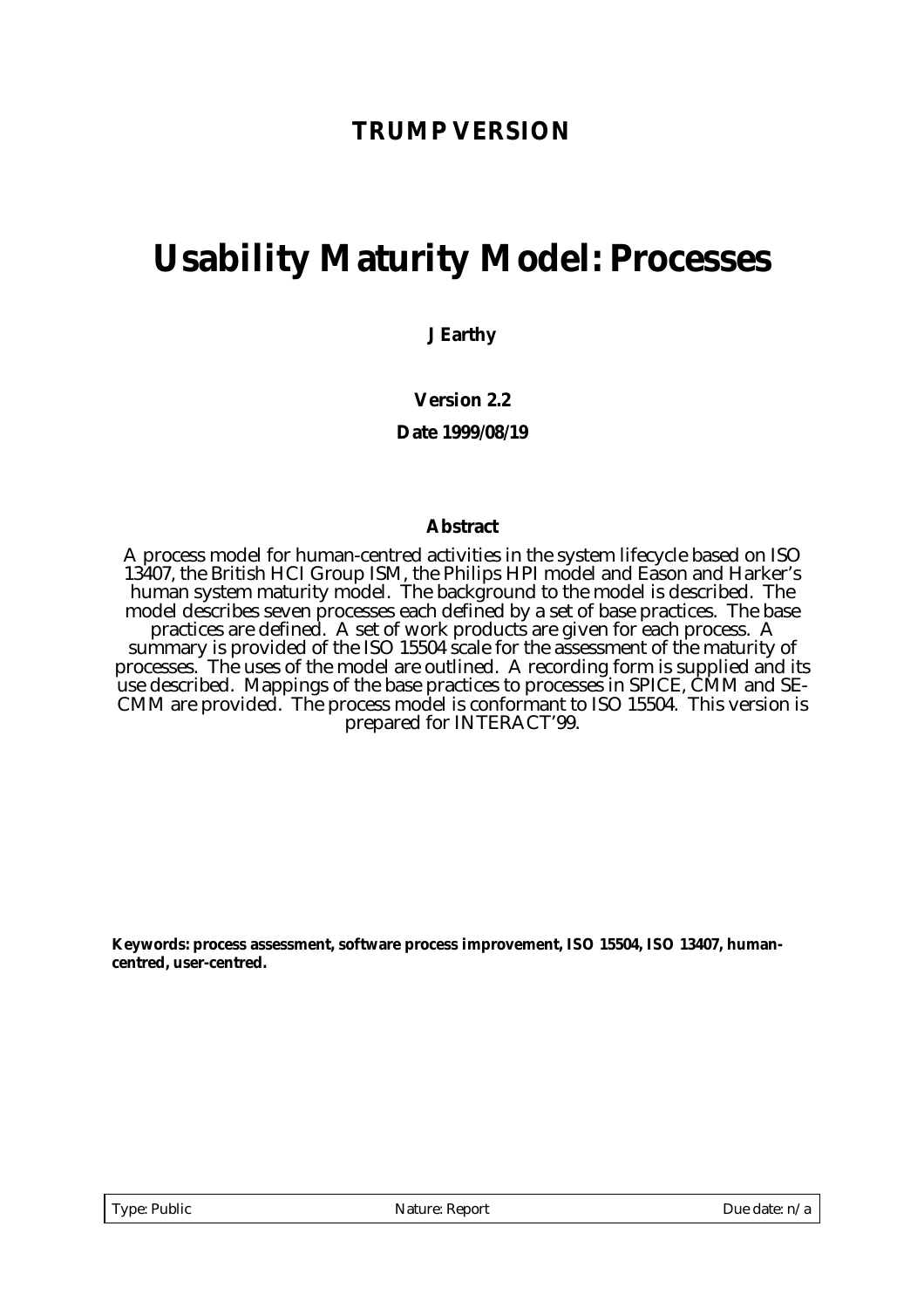**TRUMP VERSION**

# Usability Maturity Model: Processes

**J Earthy**

**Version 2.2**

**Date 1999/08/19**

**Abstract**

A process model for human-centred activities in the system lifecycle based on ISO 13407, the British HCI Group ISM, the Philips HPI model and Eason and Harker's human system maturity model. The background to the model is described. The model describes seven processes each defined by a set of base practices. The base practices are defined. A set of work products are given for each process. A summary is provided of the ISO 15504 scale for the assessment of the maturity of processes. The uses of the model are outlined. A recording form is supplied and its use described. Mappings of the base practices to processes in SPICE, CMM and SE-CMM are provided. The process model is conformant to ISO 15504. This version is prepared for INTERACT'99.

**Keywords: process assessment, software process improvement, ISO 15504, ISO 13407, human-centred, user-centred.**

| | | |
|---|---|---|
| Type: Public | Nature: Report | Due date: n/a |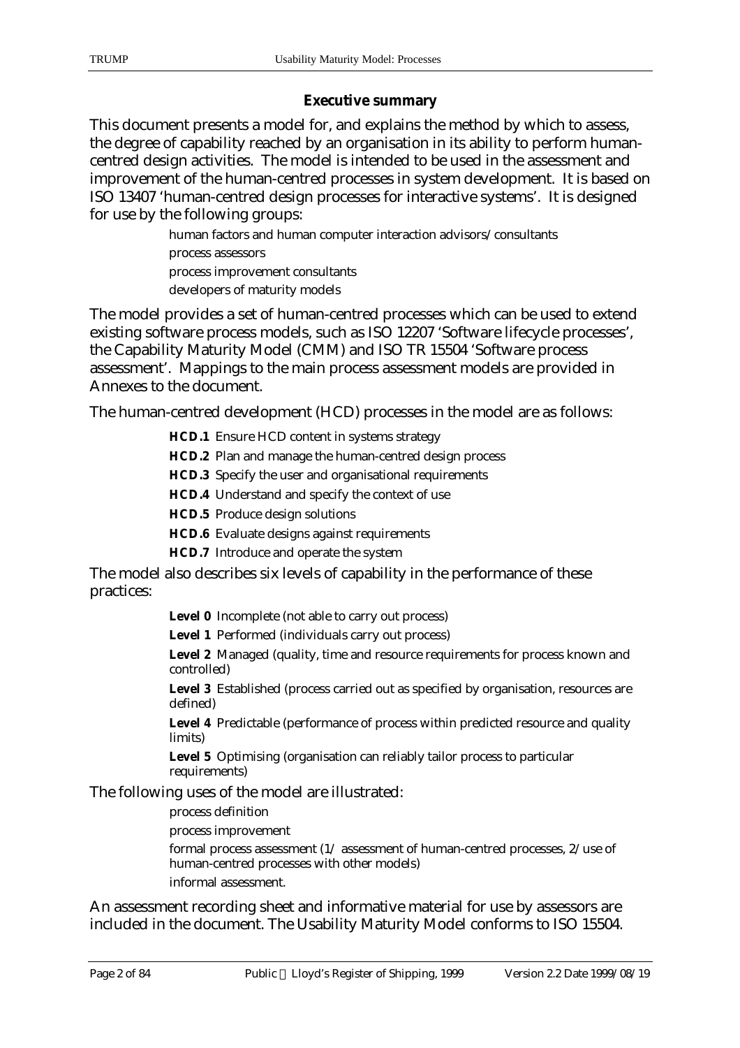## Executive summary

This document presents a model for, and explains the method by which to assess, the degree of capability reached by an organisation in its ability to perform human-centred design activities. The model is intended to be used in the assessment and improvement of the human-centred processes in system development. It is based on ISO 13407 'human-centred design processes for interactive systems'. It is designed for use by the following groups:

- human factors and human computer interaction advisors/consultants
- process assessors
- process improvement consultants
- developers of maturity models

The model provides a set of human-centred processes which can be used to extend existing software process models, such as ISO 12207 'Software lifecycle processes', the Capability Maturity Model (CMM) and ISO TR 15504 'Software process assessment'. Mappings to the main process assessment models are provided in Annexes to the document.

The human-centred development (HCD) processes in the model are as follows:

- **HCD.1** Ensure HCD content in systems strategy
- **HCD.2** Plan and manage the human-centred design process
- **HCD.3** Specify the user and organisational requirements
- **HCD.4** Understand and specify the context of use
- **HCD.5** Produce design solutions
- **HCD.6** Evaluate designs against requirements
- **HCD.7** Introduce and operate the system

The model also describes six levels of capability in the performance of these practices:

- **Level 0** Incomplete (not able to carry out process)
- **Level 1** Performed (individuals carry out process)
- **Level 2** Managed (quality, time and resource requirements for process known and controlled)
- **Level 3** Established (process carried out as specified by organisation, resources are defined)
- **Level 4** Predictable (performance of process within predicted resource and quality limits)
- **Level 5** Optimising (organisation can reliably tailor process to particular requirements)

The following uses of the model are illustrated:

- process definition
- process improvement
- formal process assessment (1/ assessment of human-centred processes, 2/use of human-centred processes with other models)
- informal assessment.

An assessment recording sheet and informative material for use by assessors are included in the document. The Usability Maturity Model conforms to ISO 15504.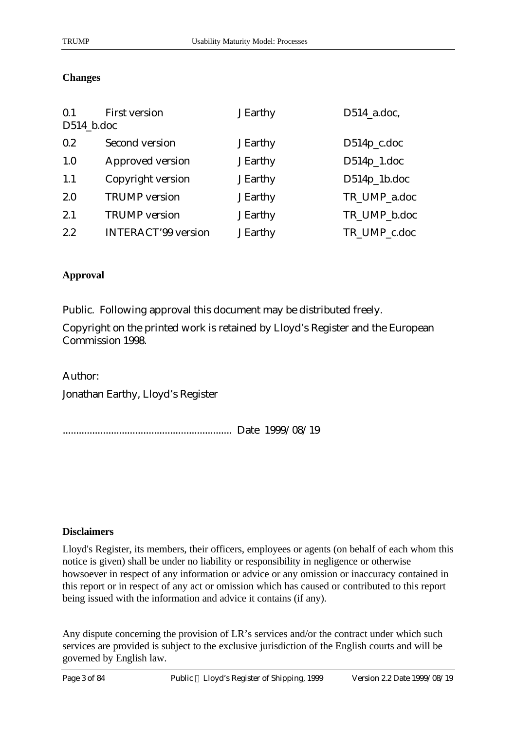**Changes**

| | | | |
|---|---|---|---|
| 0.1 | First version | J Earthy | D514_a.doc, D514_b.doc |
| 0.2 | Second version | J Earthy | D514p_c.doc |
| 1.0 | Approved version | J Earthy | D514p_1.doc |
| 1.1 | Copyright version | J Earthy | D514p_1b.doc |
| 2.0 | TRUMP version | J Earthy | TR_UMP_a.doc |
| 2.1 | TRUMP version | J Earthy | TR_UMP_b.doc |
| 2.2 | INTERACT'99 version | J Earthy | TR_UMP_c.doc |

**Approval**

Public. Following approval this document may be distributed freely.

Copyright on the printed work is retained by Lloyd's Register and the European Commission 1998.

Author:

Jonathan Earthy, Lloyd's Register

............................................................. Date 1999/08/19

**Disclaimers**

Lloyd's Register, its members, their officers, employees or agents (on behalf of each whom this notice is given) shall be under no liability or responsibility in negligence or otherwise howsoever in respect of any information or advice or any omission or inaccuracy contained in this report or in respect of any act or omission which has caused or contributed to this report being issued with the information and advice it contains (if any).

Any dispute concerning the provision of LR's services and/or the contract under which such services are provided is subject to the exclusive jurisdiction of the English courts and will be governed by English law.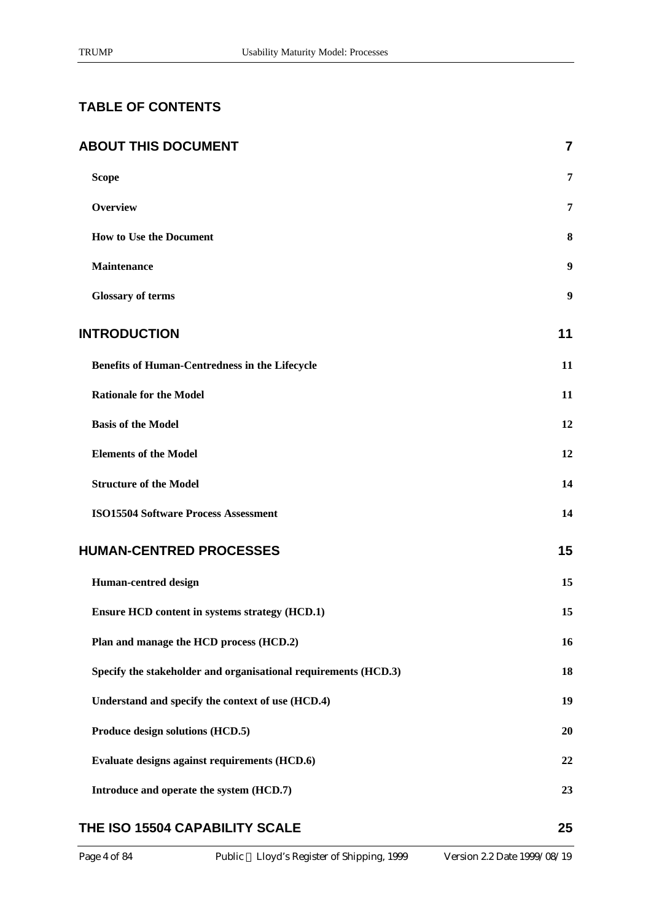## TABLE OF CONTENTS

| | |
|---|---|
| **ABOUT THIS DOCUMENT** | **7** |
| **Scope** | **7** |
| **Overview** | **7** |
| **How to Use the Document** | **8** |
| **Maintenance** | **9** |
| **Glossary of terms** | **9** |
| **INTRODUCTION** | **11** |
| **Benefits of Human-Centredness in the Lifecycle** | **11** |
| **Rationale for the Model** | **11** |
| **Basis of the Model** | **12** |
| **Elements of the Model** | **12** |
| **Structure of the Model** | **14** |
| **ISO15504 Software Process Assessment** | **14** |
| **HUMAN-CENTRED PROCESSES** | **15** |
| **Human-centred design** | **15** |
| **Ensure HCD content in systems strategy (HCD.1)** | **15** |
| **Plan and manage the HCD process (HCD.2)** | **16** |
| **Specify the stakeholder and organisational requirements (HCD.3)** | **18** |
| **Understand and specify the context of use (HCD.4)** | **19** |
| **Produce design solutions (HCD.5)** | **20** |
| **Evaluate designs against requirements (HCD.6)** | **22** |
| **Introduce and operate the system (HCD.7)** | **23** |
| **THE ISO 15504 CAPABILITY SCALE** | **25** |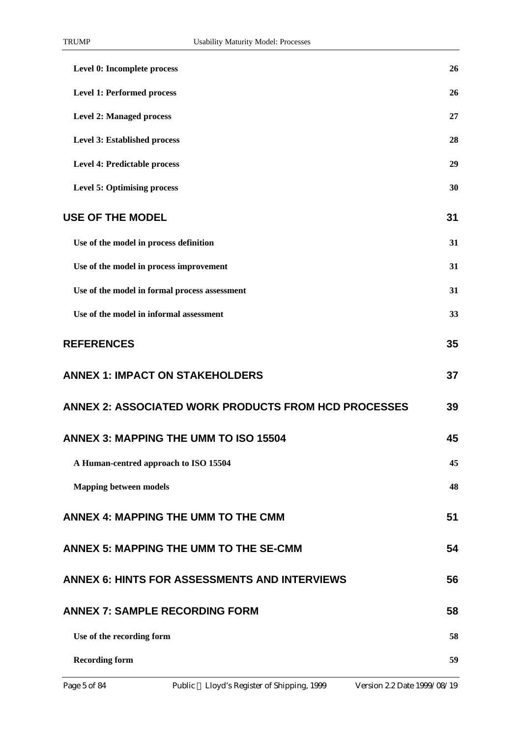| | |
|---|---|
| **Level 0: Incomplete process** | **26** |
| **Level 1: Performed process** | **26** |
| **Level 2: Managed process** | **27** |
| **Level 3: Established process** | **28** |
| **Level 4: Predictable process** | **29** |
| **Level 5: Optimising process** | **30** |
| **USE OF THE MODEL** | **31** |
| **Use of the model in process definition** | **31** |
| **Use of the model in process improvement** | **31** |
| **Use of the model in formal process assessment** | **31** |
| **Use of the model in informal assessment** | **33** |
| **REFERENCES** | **35** |
| **ANNEX 1: IMPACT ON STAKEHOLDERS** | **37** |
| **ANNEX 2: ASSOCIATED WORK PRODUCTS FROM HCD PROCESSES** | **39** |
| **ANNEX 3: MAPPING THE UMM TO ISO 15504** | **45** |
| **A Human-centred approach to ISO 15504** | **45** |
| **Mapping between models** | **48** |
| **ANNEX 4: MAPPING THE UMM TO THE CMM** | **51** |
| **ANNEX 5: MAPPING THE UMM TO THE SE-CMM** | **54** |
| **ANNEX 6: HINTS FOR ASSESSMENTS AND INTERVIEWS** | **56** |
| **ANNEX 7: SAMPLE RECORDING FORM** | **58** |
| **Use of the recording form** | **58** |
| **Recording form** | **59** |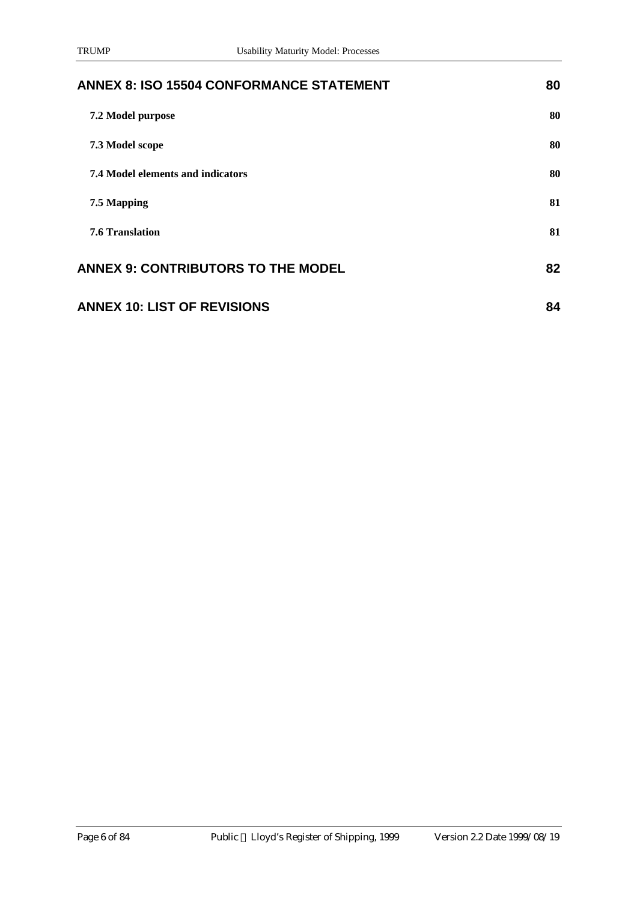**ANNEX 8: ISO 15504 CONFORMANCE STATEMENT** 80

- **7.2 Model purpose** 80
- **7.3 Model scope** 80
- **7.4 Model elements and indicators** 80
- **7.5 Mapping** 81
- **7.6 Translation** 81

**ANNEX 9: CONTRIBUTORS TO THE MODEL** 82

**ANNEX 10: LIST OF REVISIONS** 84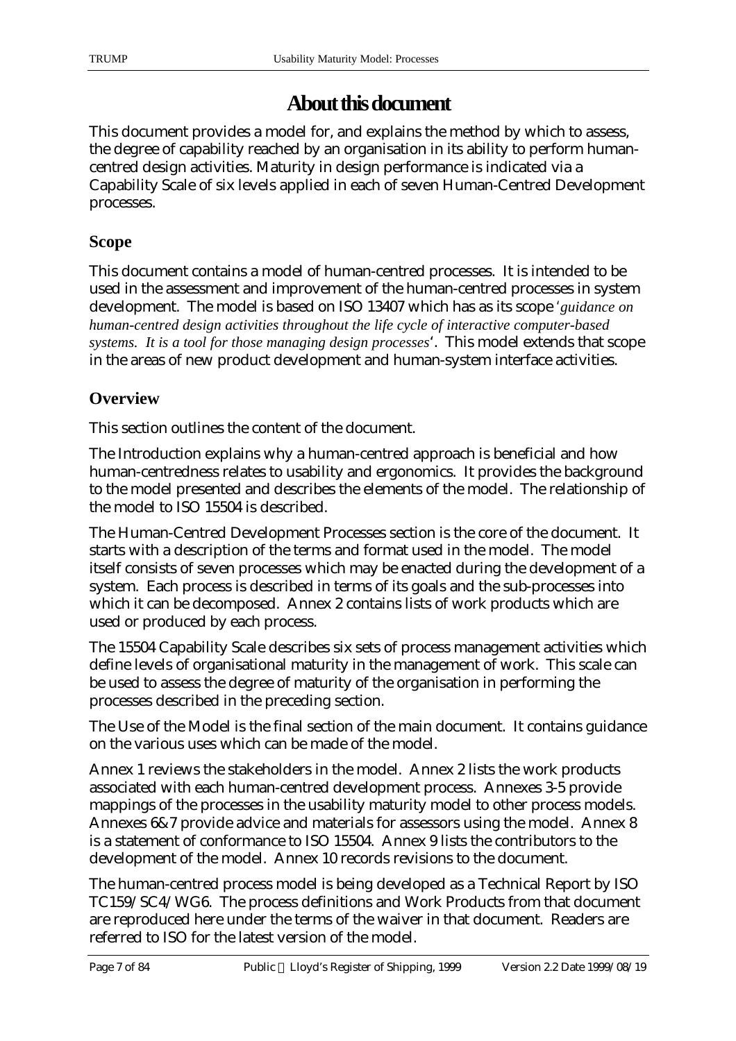# About this document

This document provides a model for, and explains the method by which to assess, the degree of capability reached by an organisation in its ability to perform human-centred design activities. Maturity in design performance is indicated via a Capability Scale of six levels applied in each of seven Human-Centred Development processes.

## Scope

This document contains a model of human-centred processes. It is intended to be used in the assessment and improvement of the human-centred processes in system development. The model is based on ISO 13407 which has as its scope '*guidance on human-centred design activities throughout the life cycle of interactive computer-based systems. It is a tool for those managing design processes*'. This model extends that scope in the areas of new product development and human-system interface activities.

## Overview

This section outlines the content of the document.

The Introduction explains why a human-centred approach is beneficial and how human-centredness relates to usability and ergonomics. It provides the background to the model presented and describes the elements of the model. The relationship of the model to ISO 15504 is described.

The Human-Centred Development Processes section is the core of the document. It starts with a description of the terms and format used in the model. The model itself consists of seven processes which may be enacted during the development of a system. Each process is described in terms of its goals and the sub-processes into which it can be decomposed. Annex 2 contains lists of work products which are used or produced by each process.

The 15504 Capability Scale describes six sets of process management activities which define levels of organisational maturity in the management of work. This scale can be used to assess the degree of maturity of the organisation in performing the processes described in the preceding section.

The Use of the Model is the final section of the main document. It contains guidance on the various uses which can be made of the model.

Annex 1 reviews the stakeholders in the model. Annex 2 lists the work products associated with each human-centred development process. Annexes 3-5 provide mappings of the processes in the usability maturity model to other process models. Annexes 6&7 provide advice and materials for assessors using the model. Annex 8 is a statement of conformance to ISO 15504. Annex 9 lists the contributors to the development of the model. Annex 10 records revisions to the document.

The human-centred process model is being developed as a Technical Report by ISO TC159/SC4/WG6. The process definitions and Work Products from that document are reproduced here under the terms of the waiver in that document. Readers are referred to ISO for the latest version of the model.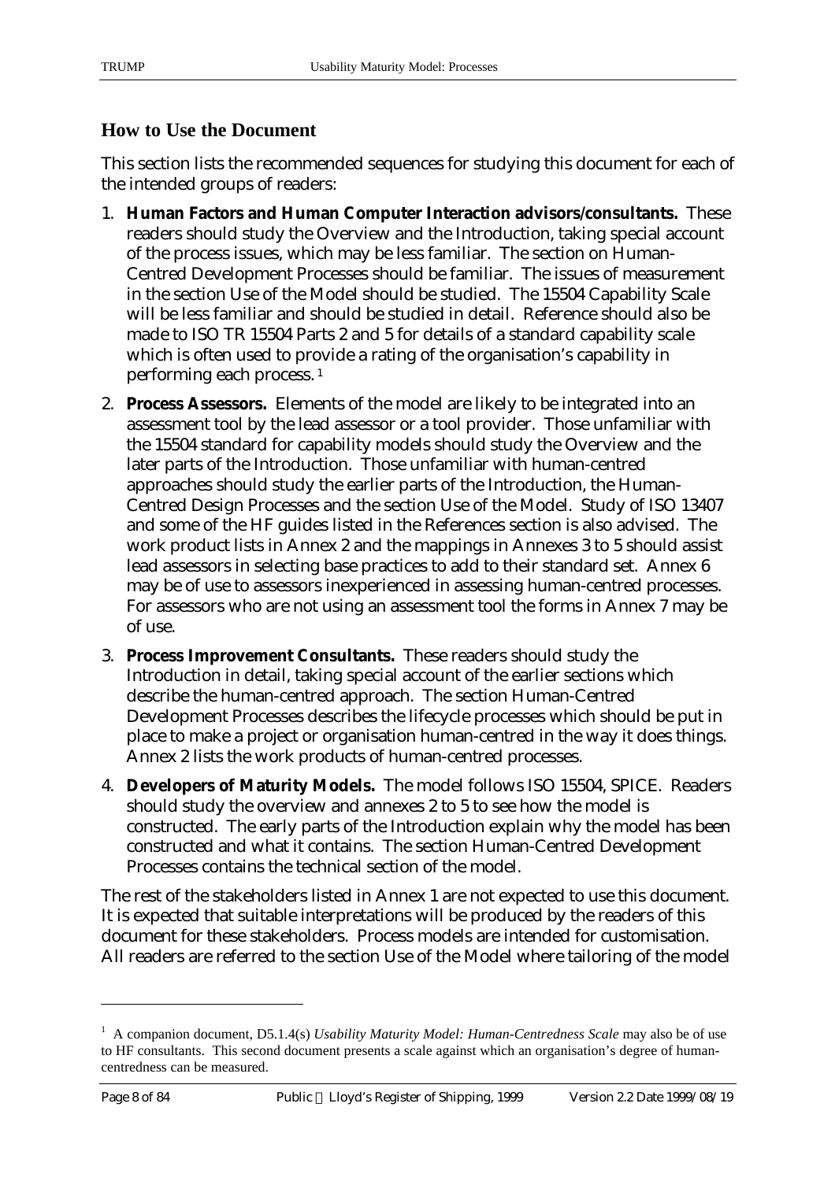## How to Use the Document

This section lists the recommended sequences for studying this document for each of the intended groups of readers:

1. **Human Factors and Human Computer Interaction advisors/consultants.** These readers should study the Overview and the Introduction, taking special account of the process issues, which may be less familiar. The section on Human-Centred Development Processes should be familiar. The issues of measurement in the section Use of the Model should be studied. The 15504 Capability Scale will be less familiar and should be studied in detail. Reference should also be made to ISO TR 15504 Parts 2 and 5 for details of a standard capability scale which is often used to provide a rating of the organisation's capability in performing each process. [1]
2. **Process Assessors.** Elements of the model are likely to be integrated into an assessment tool by the lead assessor or a tool provider. Those unfamiliar with the 15504 standard for capability models should study the Overview and the later parts of the Introduction. Those unfamiliar with human-centred approaches should study the earlier parts of the Introduction, the Human-Centred Design Processes and the section Use of the Model. Study of ISO 13407 and some of the HF guides listed in the References section is also advised. The work product lists in Annex 2 and the mappings in Annexes 3 to 5 should assist lead assessors in selecting base practices to add to their standard set. Annex 6 may be of use to assessors inexperienced in assessing human-centred processes. For assessors who are not using an assessment tool the forms in Annex 7 may be of use.
3. **Process Improvement Consultants.** These readers should study the Introduction in detail, taking special account of the earlier sections which describe the human-centred approach. The section Human-Centred Development Processes describes the lifecycle processes which should be put in place to make a project or organisation human-centred in the way it does things. Annex 2 lists the work products of human-centred processes.
4. **Developers of Maturity Models.** The model follows ISO 15504, SPICE. Readers should study the overview and annexes 2 to 5 to see how the model is constructed. The early parts of the Introduction explain why the model has been constructed and what it contains. The section Human-Centred Development Processes contains the technical section of the model.

The rest of the stakeholders listed in Annex 1 are not expected to use this document. It is expected that suitable interpretations will be produced by the readers of this document for these stakeholders. Process models are intended for customisation. All readers are referred to the section Use of the Model where tailoring of the model

[1] A companion document, D5.1.4(s) *Usability Maturity Model: Human-Centredness Scale* may also be of use to HF consultants. This second document presents a scale against which an organisation's degree of human-centredness can be measured.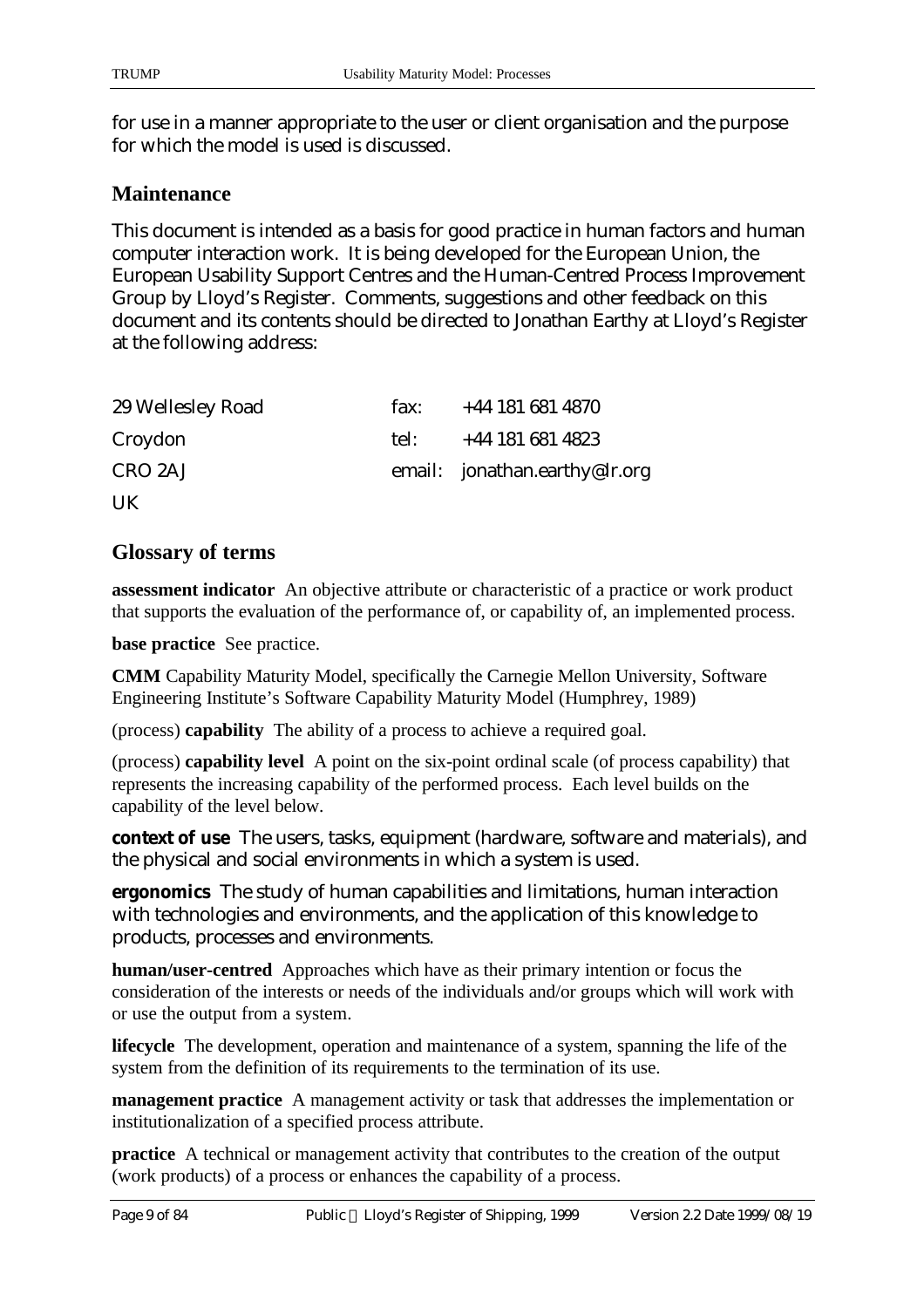for use in a manner appropriate to the user or client organisation and the purpose for which the model is used is discussed.

## Maintenance

This document is intended as a basis for good practice in human factors and human computer interaction work. It is being developed for the European Union, the European Usability Support Centres and the Human-Centred Process Improvement Group by Lloyd's Register. Comments, suggestions and other feedback on this document and its contents should be directed to Jonathan Earthy at Lloyd's Register at the following address:

| | | |
|---|---|---|
| 29 Wellesley Road | fax: | +44 181 681 4870 |
| Croydon | tel: | +44 181 681 4823 |
| CRO 2AJ | email: | jonathan.earthy@lr.org |
| UK | | |

## Glossary of terms

**assessment indicator** An objective attribute or characteristic of a practice or work product that supports the evaluation of the performance of, or capability of, an implemented process.

**base practice** See practice.

**CMM** Capability Maturity Model, specifically the Carnegie Mellon University, Software Engineering Institute's Software Capability Maturity Model (Humphrey, 1989)

(process) **capability** The ability of a process to achieve a required goal.

(process) **capability level** A point on the six-point ordinal scale (of process capability) that represents the increasing capability of the performed process. Each level builds on the capability of the level below.

**context of use** The users, tasks, equipment (hardware, software and materials), and the physical and social environments in which a system is used.

**ergonomics** The study of human capabilities and limitations, human interaction with technologies and environments, and the application of this knowledge to products, processes and environments.

**human/user-centred** Approaches which have as their primary intention or focus the consideration of the interests or needs of the individuals and/or groups which will work with or use the output from a system.

**lifecycle** The development, operation and maintenance of a system, spanning the life of the system from the definition of its requirements to the termination of its use.

**management practice** A management activity or task that addresses the implementation or institutionalization of a specified process attribute.

**practice** A technical or management activity that contributes to the creation of the output (work products) of a process or enhances the capability of a process.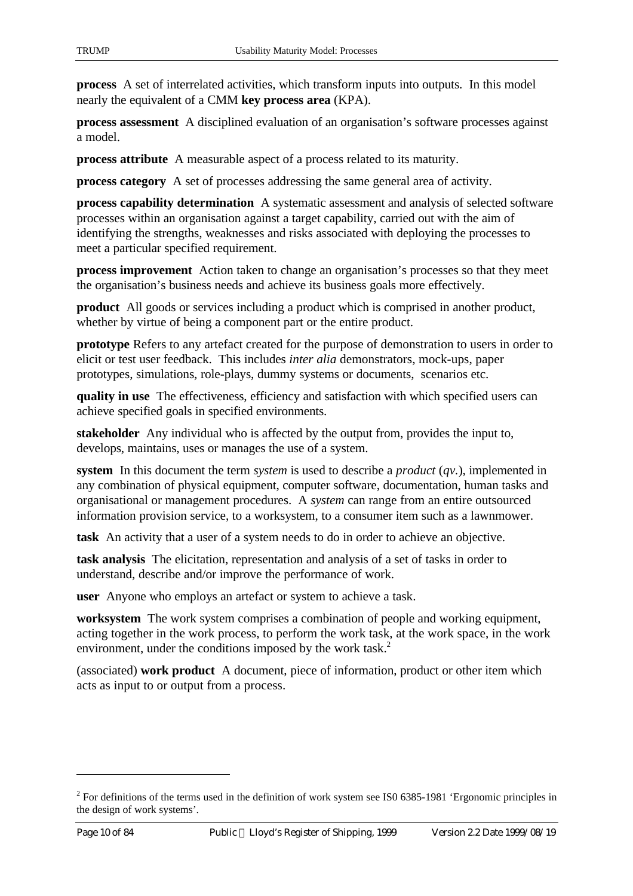**process** A set of interrelated activities, which transform inputs into outputs. In this model nearly the equivalent of a CMM **key process area** (KPA).

**process assessment** A disciplined evaluation of an organisation's software processes against a model.

**process attribute** A measurable aspect of a process related to its maturity.

**process category** A set of processes addressing the same general area of activity.

**process capability determination** A systematic assessment and analysis of selected software processes within an organisation against a target capability, carried out with the aim of identifying the strengths, weaknesses and risks associated with deploying the processes to meet a particular specified requirement.

**process improvement** Action taken to change an organisation's processes so that they meet the organisation's business needs and achieve its business goals more effectively.

**product** All goods or services including a product which is comprised in another product, whether by virtue of being a component part or the entire product.

**prototype** Refers to any artefact created for the purpose of demonstration to users in order to elicit or test user feedback. This includes *inter alia* demonstrators, mock-ups, paper prototypes, simulations, role-plays, dummy systems or documents, scenarios etc.

**quality in use** The effectiveness, efficiency and satisfaction with which specified users can achieve specified goals in specified environments.

**stakeholder** Any individual who is affected by the output from, provides the input to, develops, maintains, uses or manages the use of a system.

**system** In this document the term *system* is used to describe a *product* (*qv.*), implemented in any combination of physical equipment, computer software, documentation, human tasks and organisational or management procedures. A *system* can range from an entire outsourced information provision service, to a worksystem, to a consumer item such as a lawnmower.

**task** An activity that a user of a system needs to do in order to achieve an objective.

**task analysis** The elicitation, representation and analysis of a set of tasks in order to understand, describe and/or improve the performance of work.

**user** Anyone who employs an artefact or system to achieve a task.

**worksystem** The work system comprises a combination of people and working equipment, acting together in the work process, to perform the work task, at the work space, in the work environment, under the conditions imposed by the work task.[2]

(associated) **work product** A document, piece of information, product or other item which acts as input to or output from a process.

---

[2] For definitions of the terms used in the definition of work system see IS0 6385-1981 'Ergonomic principles in the design of work systems'.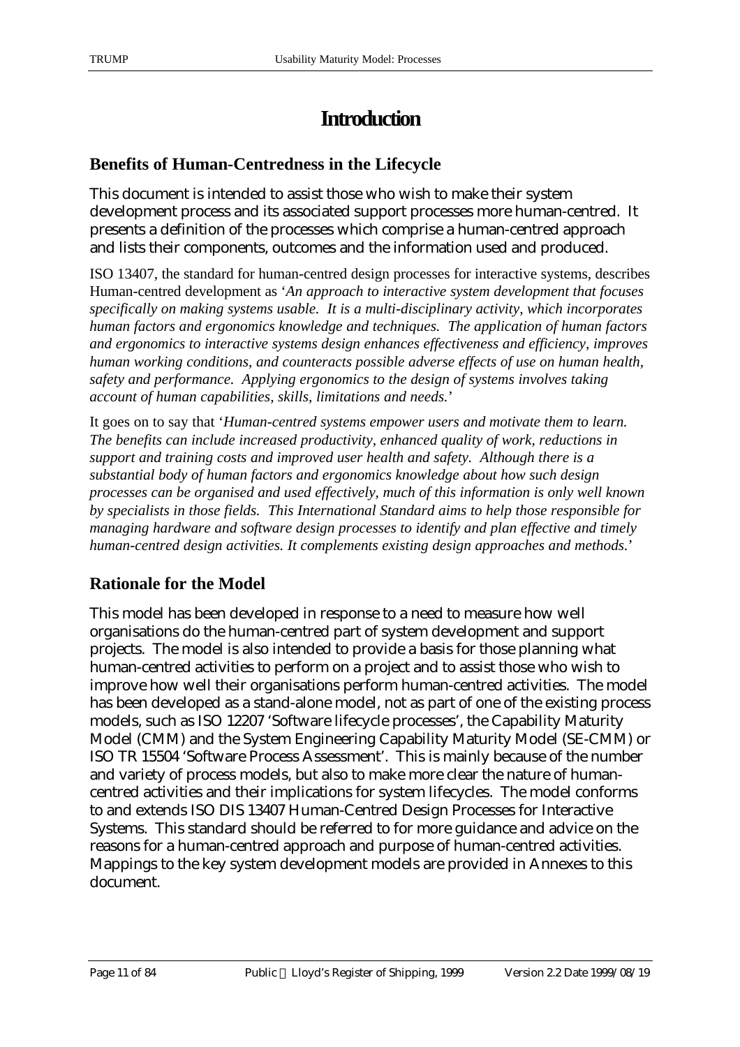# Introduction

## Benefits of Human-Centredness in the Lifecycle

This document is intended to assist those who wish to make their system development process and its associated support processes more human-centred. It presents a definition of the processes which comprise a human-centred approach and lists their components, outcomes and the information used and produced.

ISO 13407, the standard for human-centred design processes for interactive systems, describes Human-centred development as '*An approach to interactive system development that focuses specifically on making systems usable. It is a multi-disciplinary activity, which incorporates human factors and ergonomics knowledge and techniques. The application of human factors and ergonomics to interactive systems design enhances effectiveness and efficiency, improves human working conditions, and counteracts possible adverse effects of use on human health, safety and performance. Applying ergonomics to the design of systems involves taking account of human capabilities, skills, limitations and needs.*'

It goes on to say that '*Human-centred systems empower users and motivate them to learn. The benefits can include increased productivity, enhanced quality of work, reductions in support and training costs and improved user health and safety. Although there is a substantial body of human factors and ergonomics knowledge about how such design processes can be organised and used effectively, much of this information is only well known by specialists in those fields. This International Standard aims to help those responsible for managing hardware and software design processes to identify and plan effective and timely human-centred design activities. It complements existing design approaches and methods.*'

## Rationale for the Model

This model has been developed in response to a need to measure how well organisations do the human-centred part of system development and support projects. The model is also intended to provide a basis for those planning what human-centred activities to perform on a project and to assist those who wish to improve how well their organisations perform human-centred activities. The model has been developed as a stand-alone model, not as part of one of the existing process models, such as ISO 12207 'Software lifecycle processes', the Capability Maturity Model (CMM) and the System Engineering Capability Maturity Model (SE-CMM) or ISO TR 15504 'Software Process Assessment'. This is mainly because of the number and variety of process models, but also to make more clear the nature of human-centred activities and their implications for system lifecycles. The model conforms to and extends ISO DIS 13407 Human-Centred Design Processes for Interactive Systems. This standard should be referred to for more guidance and advice on the reasons for a human-centred approach and purpose of human-centred activities. Mappings to the key system development models are provided in Annexes to this document.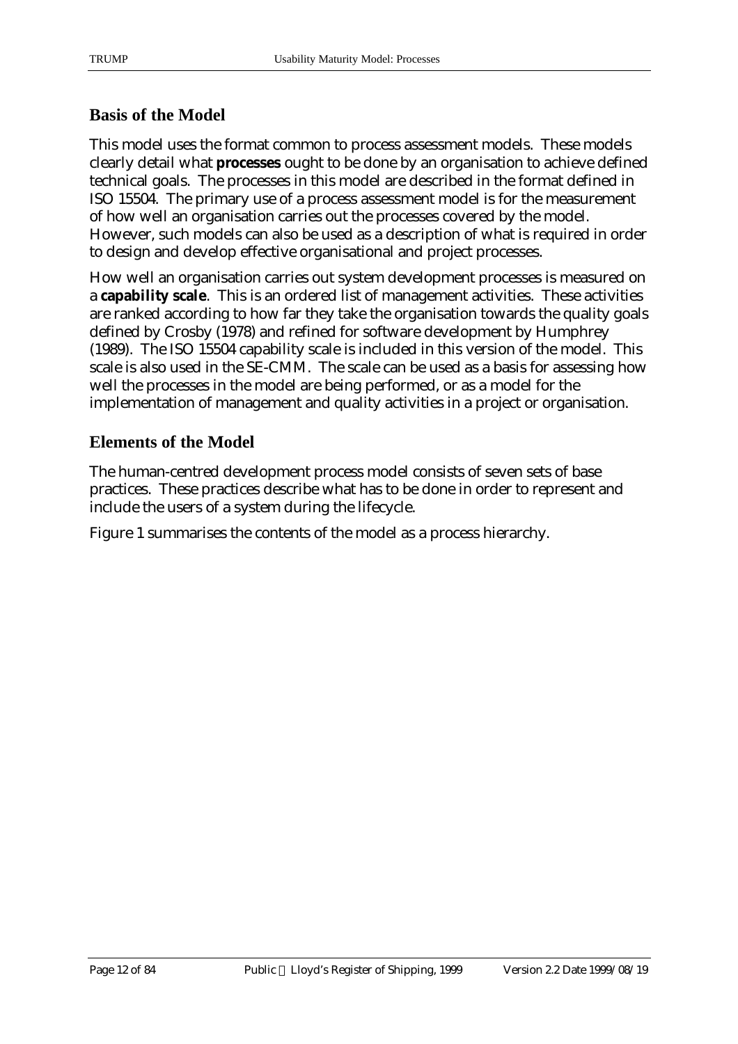## Basis of the Model

This model uses the format common to process assessment models. These models clearly detail what **processes** ought to be done by an organisation to achieve defined technical goals. The processes in this model are described in the format defined in ISO 15504. The primary use of a process assessment model is for the measurement of how well an organisation carries out the processes covered by the model. However, such models can also be used as a description of what is required in order to design and develop effective organisational and project processes.

How well an organisation carries out system development processes is measured on a **capability scale**. This is an ordered list of management activities. These activities are ranked according to how far they take the organisation towards the quality goals defined by Crosby (1978) and refined for software development by Humphrey (1989). The ISO 15504 capability scale is included in this version of the model. This scale is also used in the SE-CMM. The scale can be used as a basis for assessing how well the processes in the model are being performed, or as a model for the implementation of management and quality activities in a project or organisation.

## Elements of the Model

The human-centred development process model consists of seven sets of base practices. These practices describe what has to be done in order to represent and include the users of a system during the lifecycle.

Figure 1 summarises the contents of the model as a process hierarchy.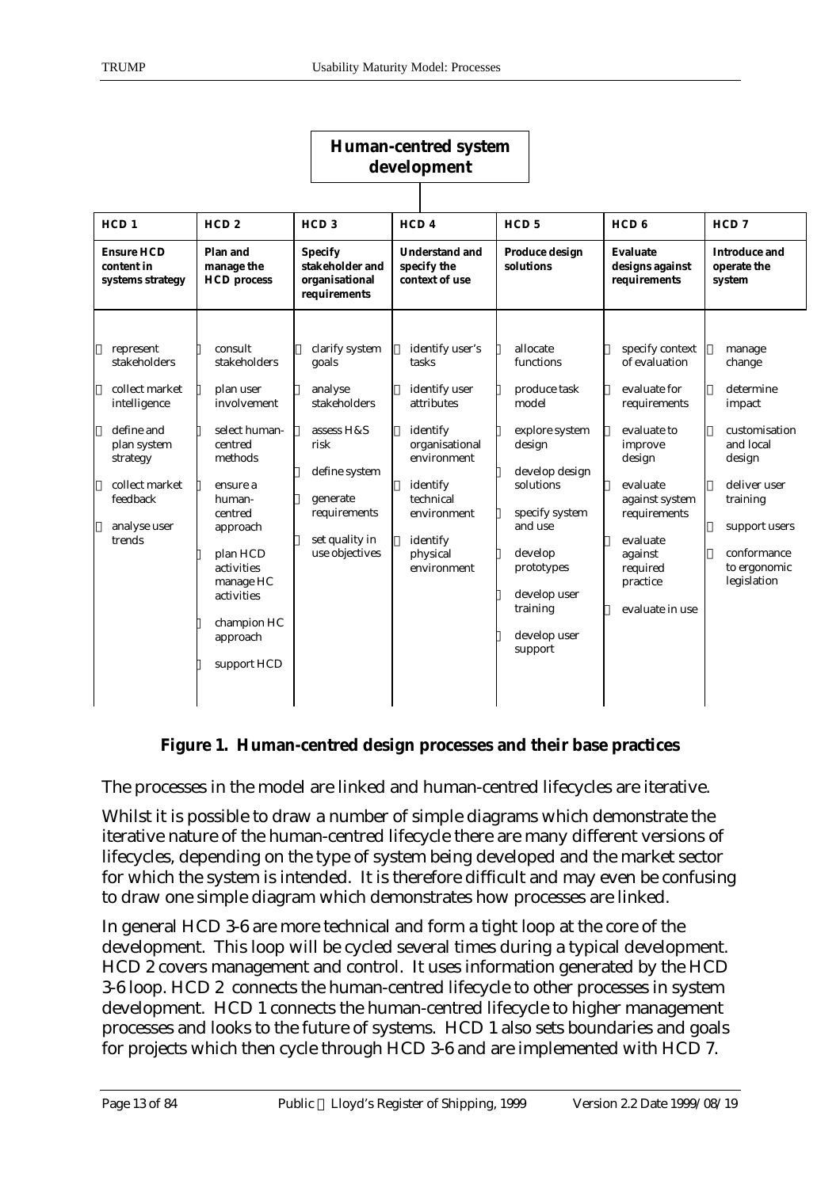**Human-centred system development**

| HCD 1 | HCD 2 | HCD 3 | HCD 4 | HCD 5 | HCD 6 | HCD 7 |
|---|---|---|---|---|---|---|
| **Ensure HCD content in systems strategy** | **Plan and manage the HCD process** | **Specify stakeholder and organisational requirements** | **Understand and specify the context of use** | **Produce design solutions** | **Evaluate designs against requirements** | **Introduce and operate the system** |
| represent stakeholders | consult stakeholders | clarify system goals | identify user's tasks | allocate functions | specify context of evaluation | manage change |
| collect market intelligence | plan user involvement | analyse stakeholders | identify user attributes | produce task model | evaluate for requirements | determine impact |
| define and plan system strategy | select human-centred methods | assess H&S risk | identify organisational environment | explore system design | evaluate to improve design | customisation and local design |
| collect market feedback | ensure a human-centred approach | define system | identify technical environment | develop design solutions | evaluate against system requirements | deliver user training |
| analyse user trends | plan HCD activities | generate requirements | identify physical environment | specify system and use | evaluate against required practice | support users |
| | manage HC activities | set quality in use objectives | | develop prototypes | evaluate in use | conformance to ergonomic legislation |
| | champion HC approach | | | develop user training | | |
| | support HCD | | | develop user support | | |

**Figure 1. Human-centred design processes and their base practices**

The processes in the model are linked and human-centred lifecycles are iterative.

Whilst it is possible to draw a number of simple diagrams which demonstrate the iterative nature of the human-centred lifecycle there are many different versions of lifecycles, depending on the type of system being developed and the market sector for which the system is intended. It is therefore difficult and may even be confusing to draw one simple diagram which demonstrates how processes are linked.

In general HCD 3-6 are more technical and form a tight loop at the core of the development. This loop will be cycled several times during a typical development. HCD 2 covers management and control. It uses information generated by the HCD 3-6 loop. HCD 2 connects the human-centred lifecycle to other processes in system development. HCD 1 connects the human-centred lifecycle to higher management processes and looks to the future of systems. HCD 1 also sets boundaries and goals for projects which then cycle through HCD 3-6 and are implemented with HCD 7.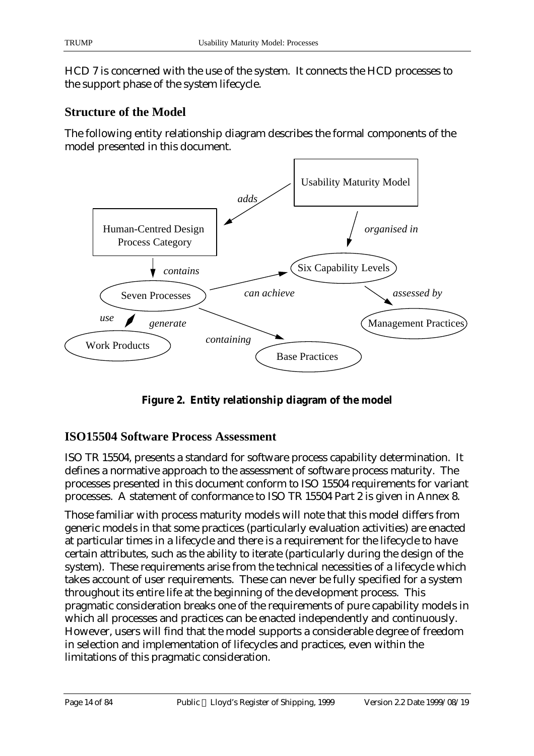HCD 7 is concerned with the use of the system. It connects the HCD processes to the support phase of the system lifecycle.

## Structure of the Model

The following entity relationship diagram describes the formal components of the model presented in this document.

Usability Maturity Model

adds

organised in

Human-Centred Design Process Category

contains

Six Capability Levels

Seven Processes

can achieve

assessed by

Management Practices

use

generate

containing

Work Products

Base Practices

**Figure 2. Entity relationship diagram of the model**

## ISO15504 Software Process Assessment

ISO TR 15504, presents a standard for software process capability determination. It defines a normative approach to the assessment of software process maturity. The processes presented in this document conform to ISO 15504 requirements for variant processes. A statement of conformance to ISO TR 15504 Part 2 is given in Annex 8.

Those familiar with process maturity models will note that this model differs from generic models in that some practices (particularly evaluation activities) are enacted at particular times in a lifecycle and there is a requirement for the lifecycle to have certain attributes, such as the ability to iterate (particularly during the design of the system). These requirements arise from the technical necessities of a lifecycle which takes account of user requirements. These can never be fully specified for a system throughout its entire life at the beginning of the development process. This pragmatic consideration breaks one of the requirements of pure capability models in which all processes and practices can be enacted independently and continuously. However, users will find that the model supports a considerable degree of freedom in selection and implementation of lifecycles and practices, even within the limitations of this pragmatic consideration.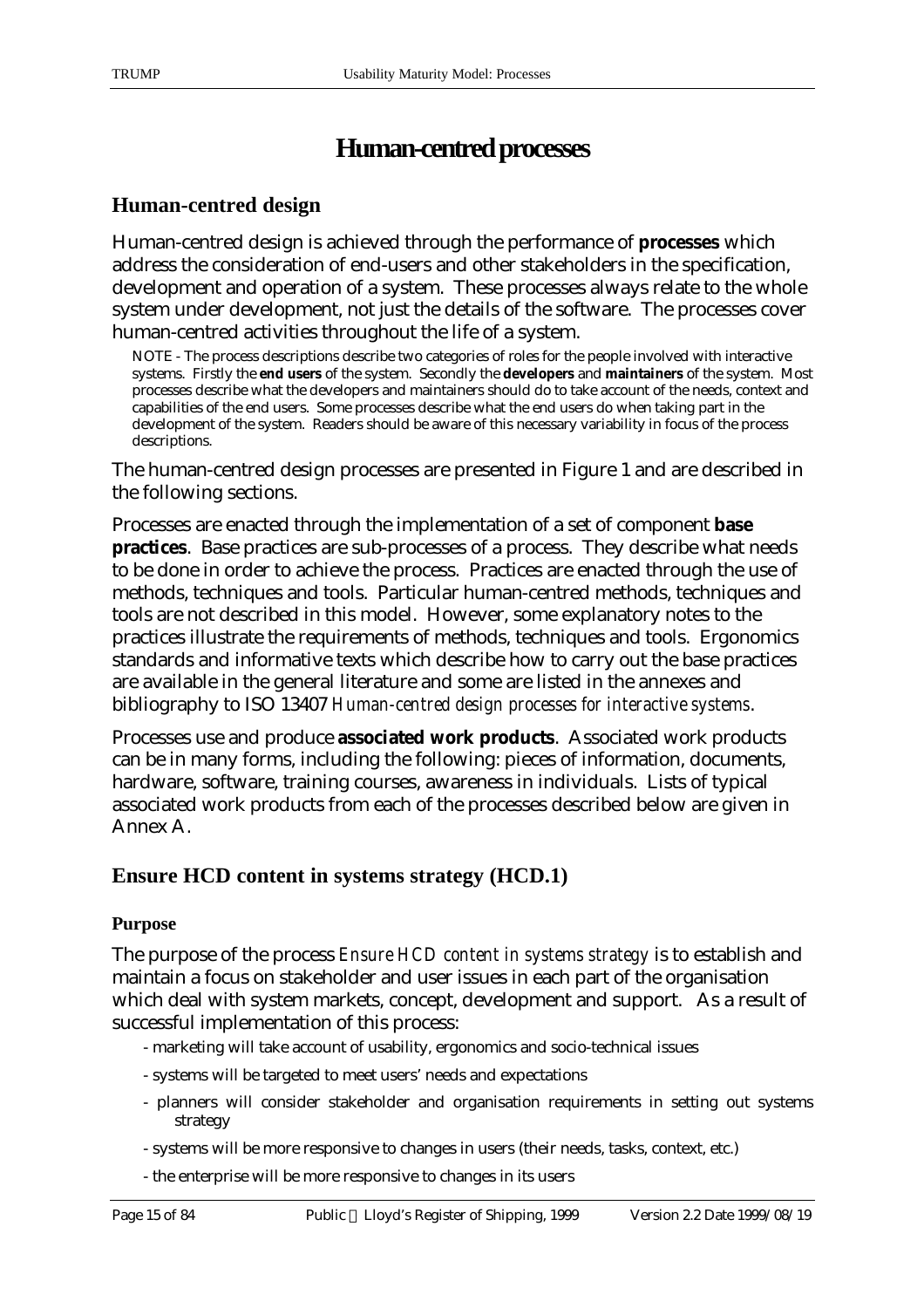# Human-centred processes

## Human-centred design

Human-centred design is achieved through the performance of **processes** which address the consideration of end-users and other stakeholders in the specification, development and operation of a system. These processes always relate to the whole system under development, not just the details of the software. The processes cover human-centred activities throughout the life of a system.

NOTE - The process descriptions describe two categories of roles for the people involved with interactive systems. Firstly the **end users** of the system. Secondly the **developers** and **maintainers** of the system. Most processes describe what the developers and maintainers should do to take account of the needs, context and capabilities of the end users. Some processes describe what the end users do when taking part in the development of the system. Readers should be aware of this necessary variability in focus of the process descriptions.

The human-centred design processes are presented in Figure 1 and are described in the following sections.

Processes are enacted through the implementation of a set of component **base practices**. Base practices are sub-processes of a process. They describe what needs to be done in order to achieve the process. Practices are enacted through the use of methods, techniques and tools. Particular human-centred methods, techniques and tools are not described in this model. However, some explanatory notes to the practices illustrate the requirements of methods, techniques and tools. Ergonomics standards and informative texts which describe how to carry out the base practices are available in the general literature and some are listed in the annexes and bibliography to ISO 13407 *Human-centred design processes for interactive systems*.

Processes use and produce **associated work products**. Associated work products can be in many forms, including the following: pieces of information, documents, hardware, software, training courses, awareness in individuals. Lists of typical associated work products from each of the processes described below are given in Annex A.

## Ensure HCD content in systems strategy (HCD.1)

### Purpose

The purpose of the process *Ensure HCD content in systems strategy* is to establish and maintain a focus on stakeholder and user issues in each part of the organisation which deal with system markets, concept, development and support. As a result of successful implementation of this process:

- marketing will take account of usability, ergonomics and socio-technical issues
- systems will be targeted to meet users' needs and expectations
- planners will consider stakeholder and organisation requirements in setting out systems strategy
- systems will be more responsive to changes in users (their needs, tasks, context, etc.)
- the enterprise will be more responsive to changes in its users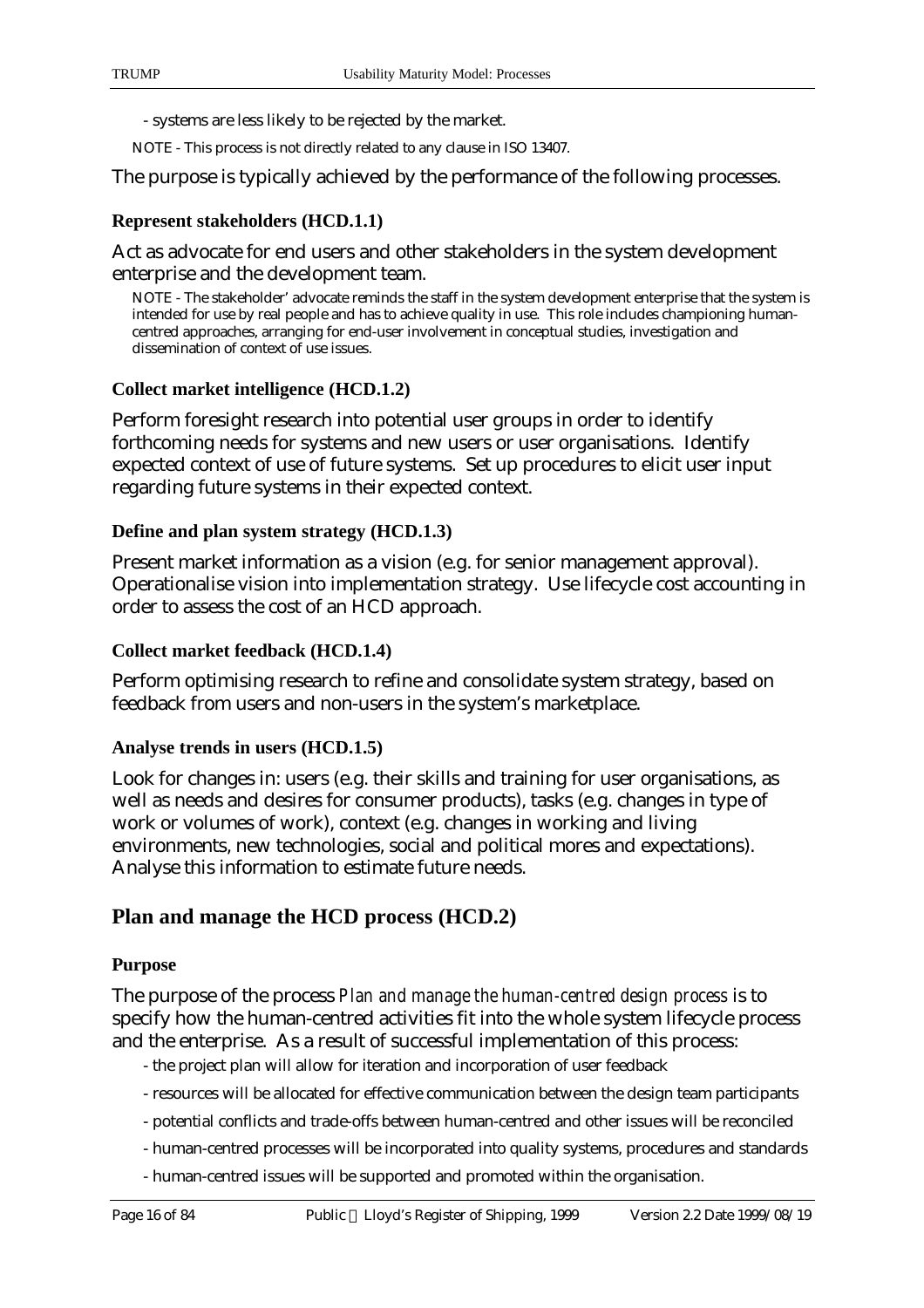- systems are less likely to be rejected by the market.

NOTE - This process is not directly related to any clause in ISO 13407.

The purpose is typically achieved by the performance of the following processes.

### Represent stakeholders (HCD.1.1)

Act as advocate for end users and other stakeholders in the system development enterprise and the development team.

NOTE - The stakeholder' advocate reminds the staff in the system development enterprise that the system is intended for use by real people and has to achieve quality in use. This role includes championing human-centred approaches, arranging for end-user involvement in conceptual studies, investigation and dissemination of context of use issues.

### Collect market intelligence (HCD.1.2)

Perform foresight research into potential user groups in order to identify forthcoming needs for systems and new users or user organisations. Identify expected context of use of future systems. Set up procedures to elicit user input regarding future systems in their expected context.

### Define and plan system strategy (HCD.1.3)

Present market information as a vision (e.g. for senior management approval). Operationalise vision into implementation strategy. Use lifecycle cost accounting in order to assess the cost of an HCD approach.

### Collect market feedback (HCD.1.4)

Perform optimising research to refine and consolidate system strategy, based on feedback from users and non-users in the system's marketplace.

### Analyse trends in users (HCD.1.5)

Look for changes in: users (e.g. their skills and training for user organisations, as well as needs and desires for consumer products), tasks (e.g. changes in type of work or volumes of work), context (e.g. changes in working and living environments, new technologies, social and political mores and expectations). Analyse this information to estimate future needs.

## Plan and manage the HCD process (HCD.2)

### Purpose

The purpose of the process *Plan and manage the human-centred design process* is to specify how the human-centred activities fit into the whole system lifecycle process and the enterprise. As a result of successful implementation of this process:

- the project plan will allow for iteration and incorporation of user feedback
- resources will be allocated for effective communication between the design team participants
- potential conflicts and trade-offs between human-centred and other issues will be reconciled
- human-centred processes will be incorporated into quality systems, procedures and standards
- human-centred issues will be supported and promoted within the organisation.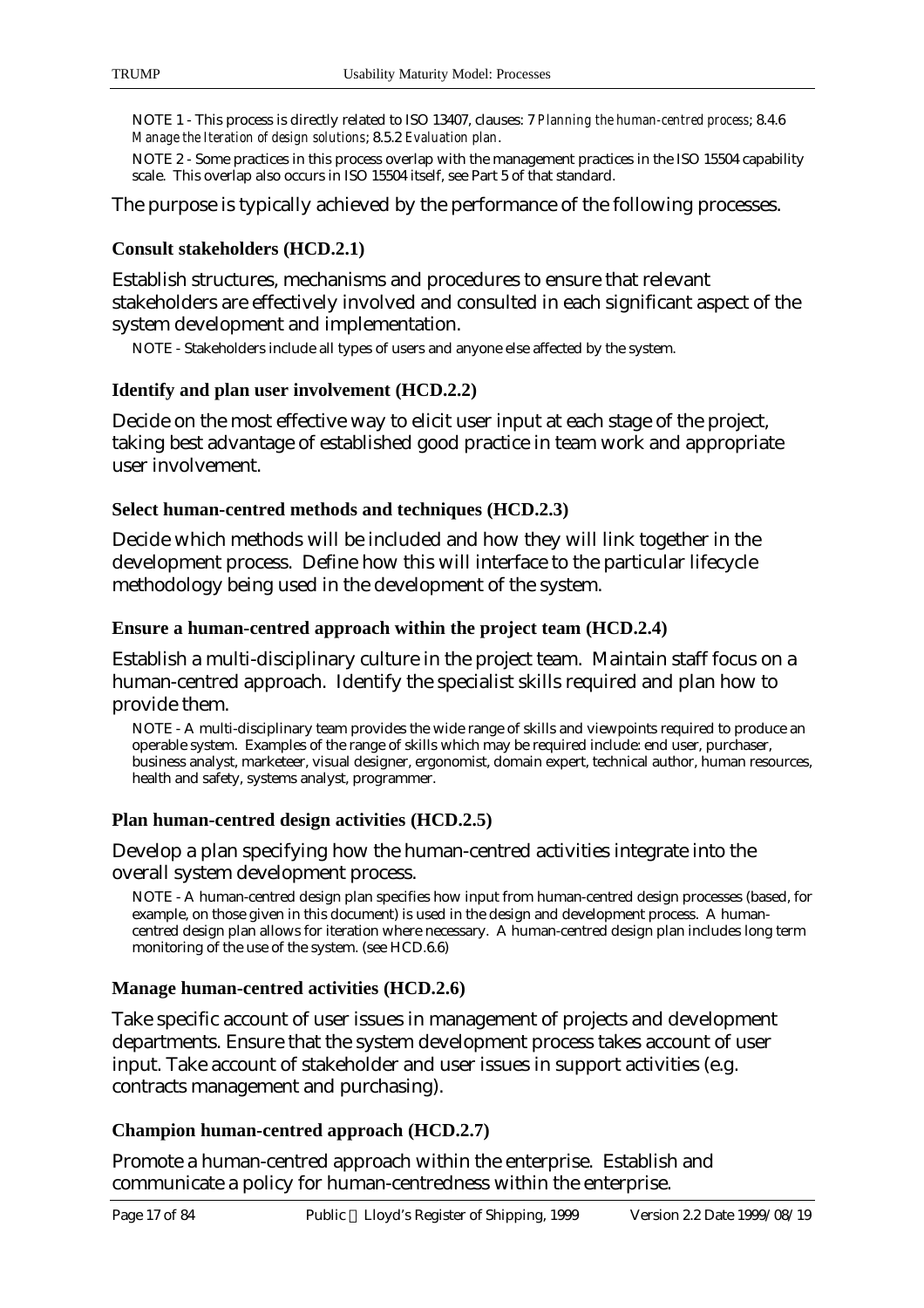NOTE 1 - This process is directly related to ISO 13407, clauses: 7 *Planning the human-centred process*; 8.4.6 *Manage the Iteration of design solutions*; 8.5.2 *Evaluation plan*.

NOTE 2 - Some practices in this process overlap with the management practices in the ISO 15504 capability scale. This overlap also occurs in ISO 15504 itself, see Part 5 of that standard.

The purpose is typically achieved by the performance of the following processes.

### Consult stakeholders (HCD.2.1)

Establish structures, mechanisms and procedures to ensure that relevant stakeholders are effectively involved and consulted in each significant aspect of the system development and implementation.

NOTE - Stakeholders include all types of users and anyone else affected by the system.

### Identify and plan user involvement (HCD.2.2)

Decide on the most effective way to elicit user input at each stage of the project, taking best advantage of established good practice in team work and appropriate user involvement.

### Select human-centred methods and techniques (HCD.2.3)

Decide which methods will be included and how they will link together in the development process. Define how this will interface to the particular lifecycle methodology being used in the development of the system.

### Ensure a human-centred approach within the project team (HCD.2.4)

Establish a multi-disciplinary culture in the project team. Maintain staff focus on a human-centred approach. Identify the specialist skills required and plan how to provide them.

NOTE - A multi-disciplinary team provides the wide range of skills and viewpoints required to produce an operable system. Examples of the range of skills which may be required include: end user, purchaser, business analyst, marketeer, visual designer, ergonomist, domain expert, technical author, human resources, health and safety, systems analyst, programmer.

### Plan human-centred design activities (HCD.2.5)

Develop a plan specifying how the human-centred activities integrate into the overall system development process.

NOTE - A human-centred design plan specifies how input from human-centred design processes (based, for example, on those given in this document) is used in the design and development process. A human-centred design plan allows for iteration where necessary. A human-centred design plan includes long term monitoring of the use of the system. (see HCD.6.6)

### Manage human-centred activities (HCD.2.6)

Take specific account of user issues in management of projects and development departments. Ensure that the system development process takes account of user input. Take account of stakeholder and user issues in support activities (e.g. contracts management and purchasing).

### Champion human-centred approach (HCD.2.7)

Promote a human-centred approach within the enterprise. Establish and communicate a policy for human-centredness within the enterprise.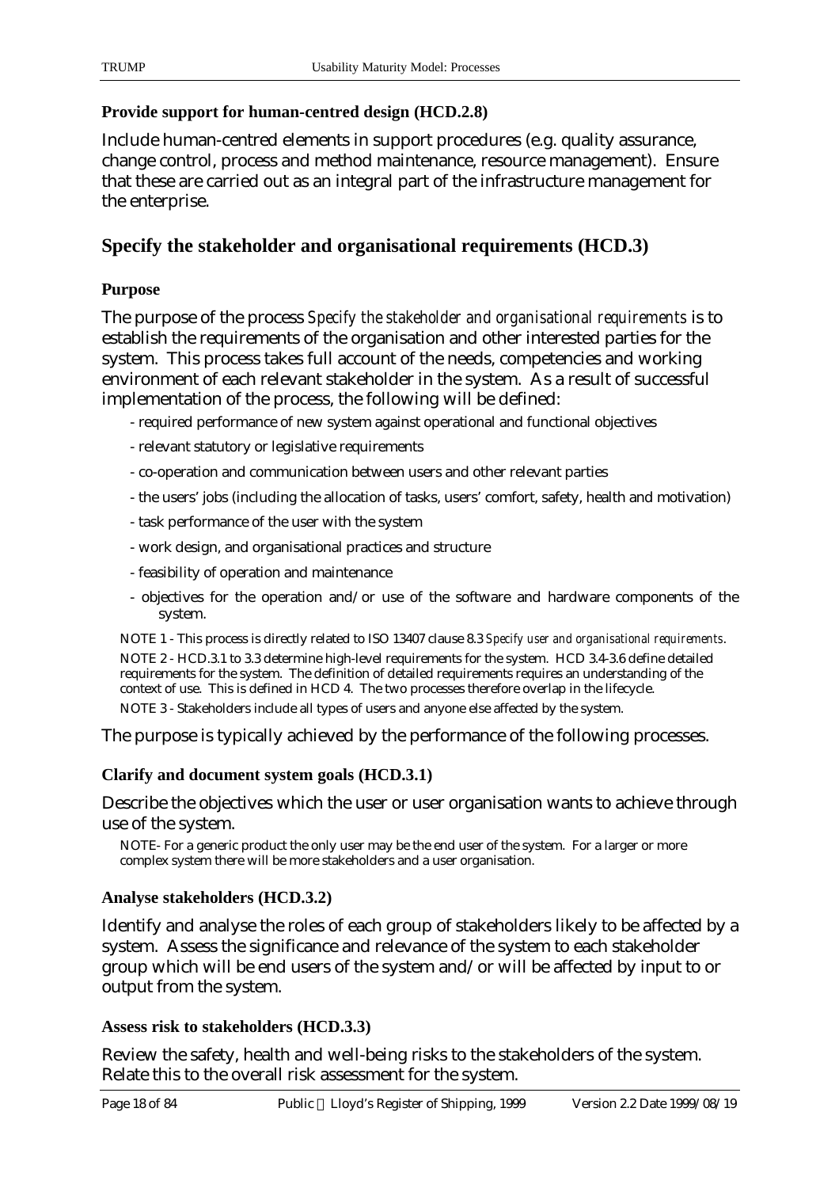### Provide support for human-centred design (HCD.2.8)

Include human-centred elements in support procedures (e.g. quality assurance, change control, process and method maintenance, resource management). Ensure that these are carried out as an integral part of the infrastructure management for the enterprise.

## Specify the stakeholder and organisational requirements (HCD.3)

### Purpose

The purpose of the process *Specify the stakeholder and organisational requirements* is to establish the requirements of the organisation and other interested parties for the system. This process takes full account of the needs, competencies and working environment of each relevant stakeholder in the system. As a result of successful implementation of the process, the following will be defined:

- required performance of new system against operational and functional objectives
- relevant statutory or legislative requirements
- co-operation and communication between users and other relevant parties
- the users' jobs (including the allocation of tasks, users' comfort, safety, health and motivation)
- task performance of the user with the system
- work design, and organisational practices and structure
- feasibility of operation and maintenance
- objectives for the operation and/or use of the software and hardware components of the system.

NOTE 1 - This process is directly related to ISO 13407 clause 8.3 *Specify user and organisational requirements*.

NOTE 2 - HCD.3.1 to 3.3 determine high-level requirements for the system. HCD 3.4-3.6 define detailed requirements for the system. The definition of detailed requirements requires an understanding of the context of use. This is defined in HCD 4. The two processes therefore overlap in the lifecycle.

NOTE 3 - Stakeholders include all types of users and anyone else affected by the system.

The purpose is typically achieved by the performance of the following processes.

### Clarify and document system goals (HCD.3.1)

Describe the objectives which the user or user organisation wants to achieve through use of the system.

NOTE- For a generic product the only user may be the end user of the system. For a larger or more complex system there will be more stakeholders and a user organisation.

### Analyse stakeholders (HCD.3.2)

Identify and analyse the roles of each group of stakeholders likely to be affected by a system. Assess the significance and relevance of the system to each stakeholder group which will be end users of the system and/or will be affected by input to or output from the system.

### Assess risk to stakeholders (HCD.3.3)

Review the safety, health and well-being risks to the stakeholders of the system. Relate this to the overall risk assessment for the system.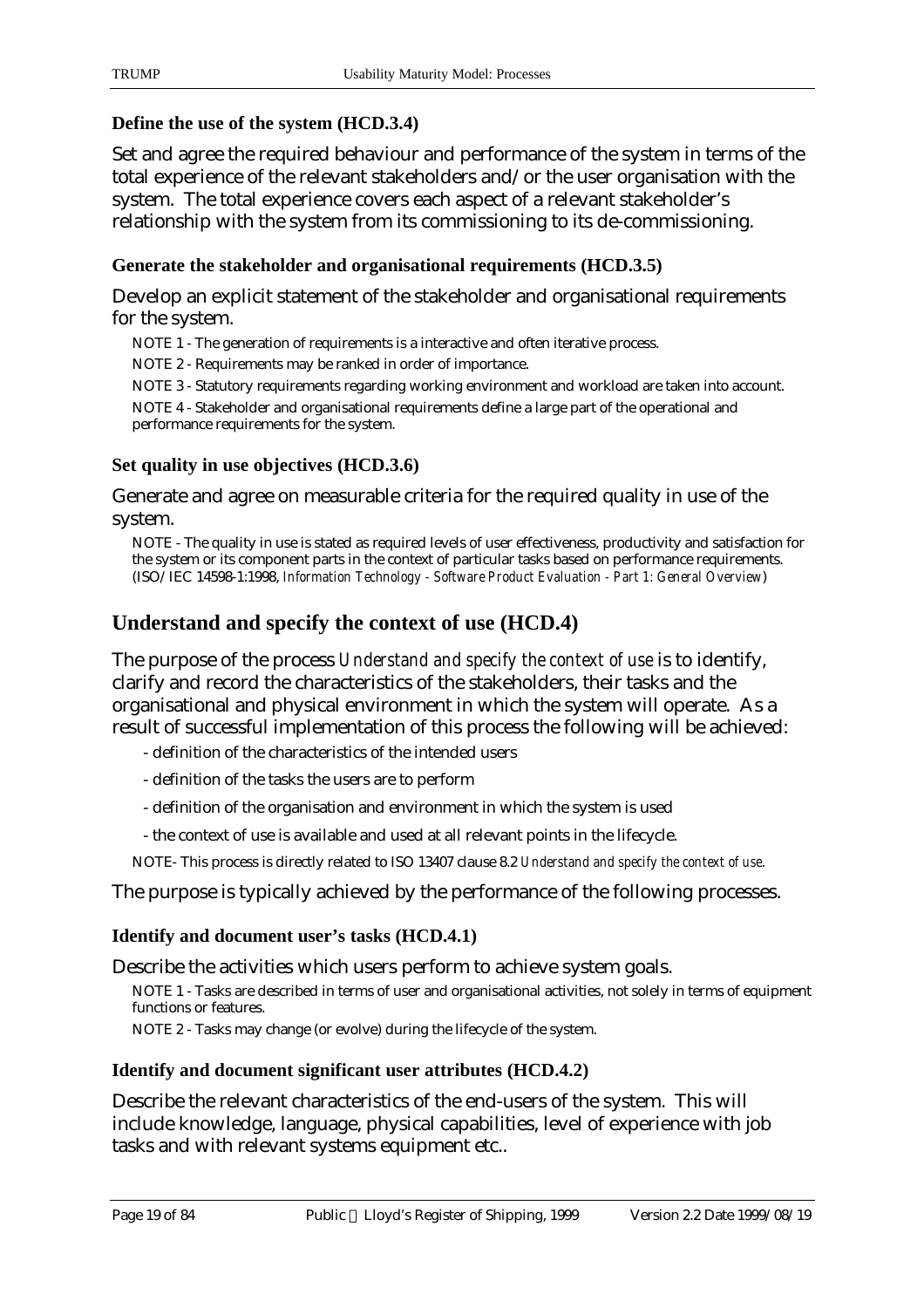### Define the use of the system (HCD.3.4)

Set and agree the required behaviour and performance of the system in terms of the total experience of the relevant stakeholders and/or the user organisation with the system. The total experience covers each aspect of a relevant stakeholder's relationship with the system from its commissioning to its de-commissioning.

### Generate the stakeholder and organisational requirements (HCD.3.5)

Develop an explicit statement of the stakeholder and organisational requirements for the system.

NOTE 1 - The generation of requirements is a interactive and often iterative process.

NOTE 2 - Requirements may be ranked in order of importance.

NOTE 3 - Statutory requirements regarding working environment and workload are taken into account.

NOTE 4 - Stakeholder and organisational requirements define a large part of the operational and performance requirements for the system.

### Set quality in use objectives (HCD.3.6)

Generate and agree on measurable criteria for the required quality in use of the system.

NOTE - The quality in use is stated as required levels of user effectiveness, productivity and satisfaction for the system or its component parts in the context of particular tasks based on performance requirements. (ISO/IEC 14598-1:1998, *Information Technology - Software Product Evaluation - Part 1: General Overview*)

## Understand and specify the context of use (HCD.4)

The purpose of the process *Understand and specify the context of use* is to identify, clarify and record the characteristics of the stakeholders, their tasks and the organisational and physical environment in which the system will operate. As a result of successful implementation of this process the following will be achieved:

- definition of the characteristics of the intended users
- definition of the tasks the users are to perform
- definition of the organisation and environment in which the system is used
- the context of use is available and used at all relevant points in the lifecycle.

NOTE- This process is directly related to ISO 13407 clause 8.2 *Understand and specify the context of use*.

The purpose is typically achieved by the performance of the following processes.

### Identify and document user's tasks (HCD.4.1)

Describe the activities which users perform to achieve system goals.

NOTE 1 - Tasks are described in terms of user and organisational activities, not solely in terms of equipment functions or features.

NOTE 2 - Tasks may change (or evolve) during the lifecycle of the system.

### Identify and document significant user attributes (HCD.4.2)

Describe the relevant characteristics of the end-users of the system. This will include knowledge, language, physical capabilities, level of experience with job tasks and with relevant systems equipment etc..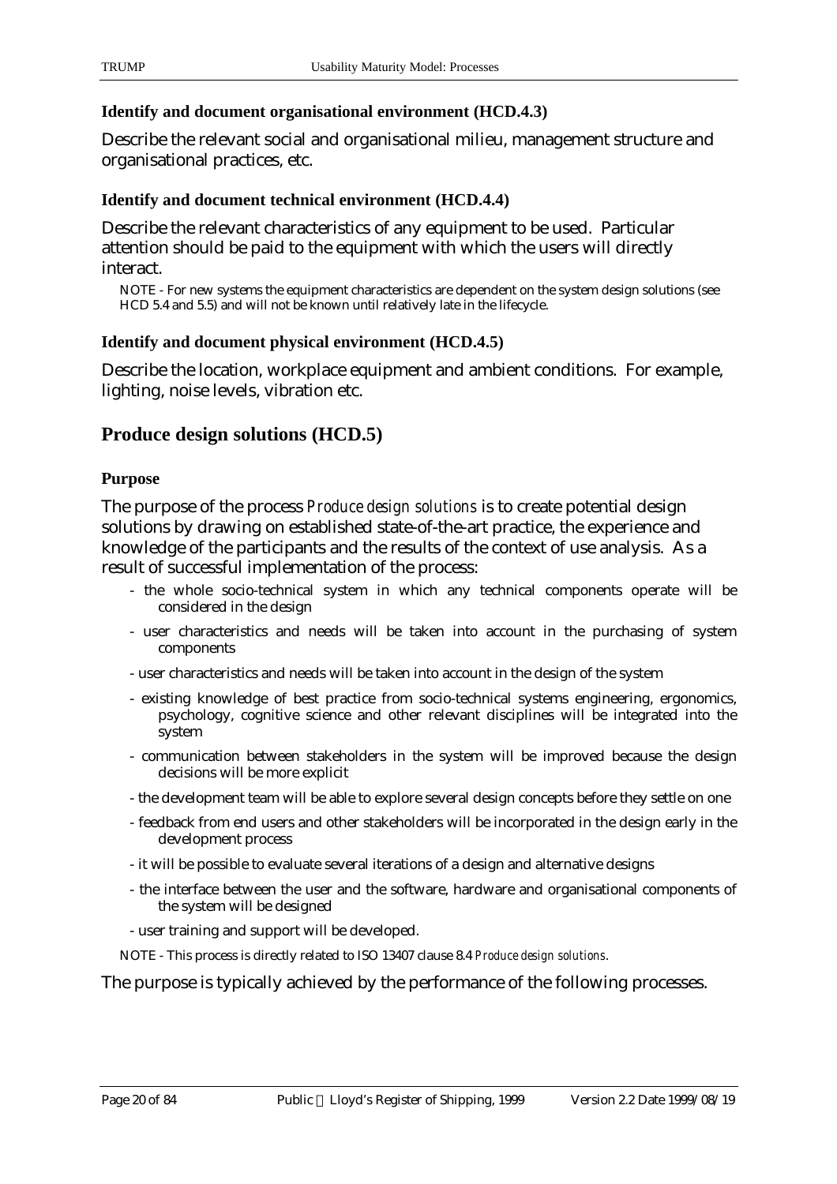### Identify and document organisational environment (HCD.4.3)

Describe the relevant social and organisational milieu, management structure and organisational practices, etc.

### Identify and document technical environment (HCD.4.4)

Describe the relevant characteristics of any equipment to be used. Particular attention should be paid to the equipment with which the users will directly interact.

NOTE - For new systems the equipment characteristics are dependent on the system design solutions (see HCD 5.4 and 5.5) and will not be known until relatively late in the lifecycle.

### Identify and document physical environment (HCD.4.5)

Describe the location, workplace equipment and ambient conditions. For example, lighting, noise levels, vibration etc.

## Produce design solutions (HCD.5)

### Purpose

The purpose of the process *Produce design solutions* is to create potential design solutions by drawing on established state-of-the-art practice, the experience and knowledge of the participants and the results of the context of use analysis. As a result of successful implementation of the process:

- the whole socio-technical system in which any technical components operate will be considered in the design
- user characteristics and needs will be taken into account in the purchasing of system components
- user characteristics and needs will be taken into account in the design of the system
- existing knowledge of best practice from socio-technical systems engineering, ergonomics, psychology, cognitive science and other relevant disciplines will be integrated into the system
- communication between stakeholders in the system will be improved because the design decisions will be more explicit
- the development team will be able to explore several design concepts before they settle on one
- feedback from end users and other stakeholders will be incorporated in the design early in the development process
- it will be possible to evaluate several iterations of a design and alternative designs
- the interface between the user and the software, hardware and organisational components of the system will be designed
- user training and support will be developed.

NOTE - This process is directly related to ISO 13407 clause 8.4 *Produce design solutions*.

The purpose is typically achieved by the performance of the following processes.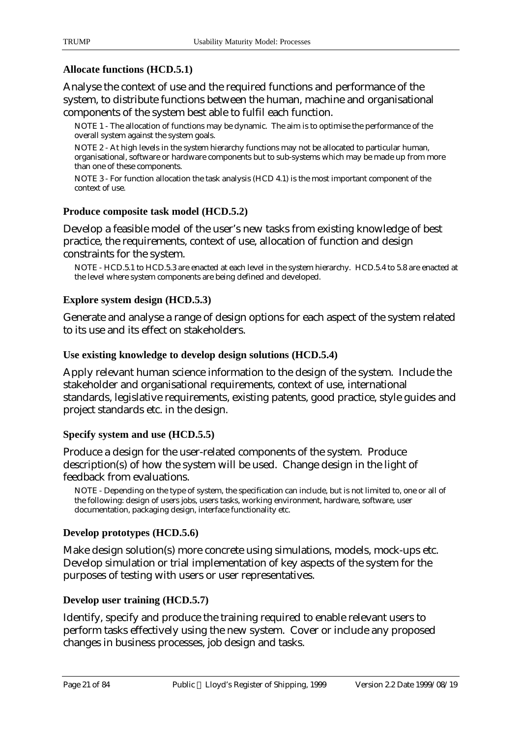### Allocate functions (HCD.5.1)

Analyse the context of use and the required functions and performance of the system, to distribute functions between the human, machine and organisational components of the system best able to fulfil each function.

NOTE 1 - The allocation of functions may be dynamic. The aim is to optimise the performance of the overall system against the system goals.

NOTE 2 - At high levels in the system hierarchy functions may not be allocated to particular human, organisational, software or hardware components but to sub-systems which may be made up from more than one of these components.

NOTE 3 - For function allocation the task analysis (HCD 4.1) is the most important component of the context of use.

### Produce composite task model (HCD.5.2)

Develop a feasible model of the user's new tasks from existing knowledge of best practice, the requirements, context of use, allocation of function and design constraints for the system.

NOTE - HCD.5.1 to HCD.5.3 are enacted at each level in the system hierarchy. HCD.5.4 to 5.8 are enacted at the level where system components are being defined and developed.

### Explore system design (HCD.5.3)

Generate and analyse a range of design options for each aspect of the system related to its use and its effect on stakeholders.

### Use existing knowledge to develop design solutions (HCD.5.4)

Apply relevant human science information to the design of the system. Include the stakeholder and organisational requirements, context of use, international standards, legislative requirements, existing patents, good practice, style guides and project standards etc. in the design.

### Specify system and use (HCD.5.5)

Produce a design for the user-related components of the system. Produce description(s) of how the system will be used. Change design in the light of feedback from evaluations.

NOTE - Depending on the type of system, the specification can include, but is not limited to, one or all of the following: design of users jobs, users tasks, working environment, hardware, software, user documentation, packaging design, interface functionality etc.

### Develop prototypes (HCD.5.6)

Make design solution(s) more concrete using simulations, models, mock-ups etc. Develop simulation or trial implementation of key aspects of the system for the purposes of testing with users or user representatives.

### Develop user training (HCD.5.7)

Identify, specify and produce the training required to enable relevant users to perform tasks effectively using the new system. Cover or include any proposed changes in business processes, job design and tasks.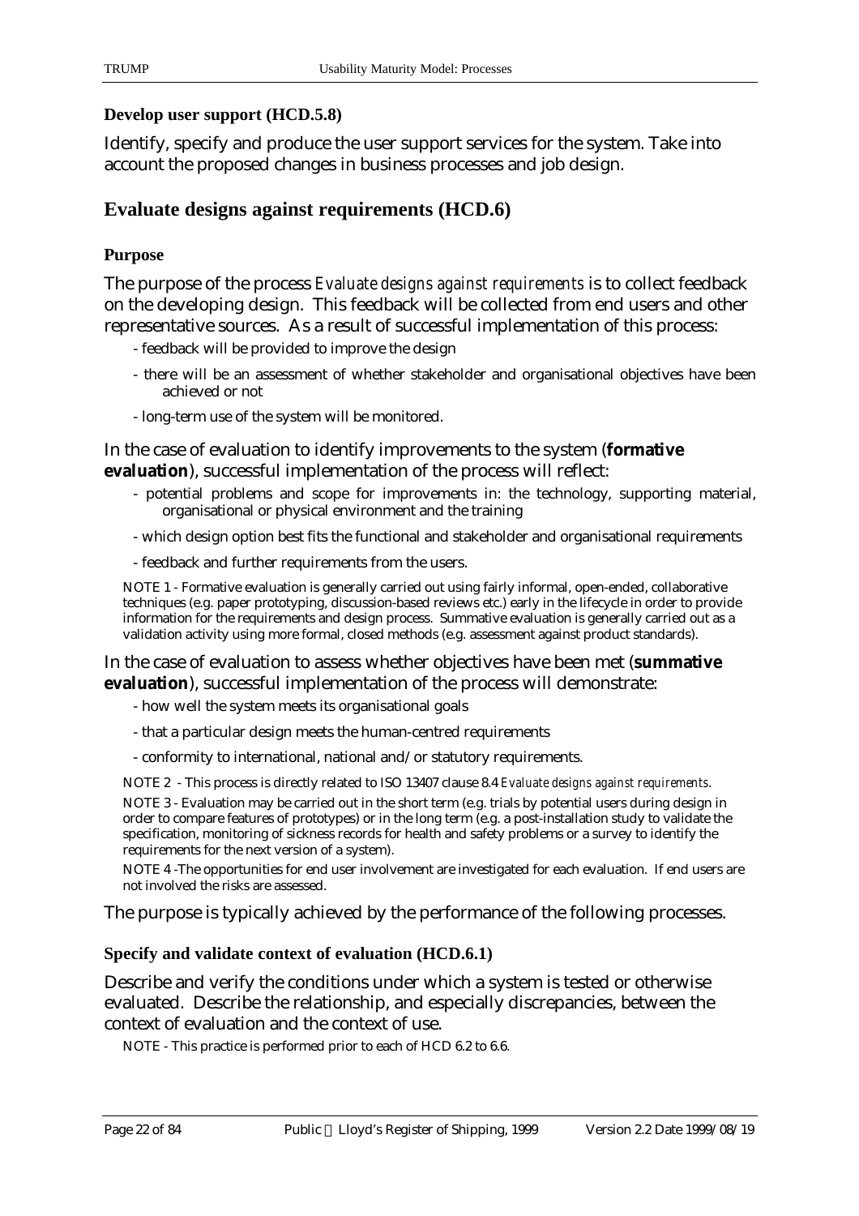### Develop user support (HCD.5.8)

Identify, specify and produce the user support services for the system. Take into account the proposed changes in business processes and job design.

## Evaluate designs against requirements (HCD.6)

### Purpose

The purpose of the process *Evaluate designs against requirements* is to collect feedback on the developing design. This feedback will be collected from end users and other representative sources. As a result of successful implementation of this process:

- feedback will be provided to improve the design
- there will be an assessment of whether stakeholder and organisational objectives have been achieved or not
- long-term use of the system will be monitored.

In the case of evaluation to identify improvements to the system (**formative evaluation**), successful implementation of the process will reflect:

- potential problems and scope for improvements in: the technology, supporting material, organisational or physical environment and the training
- which design option best fits the functional and stakeholder and organisational requirements
- feedback and further requirements from the users.

NOTE 1 - Formative evaluation is generally carried out using fairly informal, open-ended, collaborative techniques (e.g. paper prototyping, discussion-based reviews etc.) early in the lifecycle in order to provide information for the requirements and design process. Summative evaluation is generally carried out as a validation activity using more formal, closed methods (e.g. assessment against product standards).

In the case of evaluation to assess whether objectives have been met (**summative evaluation**), successful implementation of the process will demonstrate:

- how well the system meets its organisational goals
- that a particular design meets the human-centred requirements
- conformity to international, national and/or statutory requirements.

NOTE 2 - This process is directly related to ISO 13407 clause 8.4 *Evaluate designs against requirements*.

NOTE 3 - Evaluation may be carried out in the short term (e.g. trials by potential users during design in order to compare features of prototypes) or in the long term (e.g. a post-installation study to validate the specification, monitoring of sickness records for health and safety problems or a survey to identify the requirements for the next version of a system).

NOTE 4 -The opportunities for end user involvement are investigated for each evaluation. If end users are not involved the risks are assessed.

The purpose is typically achieved by the performance of the following processes.

### Specify and validate context of evaluation (HCD.6.1)

Describe and verify the conditions under which a system is tested or otherwise evaluated. Describe the relationship, and especially discrepancies, between the context of evaluation and the context of use.

NOTE - This practice is performed prior to each of HCD 6.2 to 6.6.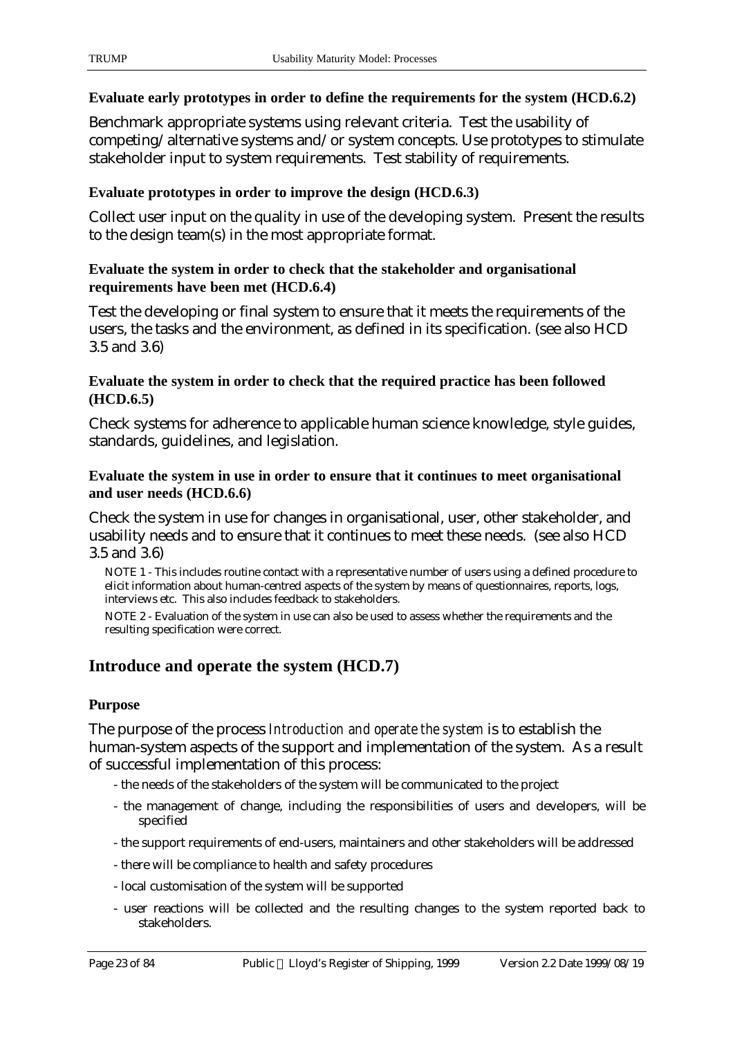#### Evaluate early prototypes in order to define the requirements for the system (HCD.6.2)

Benchmark appropriate systems using relevant criteria. Test the usability of competing/alternative systems and/or system concepts. Use prototypes to stimulate stakeholder input to system requirements. Test stability of requirements.

#### Evaluate prototypes in order to improve the design (HCD.6.3)

Collect user input on the quality in use of the developing system. Present the results to the design team(s) in the most appropriate format.

#### Evaluate the system in order to check that the stakeholder and organisational requirements have been met (HCD.6.4)

Test the developing or final system to ensure that it meets the requirements of the users, the tasks and the environment, as defined in its specification. (see also HCD 3.5 and 3.6)

#### Evaluate the system in order to check that the required practice has been followed (HCD.6.5)

Check systems for adherence to applicable human science knowledge, style guides, standards, guidelines, and legislation.

#### Evaluate the system in use in order to ensure that it continues to meet organisational and user needs (HCD.6.6)

Check the system in use for changes in organisational, user, other stakeholder, and usability needs and to ensure that it continues to meet these needs. (see also HCD 3.5 and 3.6)

NOTE 1 - This includes routine contact with a representative number of users using a defined procedure to elicit information about human-centred aspects of the system by means of questionnaires, reports, logs, interviews etc. This also includes feedback to stakeholders.

NOTE 2 - Evaluation of the system in use can also be used to assess whether the requirements and the resulting specification were correct.

## Introduce and operate the system (HCD.7)

#### Purpose

The purpose of the process *Introduction and operate the system* is to establish the human-system aspects of the support and implementation of the system. As a result of successful implementation of this process:

- the needs of the stakeholders of the system will be communicated to the project
- the management of change, including the responsibilities of users and developers, will be specified
- the support requirements of end-users, maintainers and other stakeholders will be addressed
- there will be compliance to health and safety procedures
- local customisation of the system will be supported
- user reactions will be collected and the resulting changes to the system reported back to stakeholders.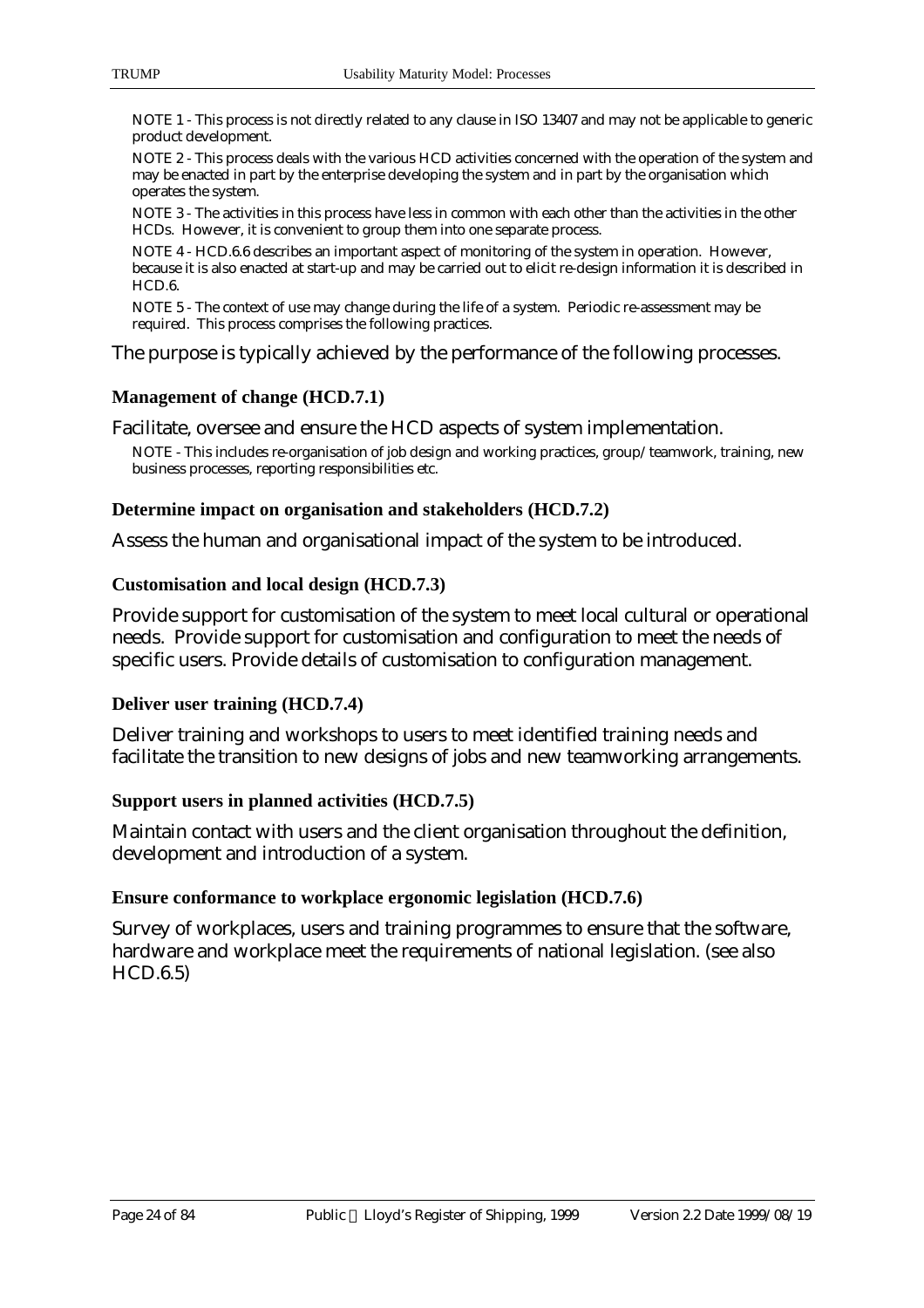NOTE 1 - This process is not directly related to any clause in ISO 13407 and may not be applicable to generic product development.

NOTE 2 - This process deals with the various HCD activities concerned with the operation of the system and may be enacted in part by the enterprise developing the system and in part by the organisation which operates the system.

NOTE 3 - The activities in this process have less in common with each other than the activities in the other HCDs. However, it is convenient to group them into one separate process.

NOTE 4 - HCD.6.6 describes an important aspect of monitoring of the system in operation. However, because it is also enacted at start-up and may be carried out to elicit re-design information it is described in HCD.6.

NOTE 5 - The context of use may change during the life of a system. Periodic re-assessment may be required. This process comprises the following practices.

The purpose is typically achieved by the performance of the following processes.

#### Management of change (HCD.7.1)

Facilitate, oversee and ensure the HCD aspects of system implementation.

NOTE - This includes re-organisation of job design and working practices, group/teamwork, training, new business processes, reporting responsibilities etc.

#### Determine impact on organisation and stakeholders (HCD.7.2)

Assess the human and organisational impact of the system to be introduced.

#### Customisation and local design (HCD.7.3)

Provide support for customisation of the system to meet local cultural or operational needs. Provide support for customisation and configuration to meet the needs of specific users. Provide details of customisation to configuration management.

#### Deliver user training (HCD.7.4)

Deliver training and workshops to users to meet identified training needs and facilitate the transition to new designs of jobs and new teamworking arrangements.

#### Support users in planned activities (HCD.7.5)

Maintain contact with users and the client organisation throughout the definition, development and introduction of a system.

#### Ensure conformance to workplace ergonomic legislation (HCD.7.6)

Survey of workplaces, users and training programmes to ensure that the software, hardware and workplace meet the requirements of national legislation. (see also HCD.6.5)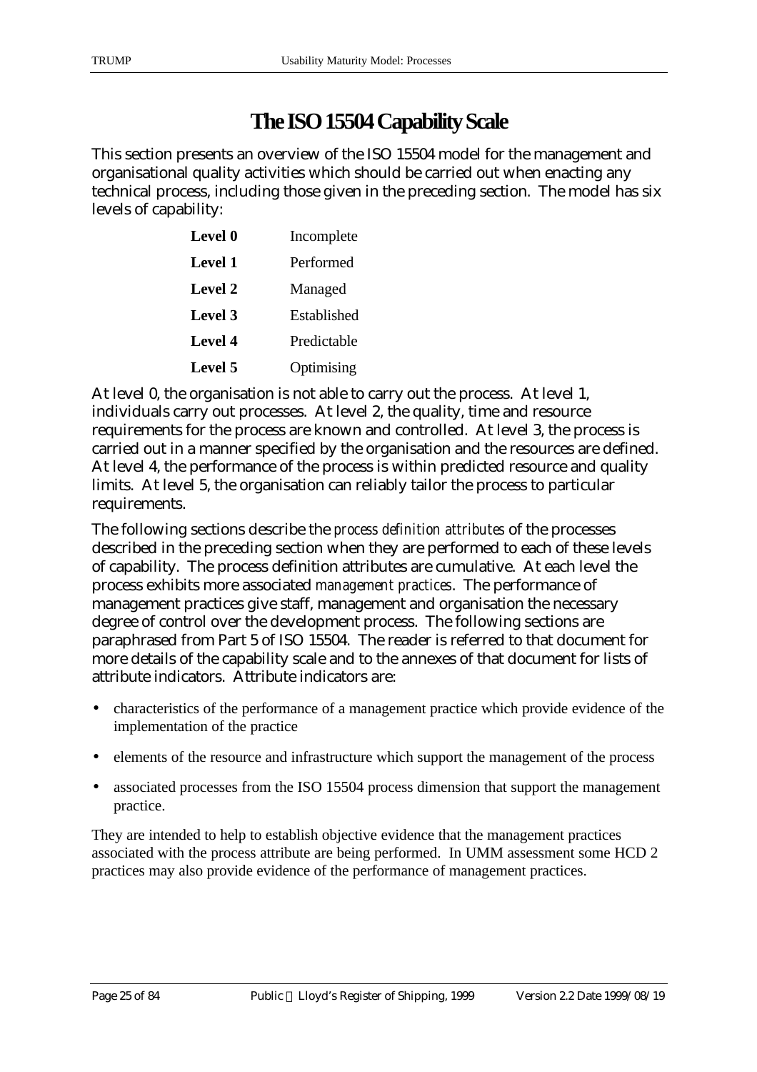# The ISO 15504 Capability Scale

This section presents an overview of the ISO 15504 model for the management and organisational quality activities which should be carried out when enacting any technical process, including those given in the preceding section. The model has six levels of capability:

| | |
|---|---|
| **Level 0** | Incomplete |
| **Level 1** | Performed |
| **Level 2** | Managed |
| **Level 3** | Established |
| **Level 4** | Predictable |
| **Level 5** | Optimising |

At level 0, the organisation is not able to carry out the process. At level 1, individuals carry out processes. At level 2, the quality, time and resource requirements for the process are known and controlled. At level 3, the process is carried out in a manner specified by the organisation and the resources are defined. At level 4, the performance of the process is within predicted resource and quality limits. At level 5, the organisation can reliably tailor the process to particular requirements.

The following sections describe the *process definition attributes* of the processes described in the preceding section when they are performed to each of these levels of capability. The process definition attributes are cumulative. At each level the process exhibits more associated *management practices*. The performance of management practices give staff, management and organisation the necessary degree of control over the development process. The following sections are paraphrased from Part 5 of ISO 15504. The reader is referred to that document for more details of the capability scale and to the annexes of that document for lists of attribute indicators. Attribute indicators are:

- characteristics of the performance of a management practice which provide evidence of the implementation of the practice
- elements of the resource and infrastructure which support the management of the process
- associated processes from the ISO 15504 process dimension that support the management practice.

They are intended to help to establish objective evidence that the management practices associated with the process attribute are being performed. In UMM assessment some HCD 2 practices may also provide evidence of the performance of management practices.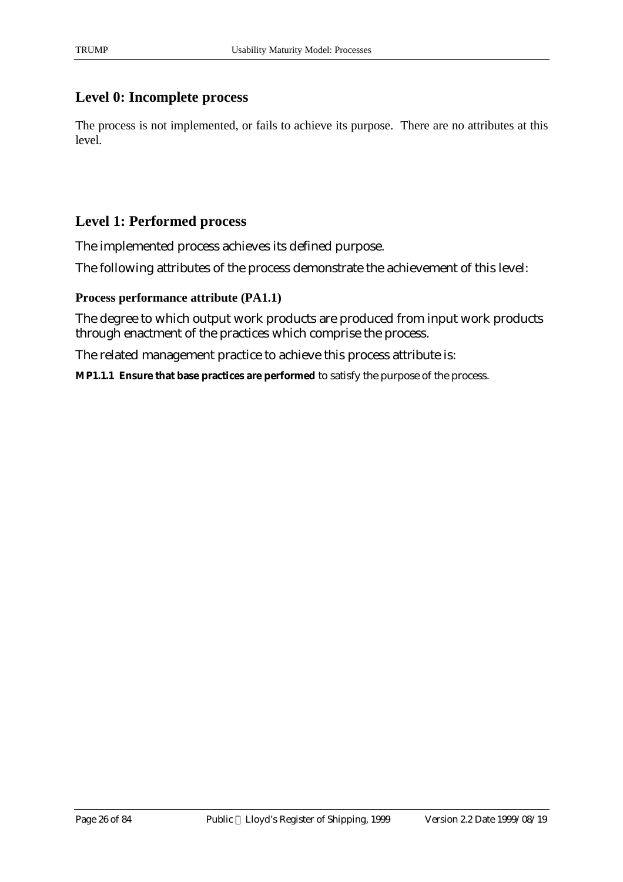## Level 0: Incomplete process

The process is not implemented, or fails to achieve its purpose. There are no attributes at this level.

## Level 1: Performed process

The implemented process achieves its defined purpose.

The following attributes of the process demonstrate the achievement of this level:

### Process performance attribute (PA1.1)

The degree to which output work products are produced from input work products through enactment of the practices which comprise the process.

The related management practice to achieve this process attribute is:

**MP1.1.1 Ensure that base practices are performed** to satisfy the purpose of the process.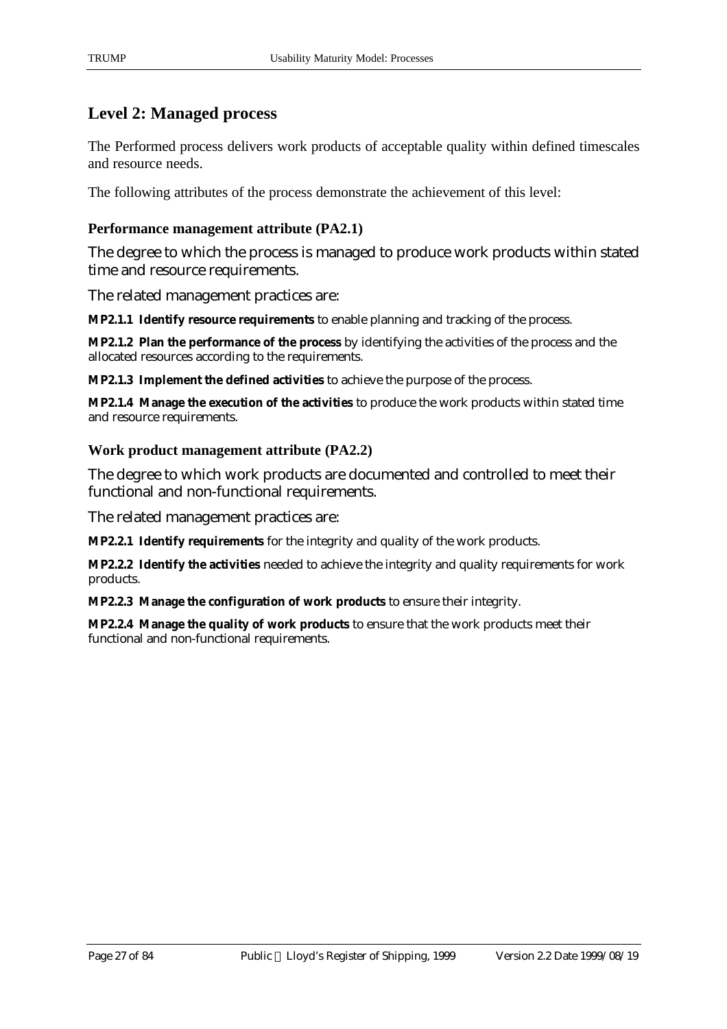## Level 2: Managed process

The Performed process delivers work products of acceptable quality within defined timescales and resource needs.

The following attributes of the process demonstrate the achievement of this level:

### Performance management attribute (PA2.1)

The degree to which the process is managed to produce work products within stated time and resource requirements.

The related management practices are:

**MP2.1.1 Identify resource requirements** to enable planning and tracking of the process.

**MP2.1.2 Plan the performance of the process** by identifying the activities of the process and the allocated resources according to the requirements.

**MP2.1.3 Implement the defined activities** to achieve the purpose of the process.

**MP2.1.4 Manage the execution of the activities** to produce the work products within stated time and resource requirements.

### Work product management attribute (PA2.2)

The degree to which work products are documented and controlled to meet their functional and non-functional requirements.

The related management practices are:

**MP2.2.1 Identify requirements** for the integrity and quality of the work products.

**MP2.2.2 Identify the activities** needed to achieve the integrity and quality requirements for work products.

**MP2.2.3 Manage the configuration of work products** to ensure their integrity.

**MP2.2.4 Manage the quality of work products** to ensure that the work products meet their functional and non-functional requirements.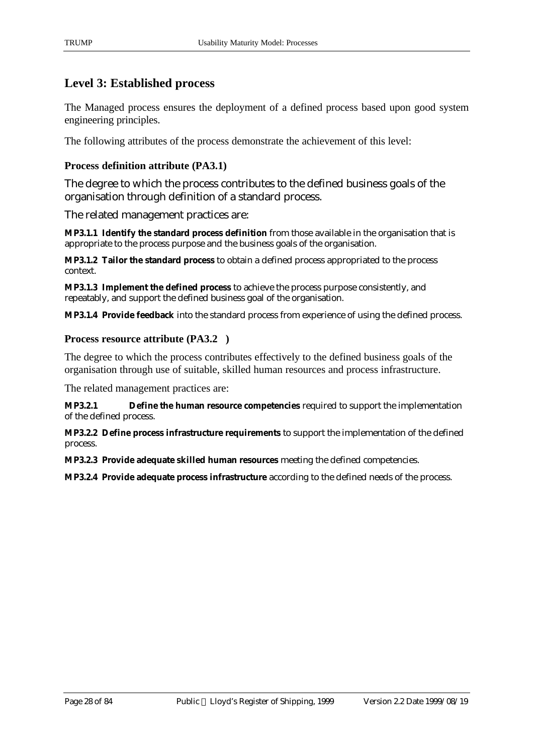## Level 3: Established process

The Managed process ensures the deployment of a defined process based upon good system engineering principles.

The following attributes of the process demonstrate the achievement of this level:

### Process definition attribute (PA3.1)

The degree to which the process contributes to the defined business goals of the organisation through definition of a standard process.

The related management practices are:

**MP3.1.1 Identify the standard process definition** from those available in the organisation that is appropriate to the process purpose and the business goals of the organisation.

**MP3.1.2 Tailor the standard process** to obtain a defined process appropriated to the process context.

**MP3.1.3 Implement the defined process** to achieve the process purpose consistently, and repeatably, and support the defined business goal of the organisation.

**MP3.1.4 Provide feedback** into the standard process from experience of using the defined process.

### Process resource attribute (PA3.2 )

The degree to which the process contributes effectively to the defined business goals of the organisation through use of suitable, skilled human resources and process infrastructure.

The related management practices are:

**MP3.2.1 Define the human resource competencies** required to support the implementation of the defined process.

**MP3.2.2 Define process infrastructure requirements** to support the implementation of the defined process.

**MP3.2.3 Provide adequate skilled human resources** meeting the defined competencies.

**MP3.2.4 Provide adequate process infrastructure** according to the defined needs of the process.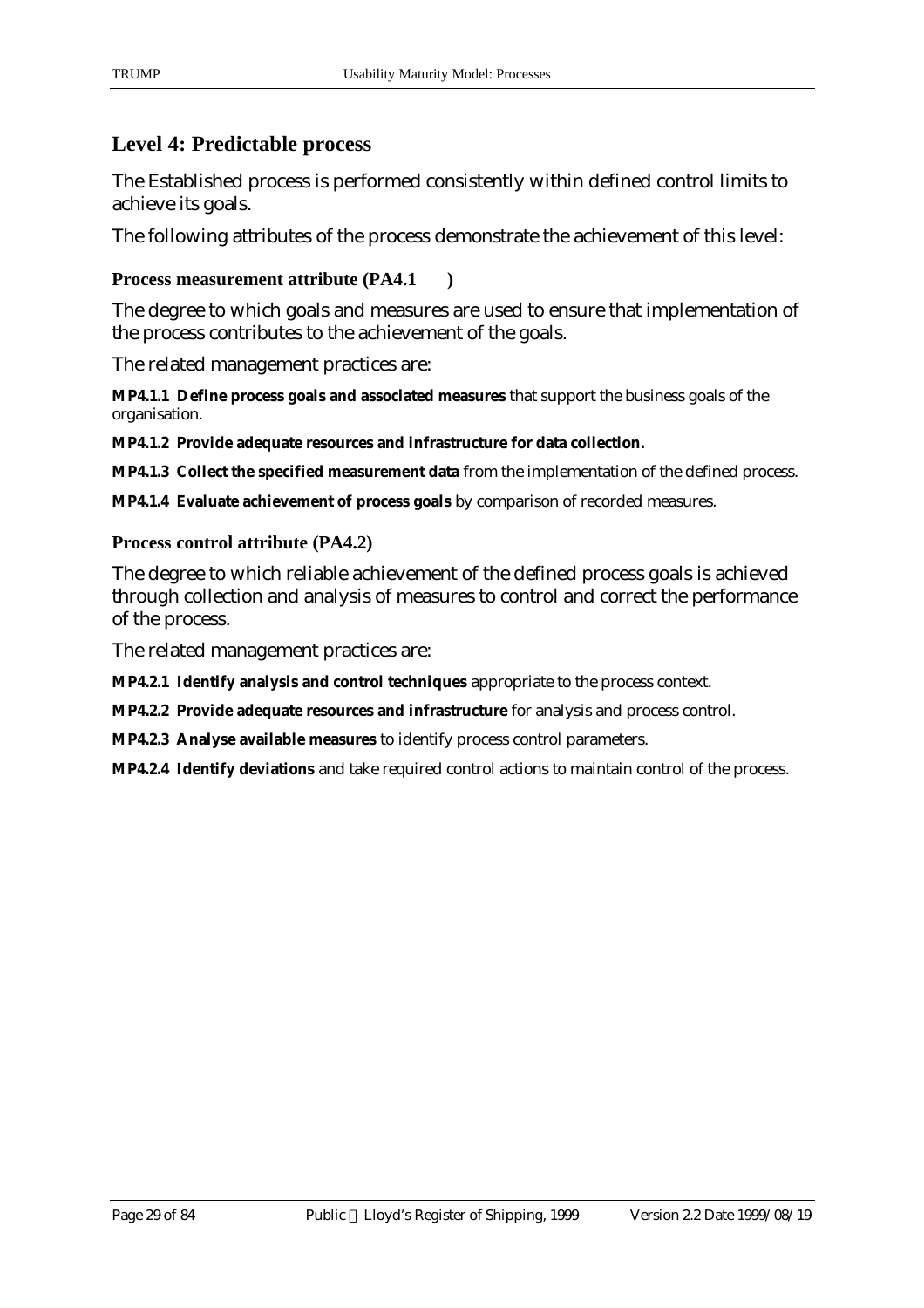## Level 4: Predictable process

The Established process is performed consistently within defined control limits to achieve its goals.

The following attributes of the process demonstrate the achievement of this level:

### Process measurement attribute (PA4.1 )

The degree to which goals and measures are used to ensure that implementation of the process contributes to the achievement of the goals.

The related management practices are:

**MP4.1.1 Define process goals and associated measures** that support the business goals of the organisation.

**MP4.1.2 Provide adequate resources and infrastructure for data collection.**

**MP4.1.3 Collect the specified measurement data** from the implementation of the defined process.

**MP4.1.4 Evaluate achievement of process goals** by comparison of recorded measures.

### Process control attribute (PA4.2)

The degree to which reliable achievement of the defined process goals is achieved through collection and analysis of measures to control and correct the performance of the process.

The related management practices are:

**MP4.2.1 Identify analysis and control techniques** appropriate to the process context.

**MP4.2.2 Provide adequate resources and infrastructure** for analysis and process control.

**MP4.2.3 Analyse available measures** to identify process control parameters.

**MP4.2.4 Identify deviations** and take required control actions to maintain control of the process.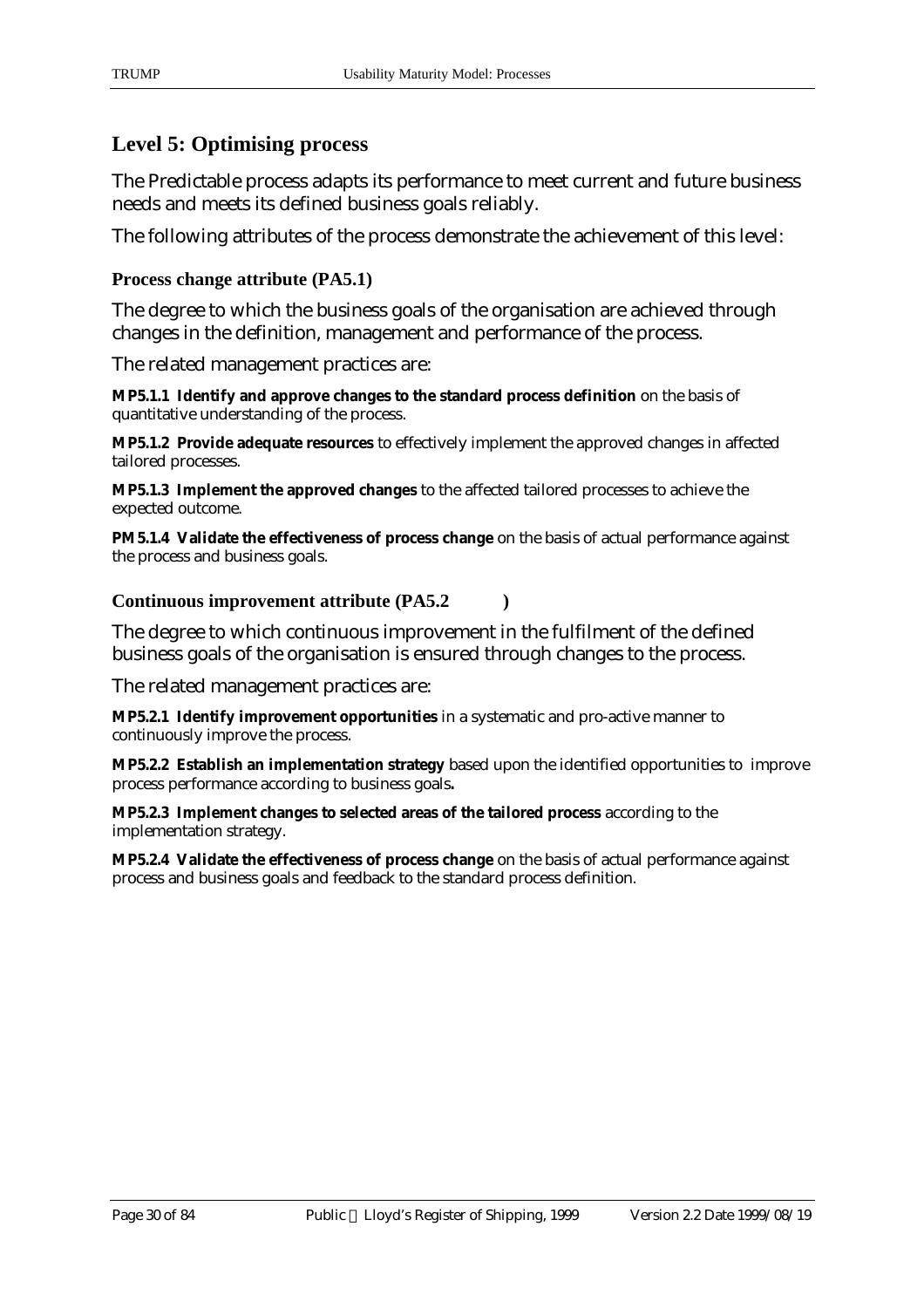## Level 5: Optimising process

The Predictable process adapts its performance to meet current and future business needs and meets its defined business goals reliably.

The following attributes of the process demonstrate the achievement of this level:

### Process change attribute (PA5.1)

The degree to which the business goals of the organisation are achieved through changes in the definition, management and performance of the process.

The related management practices are:

**MP5.1.1 Identify and approve changes to the standard process definition** on the basis of quantitative understanding of the process.

**MP5.1.2 Provide adequate resources** to effectively implement the approved changes in affected tailored processes.

**MP5.1.3 Implement the approved changes** to the affected tailored processes to achieve the expected outcome.

**PM5.1.4 Validate the effectiveness of process change** on the basis of actual performance against the process and business goals.

### Continuous improvement attribute (PA5.2 )

The degree to which continuous improvement in the fulfilment of the defined business goals of the organisation is ensured through changes to the process.

The related management practices are:

**MP5.2.1 Identify improvement opportunities** in a systematic and pro-active manner to continuously improve the process.

**MP5.2.2 Establish an implementation strategy** based upon the identified opportunities to improve process performance according to business goals**.**

**MP5.2.3 Implement changes to selected areas of the tailored process** according to the implementation strategy.

**MP5.2.4 Validate the effectiveness of process change** on the basis of actual performance against process and business goals and feedback to the standard process definition.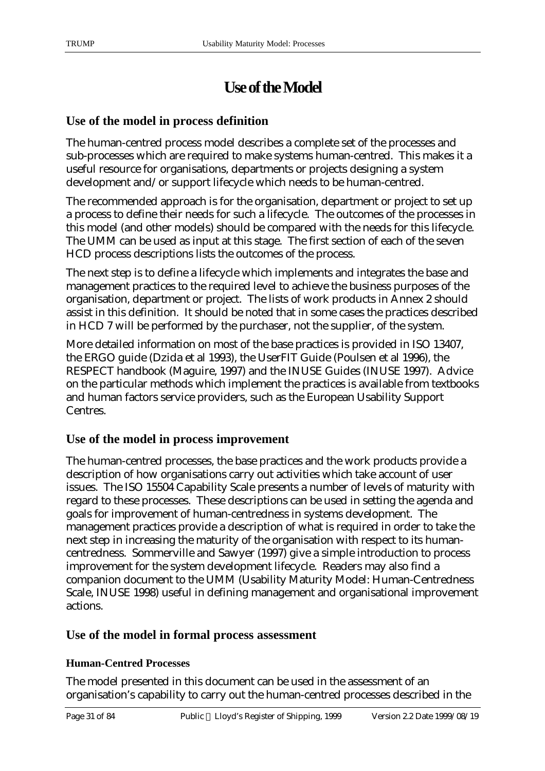# Use of the Model

## Use of the model in process definition

The human-centred process model describes a complete set of the processes and sub-processes which are required to make systems human-centred. This makes it a useful resource for organisations, departments or projects designing a system development and/or support lifecycle which needs to be human-centred.

The recommended approach is for the organisation, department or project to set up a process to define their needs for such a lifecycle. The outcomes of the processes in this model (and other models) should be compared with the needs for this lifecycle. The UMM can be used as input at this stage. The first section of each of the seven HCD process descriptions lists the outcomes of the process.

The next step is to define a lifecycle which implements and integrates the base and management practices to the required level to achieve the business purposes of the organisation, department or project. The lists of work products in Annex 2 should assist in this definition. It should be noted that in some cases the practices described in HCD 7 will be performed by the purchaser, not the supplier, of the system.

More detailed information on most of the base practices is provided in ISO 13407, the ERGO guide (Dzida et al 1993), the UserFIT Guide (Poulsen et al 1996), the RESPECT handbook (Maguire, 1997) and the INUSE Guides (INUSE 1997). Advice on the particular methods which implement the practices is available from textbooks and human factors service providers, such as the European Usability Support Centres.

## Use of the model in process improvement

The human-centred processes, the base practices and the work products provide a description of how organisations carry out activities which take account of user issues. The ISO 15504 Capability Scale presents a number of levels of maturity with regard to these processes. These descriptions can be used in setting the agenda and goals for improvement of human-centredness in systems development. The management practices provide a description of what is required in order to take the next step in increasing the maturity of the organisation with respect to its human-centredness. Sommerville and Sawyer (1997) give a simple introduction to process improvement for the system development lifecycle. Readers may also find a companion document to the UMM (Usability Maturity Model: Human-Centredness Scale, INUSE 1998) useful in defining management and organisational improvement actions.

## Use of the model in formal process assessment

### Human-Centred Processes

The model presented in this document can be used in the assessment of an organisation's capability to carry out the human-centred processes described in the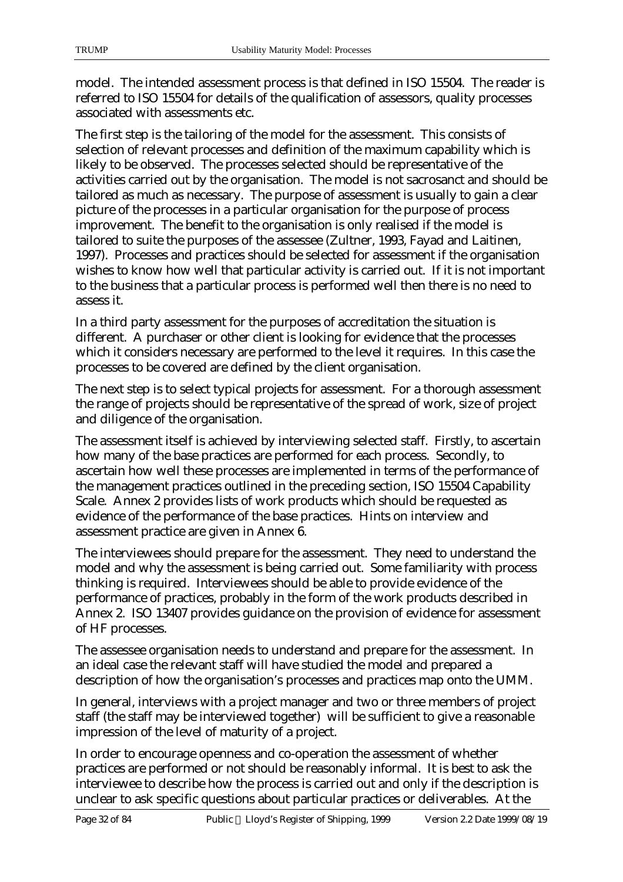model. The intended assessment process is that defined in ISO 15504. The reader is referred to ISO 15504 for details of the qualification of assessors, quality processes associated with assessments etc.

The first step is the tailoring of the model for the assessment. This consists of selection of relevant processes and definition of the maximum capability which is likely to be observed. The processes selected should be representative of the activities carried out by the organisation. The model is not sacrosanct and should be tailored as much as necessary. The purpose of assessment is usually to gain a clear picture of the processes in a particular organisation for the purpose of process improvement. The benefit to the organisation is only realised if the model is tailored to suite the purposes of the assessee (Zultner, 1993, Fayad and Laitinen, 1997). Processes and practices should be selected for assessment if the organisation wishes to know how well that particular activity is carried out. If it is not important to the business that a particular process is performed well then there is no need to assess it.

In a third party assessment for the purposes of accreditation the situation is different. A purchaser or other client is looking for evidence that the processes which it considers necessary are performed to the level it requires. In this case the processes to be covered are defined by the client organisation.

The next step is to select typical projects for assessment. For a thorough assessment the range of projects should be representative of the spread of work, size of project and diligence of the organisation.

The assessment itself is achieved by interviewing selected staff. Firstly, to ascertain how many of the base practices are performed for each process. Secondly, to ascertain how well these processes are implemented in terms of the performance of the management practices outlined in the preceding section, ISO 15504 Capability Scale. Annex 2 provides lists of work products which should be requested as evidence of the performance of the base practices. Hints on interview and assessment practice are given in Annex 6.

The interviewees should prepare for the assessment. They need to understand the model and why the assessment is being carried out. Some familiarity with process thinking is required. Interviewees should be able to provide evidence of the performance of practices, probably in the form of the work products described in Annex 2. ISO 13407 provides guidance on the provision of evidence for assessment of HF processes.

The assessee organisation needs to understand and prepare for the assessment. In an ideal case the relevant staff will have studied the model and prepared a description of how the organisation's processes and practices map onto the UMM.

In general, interviews with a project manager and two or three members of project staff (the staff may be interviewed together) will be sufficient to give a reasonable impression of the level of maturity of a project.

In order to encourage openness and co-operation the assessment of whether practices are performed or not should be reasonably informal. It is best to ask the interviewee to describe how the process is carried out and only if the description is unclear to ask specific questions about particular practices or deliverables. At the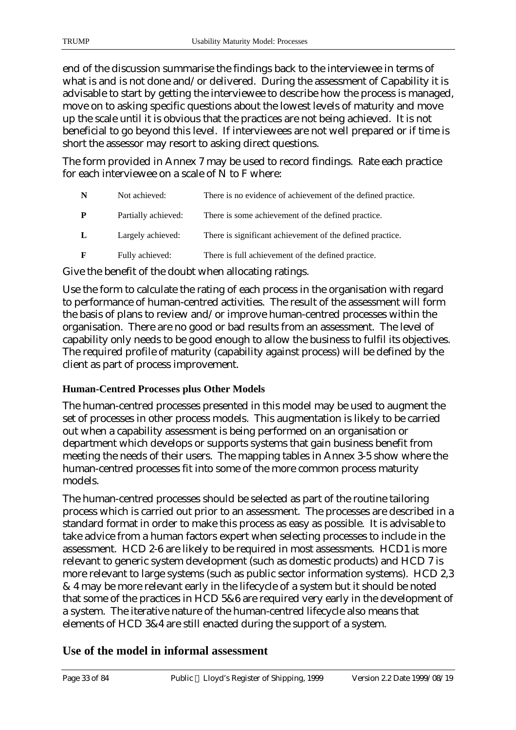end of the discussion summarise the findings back to the interviewee in terms of what is and is not done and/or delivered. During the assessment of Capability it is advisable to start by getting the interviewee to describe how the process is managed, move on to asking specific questions about the lowest levels of maturity and move up the scale until it is obvious that the practices are not being achieved. It is not beneficial to go beyond this level. If interviewees are not well prepared or if time is short the assessor may resort to asking direct questions.

The form provided in Annex 7 may be used to record findings. Rate each practice for each interviewee on a scale of N to F where:

| | | |
|---|---|---|
| **N** | Not achieved: | There is no evidence of achievement of the defined practice. |
| **P** | Partially achieved: | There is some achievement of the defined practice. |
| **L** | Largely achieved: | There is significant achievement of the defined practice. |
| **F** | Fully achieved: | There is full achievement of the defined practice. |

Give the benefit of the doubt when allocating ratings.

Use the form to calculate the rating of each process in the organisation with regard to performance of human-centred activities. The result of the assessment will form the basis of plans to review and/or improve human-centred processes within the organisation. There are no good or bad results from an assessment. The level of capability only needs to be good enough to allow the business to fulfil its objectives. The required profile of maturity (capability against process) will be defined by the client as part of process improvement.

### Human-Centred Processes plus Other Models

The human-centred processes presented in this model may be used to augment the set of processes in other process models. This augmentation is likely to be carried out when a capability assessment is being performed on an organisation or department which develops or supports systems that gain business benefit from meeting the needs of their users. The mapping tables in Annex 3-5 show where the human-centred processes fit into some of the more common process maturity models.

The human-centred processes should be selected as part of the routine tailoring process which is carried out prior to an assessment. The processes are described in a standard format in order to make this process as easy as possible. It is advisable to take advice from a human factors expert when selecting processes to include in the assessment. HCD 2-6 are likely to be required in most assessments. HCD1 is more relevant to generic system development (such as domestic products) and HCD 7 is more relevant to large systems (such as public sector information systems). HCD 2,3 & 4 may be more relevant early in the lifecycle of a system but it should be noted that some of the practices in HCD 5&6 are required very early in the development of a system. The iterative nature of the human-centred lifecycle also means that elements of HCD 3&4 are still enacted during the support of a system.

## Use of the model in informal assessment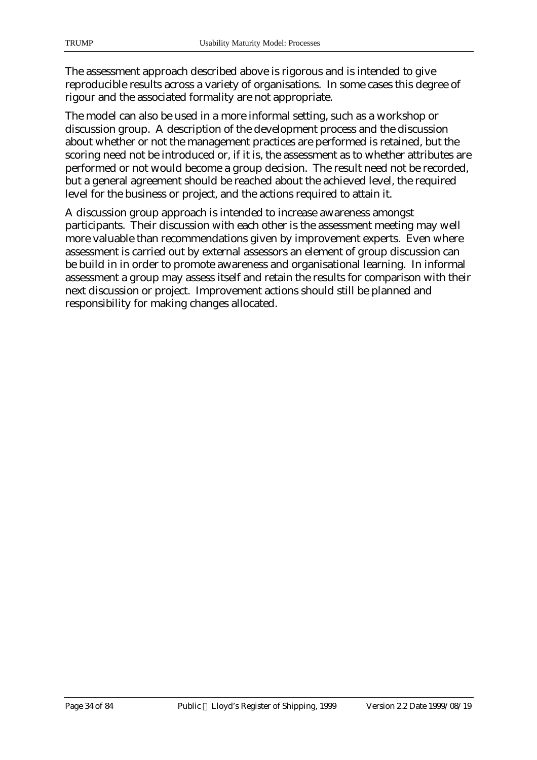The assessment approach described above is rigorous and is intended to give reproducible results across a variety of organisations. In some cases this degree of rigour and the associated formality are not appropriate.

The model can also be used in a more informal setting, such as a workshop or discussion group. A description of the development process and the discussion about whether or not the management practices are performed is retained, but the scoring need not be introduced or, if it is, the assessment as to whether attributes are performed or not would become a group decision. The result need not be recorded, but a general agreement should be reached about the achieved level, the required level for the business or project, and the actions required to attain it.

A discussion group approach is intended to increase awareness amongst participants. Their discussion with each other is the assessment meeting may well more valuable than recommendations given by improvement experts. Even where assessment is carried out by external assessors an element of group discussion can be build in in order to promote awareness and organisational learning. In informal assessment a group may assess itself and retain the results for comparison with their next discussion or project. Improvement actions should still be planned and responsibility for making changes allocated.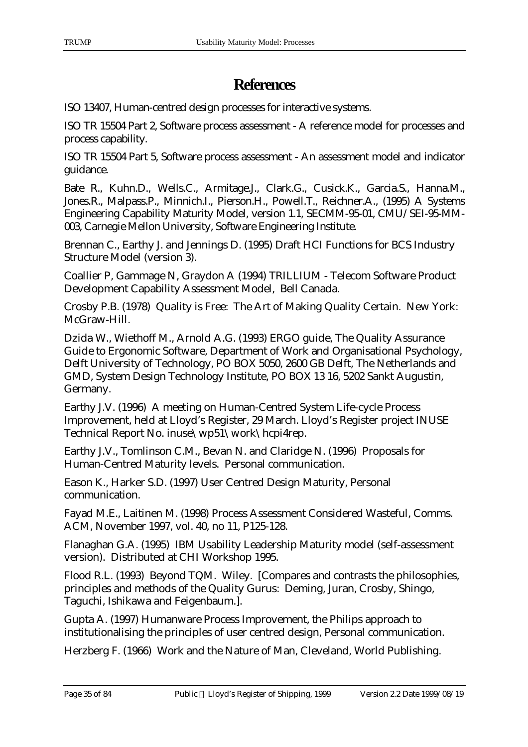# References

ISO 13407, Human-centred design processes for interactive systems.

ISO TR 15504 Part 2, Software process assessment - A reference model for processes and process capability.

ISO TR 15504 Part 5, Software process assessment - An assessment model and indicator guidance.

Bate R., Kuhn.D., Wells.C., Armitage.J., Clark.G., Cusick.K., Garcia.S., Hanna.M., Jones.R., Malpass.P., Minnich.I., Pierson.H., Powell.T., Reichner.A., (1995) A Systems Engineering Capability Maturity Model, version 1.1, SECMM-95-01, CMU/SEI-95-MM-003, Carnegie Mellon University, Software Engineering Institute.

Brennan C., Earthy J. and Jennings D. (1995) Draft HCI Functions for BCS Industry Structure Model (version 3).

Coallier P, Gammage N, Graydon A (1994) TRILLIUM - Telecom Software Product Development Capability Assessment Model, Bell Canada.

Crosby P.B. (1978) Quality is Free: The Art of Making Quality Certain. New York: McGraw-Hill.

Dzida W., Wiethoff M., Arnold A.G. (1993) ERGO guide, The Quality Assurance Guide to Ergonomic Software, Department of Work and Organisational Psychology, Delft University of Technology, PO BOX 5050, 2600 GB Delft, The Netherlands and GMD, System Design Technology Institute, PO BOX 13 16, 5202 Sankt Augustin, Germany.

Earthy J.V. (1996) A meeting on Human-Centred System Life-cycle Process Improvement, held at Lloyd's Register, 29 March. Lloyd's Register project INUSE Technical Report No. inuse\wp51\work\hcpi4rep.

Earthy J.V., Tomlinson C.M., Bevan N. and Claridge N. (1996) Proposals for Human-Centred Maturity levels. Personal communication.

Eason K., Harker S.D. (1997) User Centred Design Maturity, Personal communication.

Fayad M.E., Laitinen M. (1998) Process Assessment Considered Wasteful, Comms. ACM, November 1997, vol. 40, no 11, P125-128.

Flanaghan G.A. (1995) IBM Usability Leadership Maturity model (self-assessment version). Distributed at CHI Workshop 1995.

Flood R.L. (1993) Beyond TQM. Wiley. [Compares and contrasts the philosophies, principles and methods of the Quality Gurus: Deming, Juran, Crosby, Shingo, Taguchi, Ishikawa and Feigenbaum.].

Gupta A. (1997) Humanware Process Improvement, the Philips approach to institutionalising the principles of user centred design, Personal communication.

Herzberg F. (1966) Work and the Nature of Man, Cleveland, World Publishing.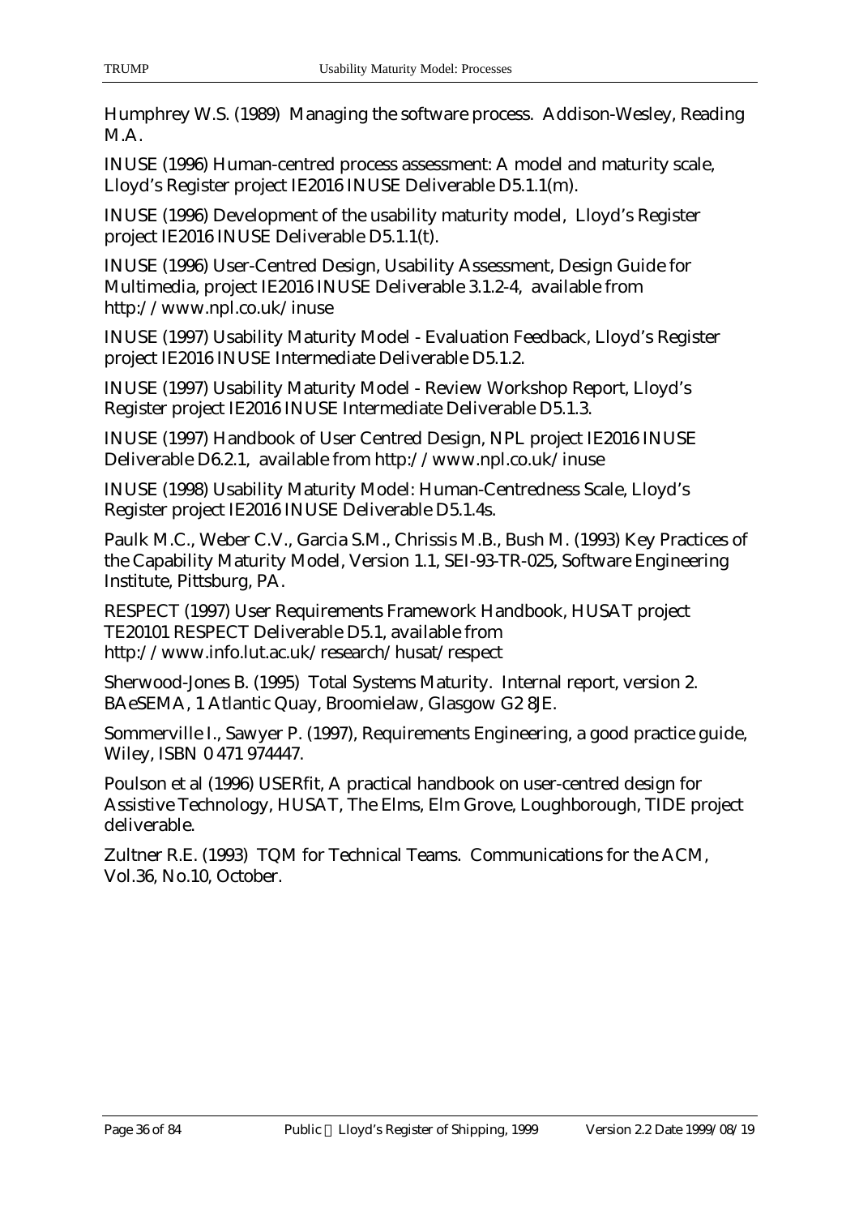Humphrey W.S. (1989) Managing the software process. Addison-Wesley, Reading M.A.

INUSE (1996) Human-centred process assessment: A model and maturity scale, Lloyd's Register project IE2016 INUSE Deliverable D5.1.1(m).

INUSE (1996) Development of the usability maturity model, Lloyd's Register project IE2016 INUSE Deliverable D5.1.1(t).

INUSE (1996) User-Centred Design, Usability Assessment, Design Guide for Multimedia, project IE2016 INUSE Deliverable 3.1.2-4, available from http://www.npl.co.uk/inuse

INUSE (1997) Usability Maturity Model - Evaluation Feedback, Lloyd's Register project IE2016 INUSE Intermediate Deliverable D5.1.2.

INUSE (1997) Usability Maturity Model - Review Workshop Report, Lloyd's Register project IE2016 INUSE Intermediate Deliverable D5.1.3.

INUSE (1997) Handbook of User Centred Design, NPL project IE2016 INUSE Deliverable D6.2.1, available from http://www.npl.co.uk/inuse

INUSE (1998) Usability Maturity Model: Human-Centredness Scale, Lloyd's Register project IE2016 INUSE Deliverable D5.1.4s.

Paulk M.C., Weber C.V., Garcia S.M., Chrissis M.B., Bush M. (1993) Key Practices of the Capability Maturity Model, Version 1.1, SEI-93-TR-025, Software Engineering Institute, Pittsburg, PA.

RESPECT (1997) User Requirements Framework Handbook, HUSAT project TE20101 RESPECT Deliverable D5.1, available from http://www.info.lut.ac.uk/research/husat/respect

Sherwood-Jones B. (1995) Total Systems Maturity. Internal report, version 2. BAeSEMA, 1 Atlantic Quay, Broomielaw, Glasgow G2 8JE.

Sommerville I., Sawyer P. (1997), Requirements Engineering, a good practice guide, Wiley, ISBN 0 471 974447.

Poulson et al (1996) USERfit, A practical handbook on user-centred design for Assistive Technology, HUSAT, The Elms, Elm Grove, Loughborough, TIDE project deliverable.

Zultner R.E. (1993) TQM for Technical Teams. Communications for the ACM, Vol.36, No.10, October.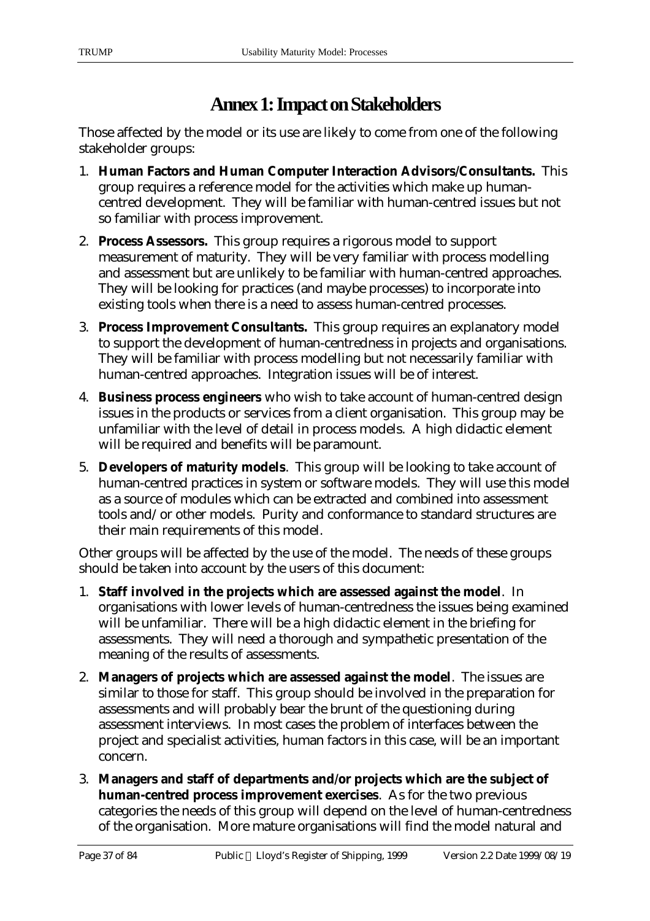# Annex 1: Impact on Stakeholders

Those affected by the model or its use are likely to come from one of the following stakeholder groups:

1. **Human Factors and Human Computer Interaction Advisors/Consultants.** This group requires a reference model for the activities which make up human-centred development. They will be familiar with human-centred issues but not so familiar with process improvement.
2. **Process Assessors.** This group requires a rigorous model to support measurement of maturity. They will be very familiar with process modelling and assessment but are unlikely to be familiar with human-centred approaches. They will be looking for practices (and maybe processes) to incorporate into existing tools when there is a need to assess human-centred processes.
3. **Process Improvement Consultants.** This group requires an explanatory model to support the development of human-centredness in projects and organisations. They will be familiar with process modelling but not necessarily familiar with human-centred approaches. Integration issues will be of interest.
4. **Business process engineers** who wish to take account of human-centred design issues in the products or services from a client organisation. This group may be unfamiliar with the level of detail in process models. A high didactic element will be required and benefits will be paramount.
5. **Developers of maturity models**. This group will be looking to take account of human-centred practices in system or software models. They will use this model as a source of modules which can be extracted and combined into assessment tools and/or other models. Purity and conformance to standard structures are their main requirements of this model.

Other groups will be affected by the use of the model. The needs of these groups should be taken into account by the users of this document:

1. **Staff involved in the projects which are assessed against the model**. In organisations with lower levels of human-centredness the issues being examined will be unfamiliar. There will be a high didactic element in the briefing for assessments. They will need a thorough and sympathetic presentation of the meaning of the results of assessments.
2. **Managers of projects which are assessed against the model**. The issues are similar to those for staff. This group should be involved in the preparation for assessments and will probably bear the brunt of the questioning during assessment interviews. In most cases the problem of interfaces between the project and specialist activities, human factors in this case, will be an important concern.
3. **Managers and staff of departments and/or projects which are the subject of human-centred process improvement exercises**. As for the two previous categories the needs of this group will depend on the level of human-centredness of the organisation. More mature organisations will find the model natural and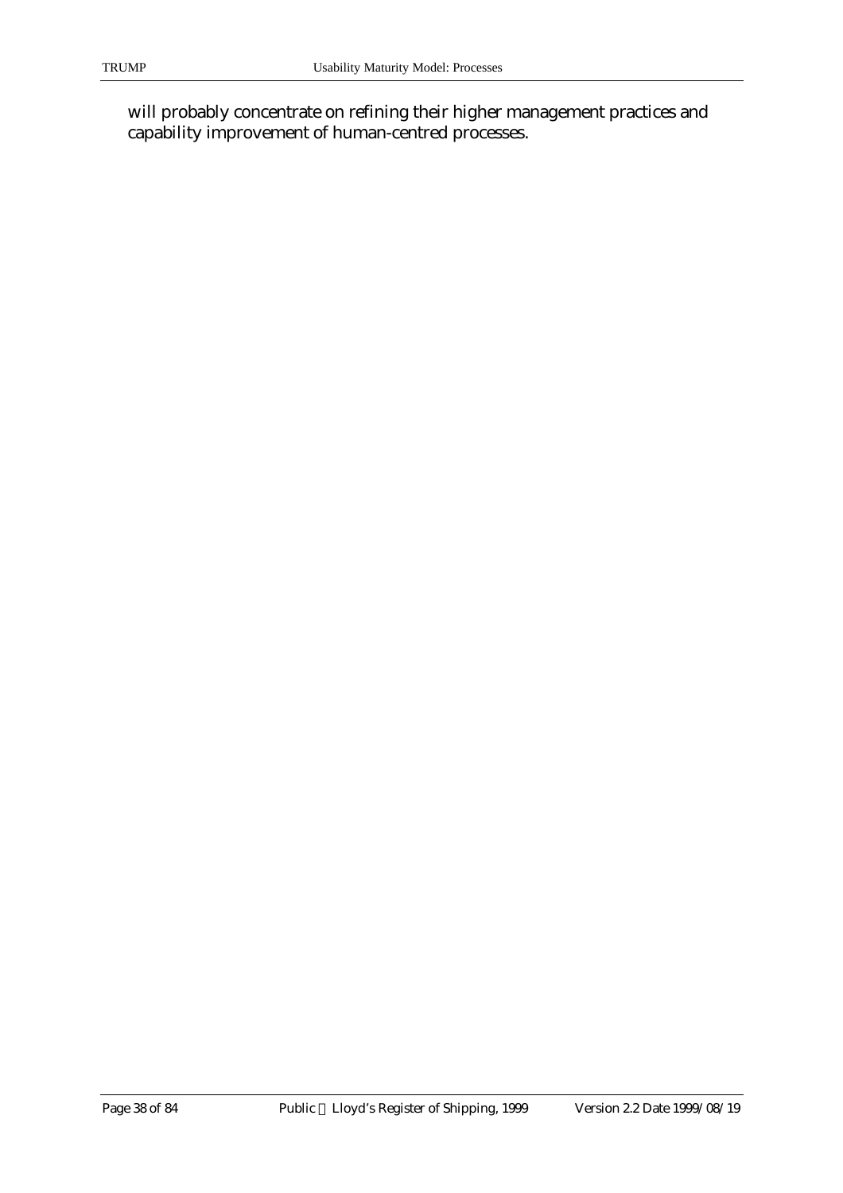will probably concentrate on refining their higher management practices and capability improvement of human-centred processes.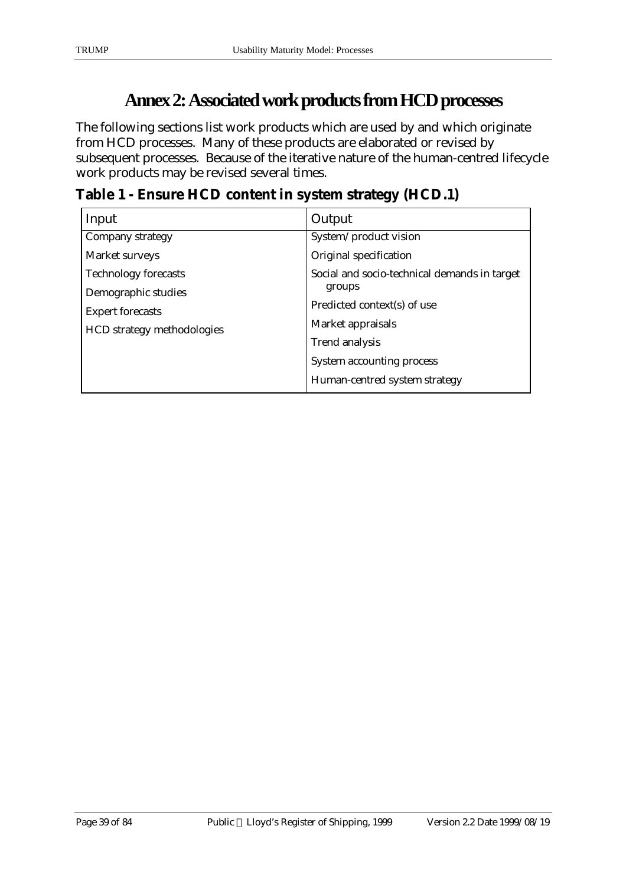# Annex 2: Associated work products from HCD processes

The following sections list work products which are used by and which originate from HCD processes. Many of these products are elaborated or revised by subsequent processes. Because of the iterative nature of the human-centred lifecycle work products may be revised several times.

## Table 1 - Ensure HCD content in system strategy (HCD.1)

| Input | Output |
|---|---|
| Company strategy | System/product vision |
| Market surveys | Original specification |
| Technology forecasts | Social and socio-technical demands in target groups |
| Demographic studies | Predicted context(s) of use |
| Expert forecasts | Market appraisals |
| HCD strategy methodologies | Trend analysis |
| | System accounting process |
| | Human-centred system strategy |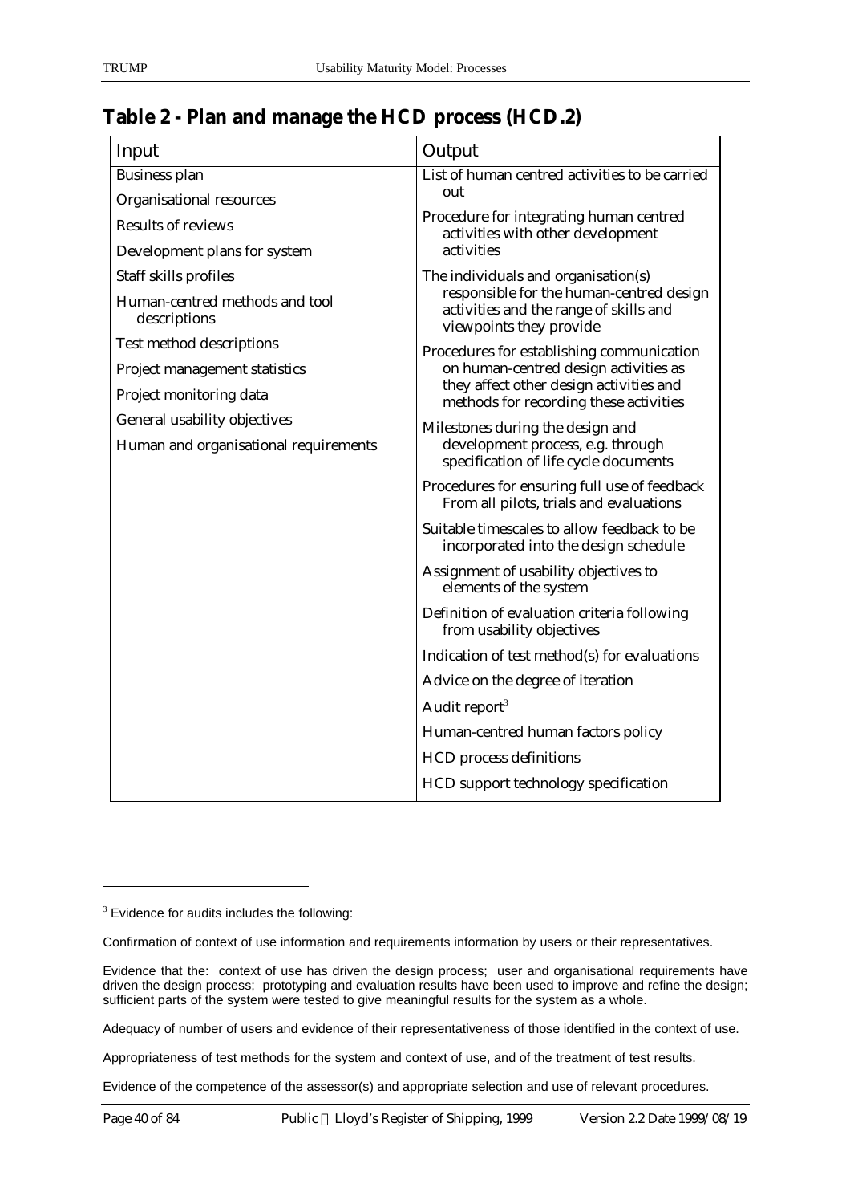## Table 2 - Plan and manage the HCD process (HCD.2)

| Input | Output |
|---|---|
| Business plan | List of human centred activities to be carried out |
| Organisational resources | Procedure for integrating human centred activities with other development activities |
| Results of reviews | The individuals and organisation(s) responsible for the human-centred design activities and the range of skills and viewpoints they provide |
| Development plans for system | Procedures for establishing communication on human-centred design activities as they affect other design activities and methods for recording these activities |
| Staff skills profiles | Milestones during the design and development process, e.g. through specification of life cycle documents |
| Human-centred methods and tool descriptions | Procedures for ensuring full use of feedback From all pilots, trials and evaluations |
| Test method descriptions | Suitable timescales to allow feedback to be incorporated into the design schedule |
| Project management statistics | Assignment of usability objectives to elements of the system |
| Project monitoring data | Definition of evaluation criteria following from usability objectives |
| General usability objectives | Indication of test method(s) for evaluations |
| Human and organisational requirements | Advice on the degree of iteration |
| | Audit report[3] |
| | Human-centred human factors policy |
| | HCD process definitions |
| | HCD support technology specification |

[3] Evidence for audits includes the following:

Confirmation of context of use information and requirements information by users or their representatives.

Evidence that the: context of use has driven the design process; user and organisational requirements have driven the design process; prototyping and evaluation results have been used to improve and refine the design; sufficient parts of the system were tested to give meaningful results for the system as a whole.

Adequacy of number of users and evidence of their representativeness of those identified in the context of use.

Appropriateness of test methods for the system and context of use, and of the treatment of test results.

Evidence of the competence of the assessor(s) and appropriate selection and use of relevant procedures.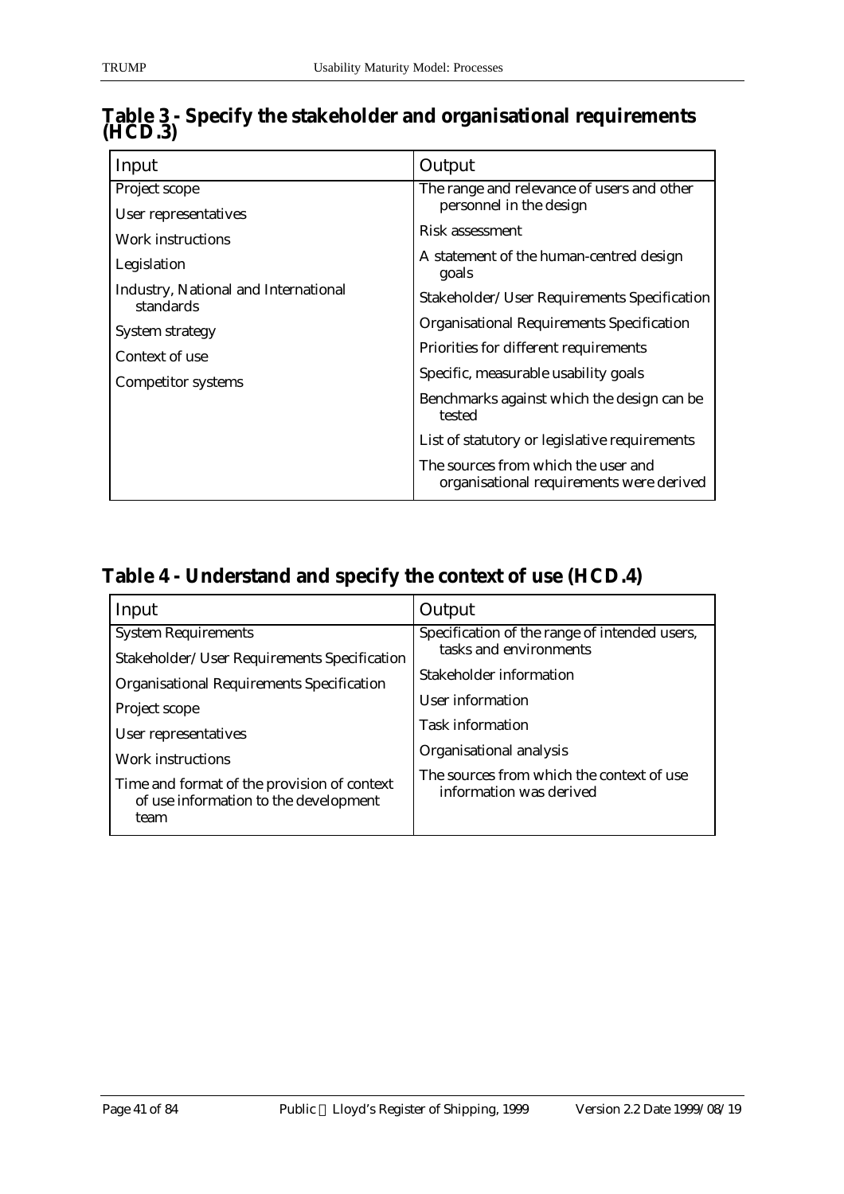## Table 3 - Specify the stakeholder and organisational requirements (HCD.3)

| Input | Output |
|---|---|
| Project scope | The range and relevance of users and other personnel in the design |
| User representatives | Risk assessment |
| Work instructions | A statement of the human-centred design goals |
| Legislation | Stakeholder/User Requirements Specification |
| Industry, National and International standards | Organisational Requirements Specification |
| System strategy | Priorities for different requirements |
| Context of use | Specific, measurable usability goals |
| Competitor systems | Benchmarks against which the design can be tested |
| | List of statutory or legislative requirements |
| | The sources from which the user and organisational requirements were derived |

## Table 4 - Understand and specify the context of use (HCD.4)

| Input | Output |
|---|---|
| System Requirements | Specification of the range of intended users, tasks and environments |
| Stakeholder/User Requirements Specification | Stakeholder information |
| Organisational Requirements Specification | User information |
| Project scope | Task information |
| User representatives | Organisational analysis |
| Work instructions | The sources from which the context of use information was derived |
| Time and format of the provision of context of use information to the development team | |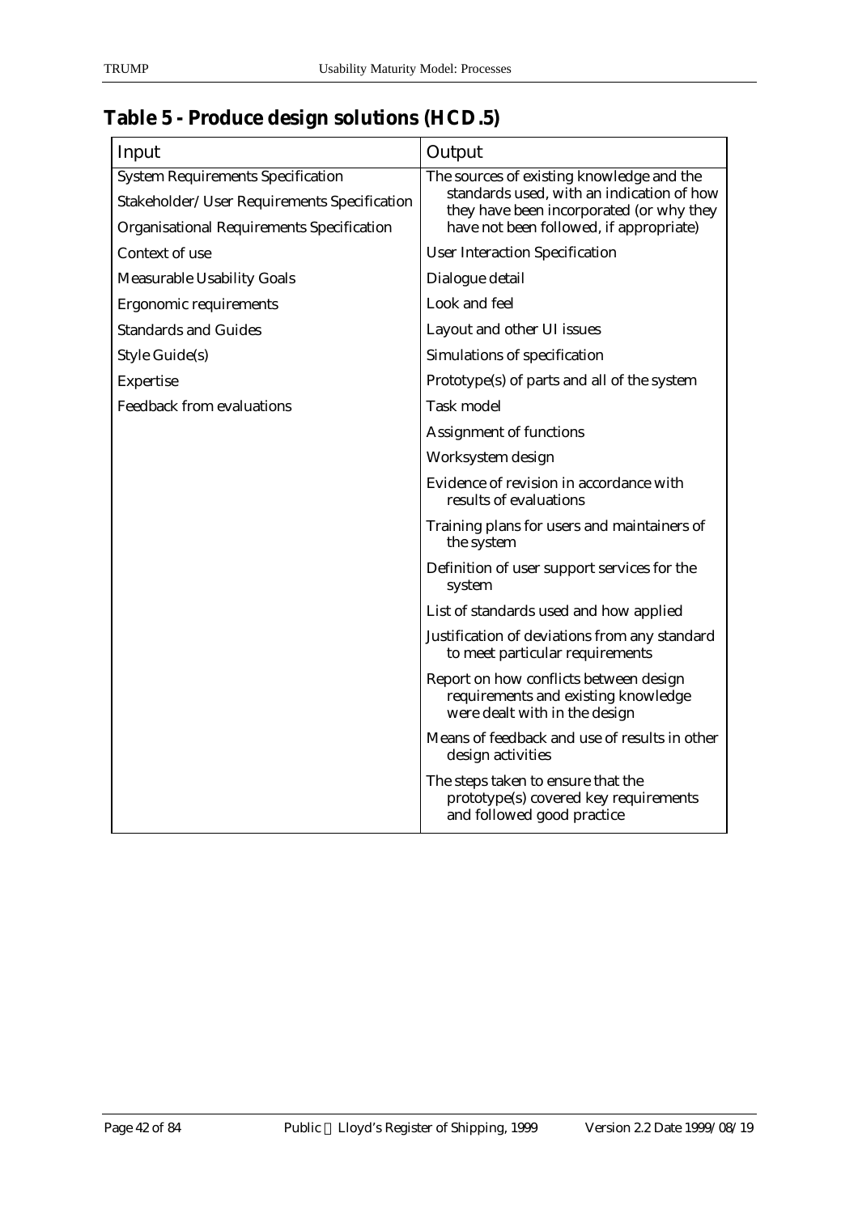## Table 5 - Produce design solutions (HCD.5)

| Input | Output |
|---|---|
| System Requirements Specification | The sources of existing knowledge and the standards used, with an indication of how they have been incorporated (or why they have not been followed, if appropriate) |
| Stakeholder/User Requirements Specification | User Interaction Specification |
| Organisational Requirements Specification | Dialogue detail |
| Context of use | Look and feel |
| Measurable Usability Goals | Layout and other UI issues |
| Ergonomic requirements | Simulations of specification |
| Standards and Guides | Prototype(s) of parts and all of the system |
| Style Guide(s) | Task model |
| Expertise | Assignment of functions |
| Feedback from evaluations | Worksystem design |
| | Evidence of revision in accordance with results of evaluations |
| | Training plans for users and maintainers of the system |
| | Definition of user support services for the system |
| | List of standards used and how applied |
| | Justification of deviations from any standard to meet particular requirements |
| | Report on how conflicts between design requirements and existing knowledge were dealt with in the design |
| | Means of feedback and use of results in other design activities |
| | The steps taken to ensure that the prototype(s) covered key requirements and followed good practice |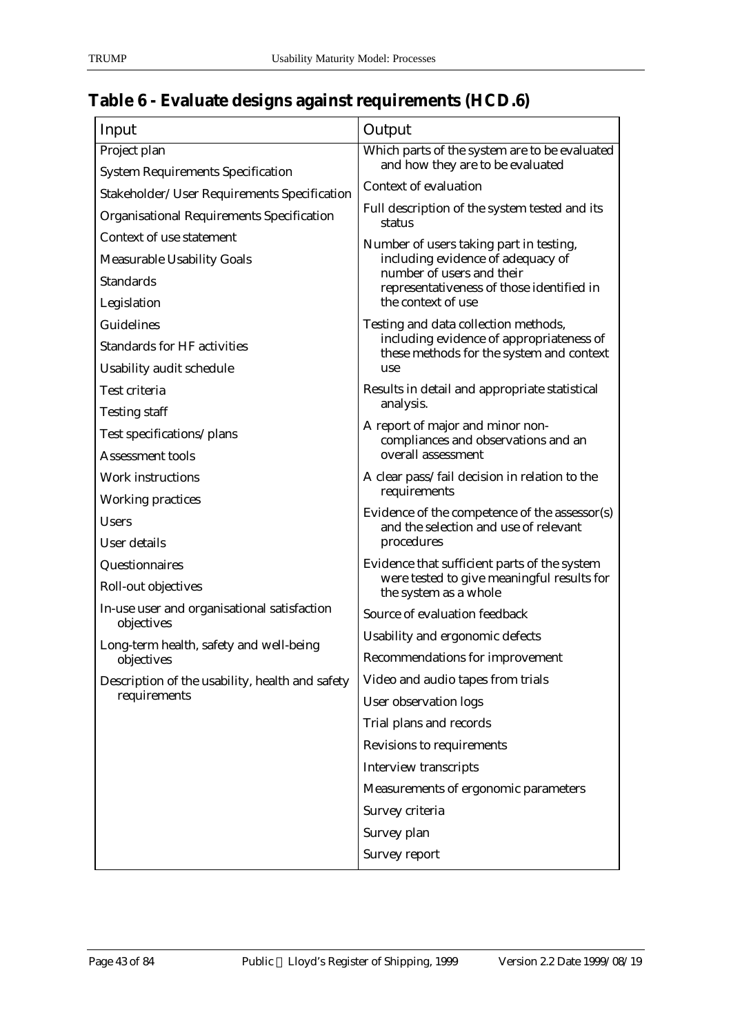## Table 6 - Evaluate designs against requirements (HCD.6)

| Input | Output |
|---|---|
| Project plan | Which parts of the system are to be evaluated and how they are to be evaluated |
| System Requirements Specification | Context of evaluation |
| Stakeholder/User Requirements Specification | Full description of the system tested and its status |
| Organisational Requirements Specification | Number of users taking part in testing, including evidence of adequacy of number of users and their representativeness of those identified in the context of use |
| Context of use statement | Testing and data collection methods, including evidence of appropriateness of these methods for the system and context use |
| Measurable Usability Goals | Results in detail and appropriate statistical analysis. |
| Standards | A report of major and minor non-compliances and observations and an overall assessment |
| Legislation | A clear pass/fail decision in relation to the requirements |
| Guidelines | Evidence of the competence of the assessor(s) and the selection and use of relevant procedures |
| Standards for HF activities | Evidence that sufficient parts of the system were tested to give meaningful results for the system as a whole |
| Usability audit schedule | Source of evaluation feedback |
| Test criteria | Usability and ergonomic defects |
| Testing staff | Recommendations for improvement |
| Test specifications/plans | Video and audio tapes from trials |
| Assessment tools | User observation logs |
| Work instructions | Trial plans and records |
| Working practices | Revisions to requirements |
| Users | Interview transcripts |
| User details | Measurements of ergonomic parameters |
| Questionnaires | Survey criteria |
| Roll-out objectives | Survey plan |
| In-use user and organisational satisfaction objectives | Survey report |
| Long-term health, safety and well-being objectives | |
| Description of the usability, health and safety requirements | |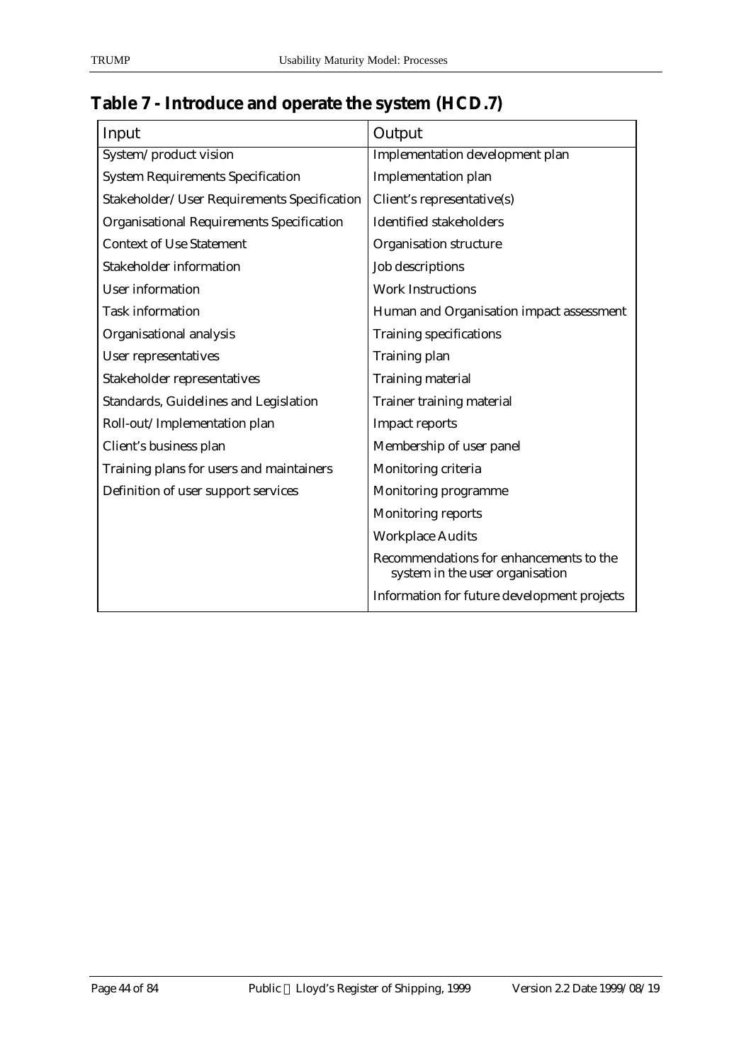## Table 7 - Introduce and operate the system (HCD.7)

| Input | Output |
|---|---|
| System/product vision | Implementation development plan |
| System Requirements Specification | Implementation plan |
| Stakeholder/User Requirements Specification | Client's representative(s) |
| Organisational Requirements Specification | Identified stakeholders |
| Context of Use Statement | Organisation structure |
| Stakeholder information | Job descriptions |
| User information | Work Instructions |
| Task information | Human and Organisation impact assessment |
| Organisational analysis | Training specifications |
| User representatives | Training plan |
| Stakeholder representatives | Training material |
| Standards, Guidelines and Legislation | Trainer training material |
| Roll-out/Implementation plan | Impact reports |
| Client's business plan | Membership of user panel |
| Training plans for users and maintainers | Monitoring criteria |
| Definition of user support services | Monitoring programme |
| | Monitoring reports |
| | Workplace Audits |
| | Recommendations for enhancements to the system in the user organisation |
| | Information for future development projects |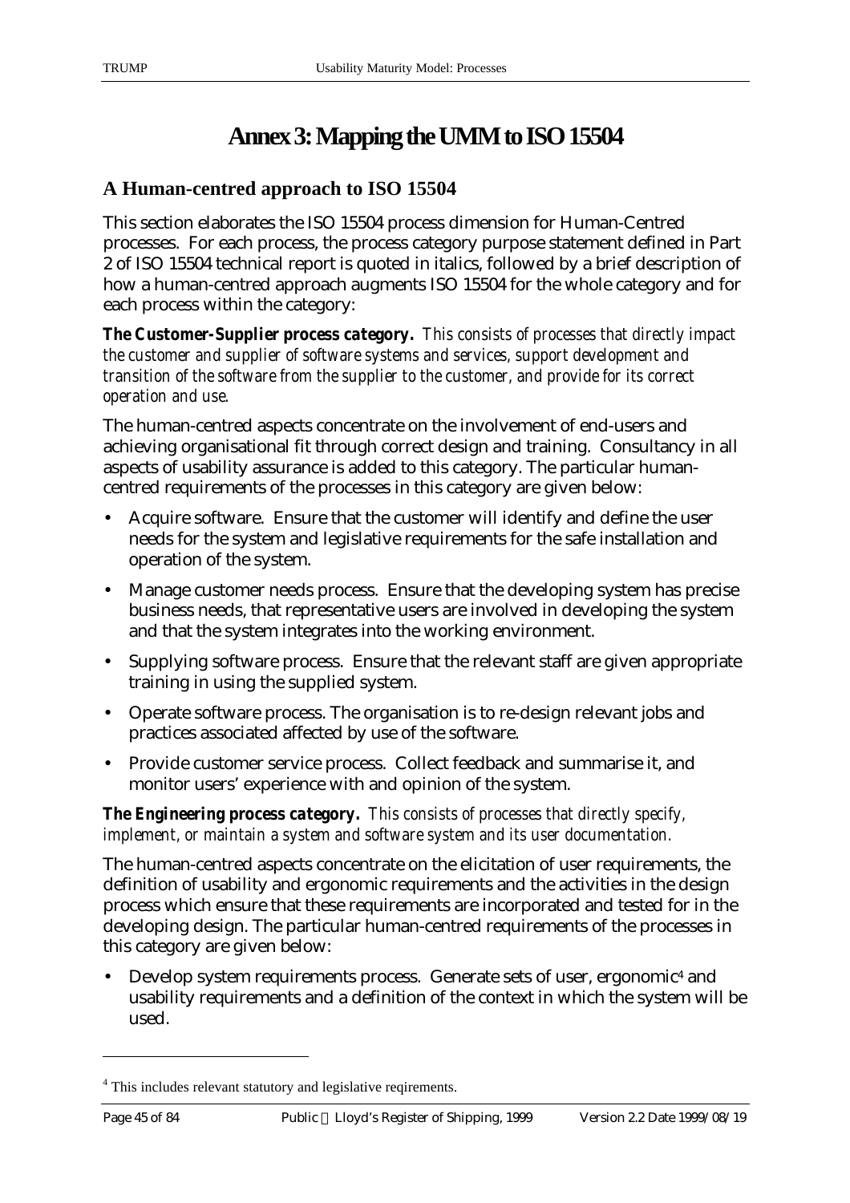# Annex 3: Mapping the UMM to ISO 15504

## A Human-centred approach to ISO 15504

This section elaborates the ISO 15504 process dimension for Human-Centred processes. For each process, the process category purpose statement defined in Part 2 of ISO 15504 technical report is quoted in italics, followed by a brief description of how a human-centred approach augments ISO 15504 for the whole category and for each process within the category:

***The Customer-Supplier process category.*** *This consists of processes that directly impact the customer and supplier of software systems and services, support development and transition of the software from the supplier to the customer, and provide for its correct operation and use.*

The human-centred aspects concentrate on the involvement of end-users and achieving organisational fit through correct design and training. Consultancy in all aspects of usability assurance is added to this category. The particular human-centred requirements of the processes in this category are given below:

- Acquire software. Ensure that the customer will identify and define the user needs for the system and legislative requirements for the safe installation and operation of the system.
- Manage customer needs process. Ensure that the developing system has precise business needs, that representative users are involved in developing the system and that the system integrates into the working environment.
- Supplying software process. Ensure that the relevant staff are given appropriate training in using the supplied system.
- Operate software process. The organisation is to re-design relevant jobs and practices associated affected by use of the software.
- Provide customer service process. Collect feedback and summarise it, and monitor users' experience with and opinion of the system.

***The Engineering process category.*** *This consists of processes that directly specify, implement, or maintain a system and software system and its user documentation.*

The human-centred aspects concentrate on the elicitation of user requirements, the definition of usability and ergonomic requirements and the activities in the design process which ensure that these requirements are incorporated and tested for in the developing design. The particular human-centred requirements of the processes in this category are given below:

- Develop system requirements process. Generate sets of user, ergonomic[4] and usability requirements and a definition of the context in which the system will be used.

[4] This includes relevant statutory and legislative reqirements.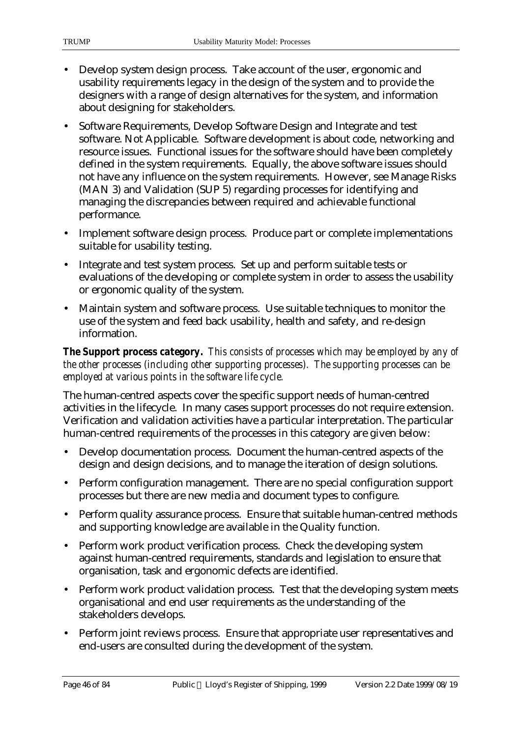- Develop system design process. Take account of the user, ergonomic and usability requirements legacy in the design of the system and to provide the designers with a range of design alternatives for the system, and information about designing for stakeholders.
- Software Requirements, Develop Software Design and Integrate and test software. Not Applicable. Software development is about code, networking and resource issues. Functional issues for the software should have been completely defined in the system requirements. Equally, the above software issues should not have any influence on the system requirements. However, see Manage Risks (MAN 3) and Validation (SUP 5) regarding processes for identifying and managing the discrepancies between required and achievable functional performance.
- Implement software design process. Produce part or complete implementations suitable for usability testing.
- Integrate and test system process. Set up and perform suitable tests or evaluations of the developing or complete system in order to assess the usability or ergonomic quality of the system.
- Maintain system and software process. Use suitable techniques to monitor the use of the system and feed back usability, health and safety, and re-design information.

***The Support process category.*** *This consists of processes which may be employed by any of the other processes (including other supporting processes). The supporting processes can be employed at various points in the software life cycle.*

The human-centred aspects cover the specific support needs of human-centred activities in the lifecycle. In many cases support processes do not require extension. Verification and validation activities have a particular interpretation. The particular human-centred requirements of the processes in this category are given below:

- Develop documentation process. Document the human-centred aspects of the design and design decisions, and to manage the iteration of design solutions.
- Perform configuration management. There are no special configuration support processes but there are new media and document types to configure.
- Perform quality assurance process. Ensure that suitable human-centred methods and supporting knowledge are available in the Quality function.
- Perform work product verification process. Check the developing system against human-centred requirements, standards and legislation to ensure that organisation, task and ergonomic defects are identified.
- Perform work product validation process. Test that the developing system meets organisational and end user requirements as the understanding of the stakeholders develops.
- Perform joint reviews process. Ensure that appropriate user representatives and end-users are consulted during the development of the system.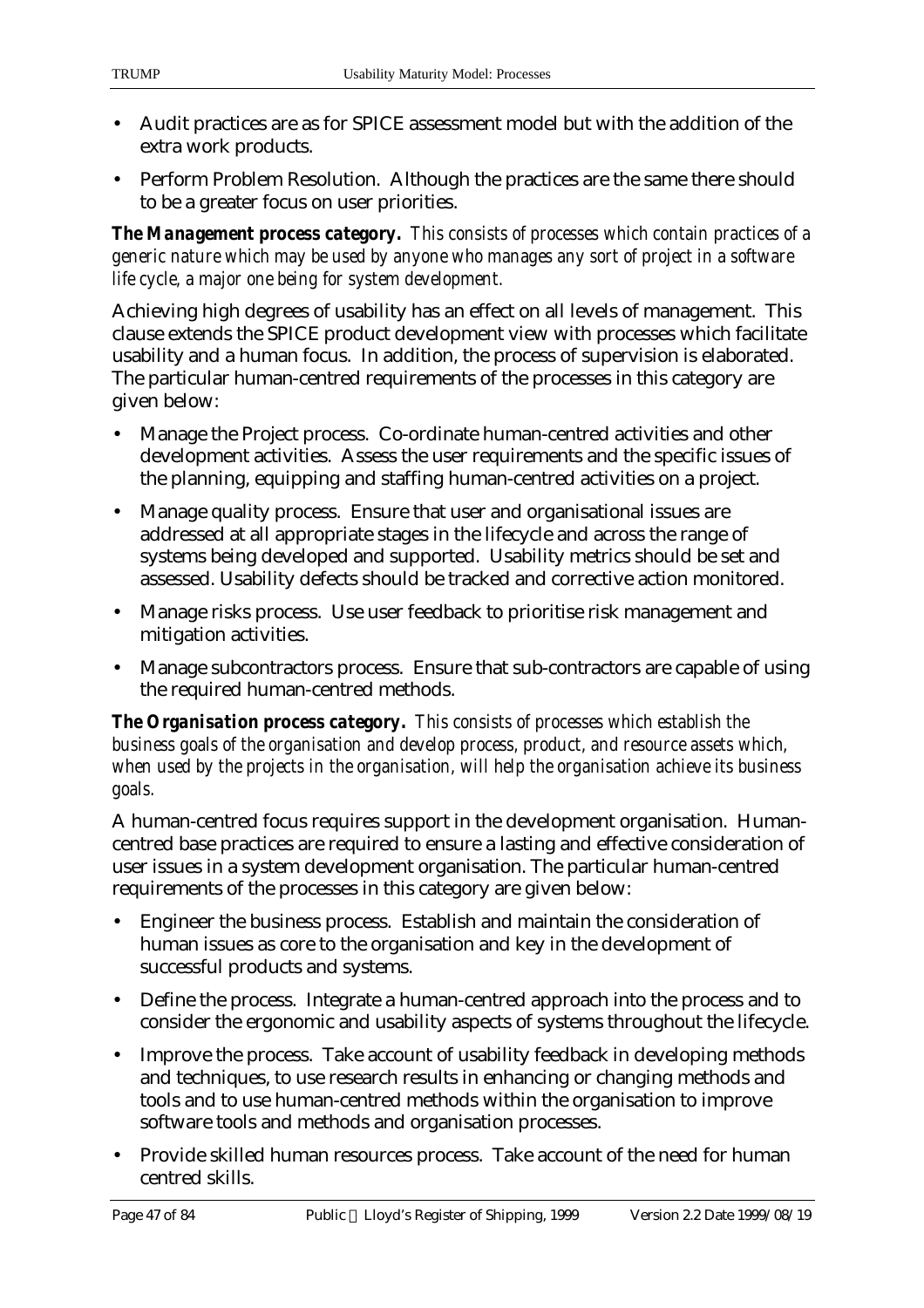- Audit practices are as for SPICE assessment model but with the addition of the extra work products.
- Perform Problem Resolution. Although the practices are the same there should to be a greater focus on user priorities.

***The Management process category.*** *This consists of processes which contain practices of a generic nature which may be used by anyone who manages any sort of project in a software life cycle, a major one being for system development.*

Achieving high degrees of usability has an effect on all levels of management. This clause extends the SPICE product development view with processes which facilitate usability and a human focus. In addition, the process of supervision is elaborated. The particular human-centred requirements of the processes in this category are given below:

- Manage the Project process. Co-ordinate human-centred activities and other development activities. Assess the user requirements and the specific issues of the planning, equipping and staffing human-centred activities on a project.
- Manage quality process. Ensure that user and organisational issues are addressed at all appropriate stages in the lifecycle and across the range of systems being developed and supported. Usability metrics should be set and assessed. Usability defects should be tracked and corrective action monitored.
- Manage risks process. Use user feedback to prioritise risk management and mitigation activities.
- Manage subcontractors process. Ensure that sub-contractors are capable of using the required human-centred methods.

***The Organisation process category.*** *This consists of processes which establish the business goals of the organisation and develop process, product, and resource assets which, when used by the projects in the organisation, will help the organisation achieve its business goals.*

A human-centred focus requires support in the development organisation. Human-centred base practices are required to ensure a lasting and effective consideration of user issues in a system development organisation. The particular human-centred requirements of the processes in this category are given below:

- Engineer the business process. Establish and maintain the consideration of human issues as core to the organisation and key in the development of successful products and systems.
- Define the process. Integrate a human-centred approach into the process and to consider the ergonomic and usability aspects of systems throughout the lifecycle.
- Improve the process. Take account of usability feedback in developing methods and techniques, to use research results in enhancing or changing methods and tools and to use human-centred methods within the organisation to improve software tools and methods and organisation processes.
- Provide skilled human resources process. Take account of the need for human centred skills.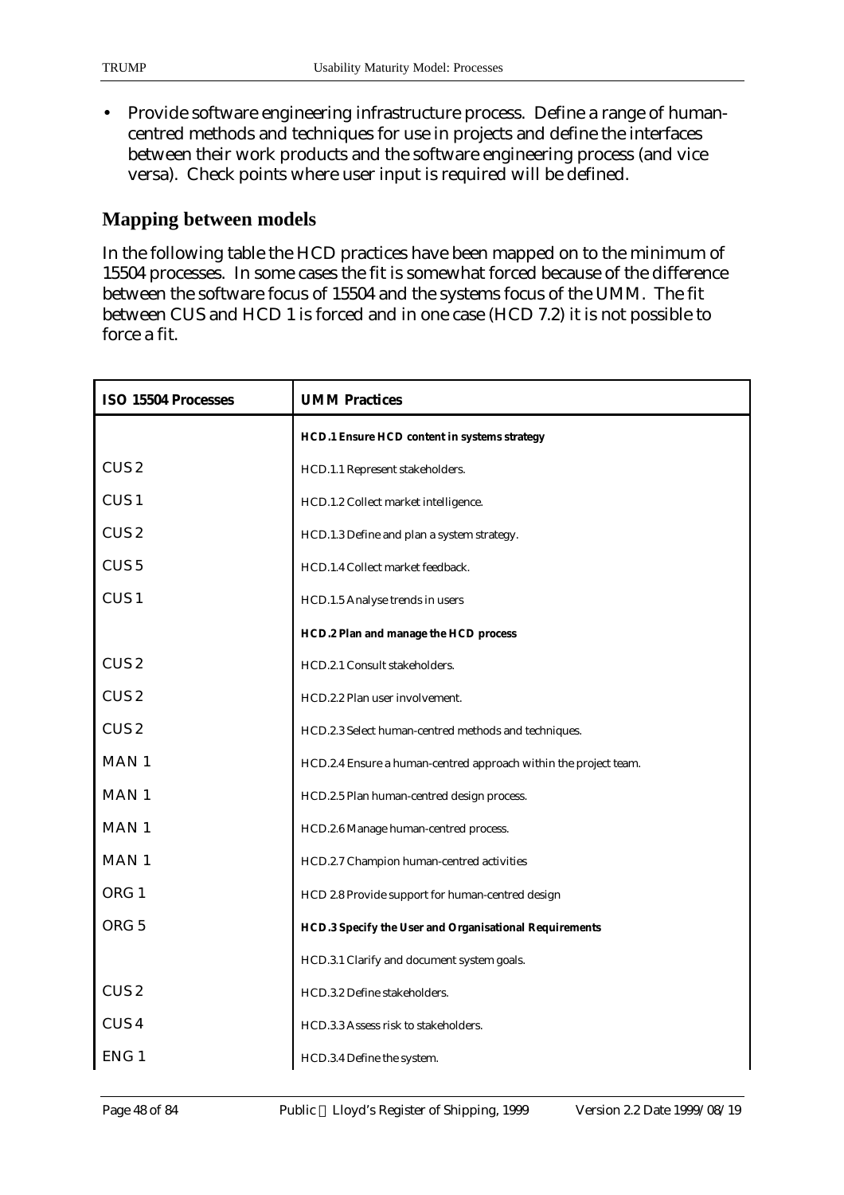- Provide software engineering infrastructure process. Define a range of human-centred methods and techniques for use in projects and define the interfaces between their work products and the software engineering process (and vice versa). Check points where user input is required will be defined.

## Mapping between models

In the following table the HCD practices have been mapped on to the minimum of 15504 processes. In some cases the fit is somewhat forced because of the difference between the software focus of 15504 and the systems focus of the UMM. The fit between CUS and HCD 1 is forced and in one case (HCD 7.2) it is not possible to force a fit.

| ISO 15504 Processes | UMM Practices |
|---|---|
| | **HCD.1 Ensure HCD content in systems strategy** |
| CUS 2 | HCD.1.1 Represent stakeholders. |
| CUS 1 | HCD.1.2 Collect market intelligence. |
| CUS 2 | HCD.1.3 Define and plan a system strategy. |
| CUS 5 | HCD.1.4 Collect market feedback. |
| CUS 1 | HCD.1.5 Analyse trends in users |
| | **HCD.2 Plan and manage the HCD process** |
| CUS 2 | HCD.2.1 Consult stakeholders. |
| CUS 2 | HCD.2.2 Plan user involvement. |
| CUS 2 | HCD.2.3 Select human-centred methods and techniques. |
| MAN 1 | HCD.2.4 Ensure a human-centred approach within the project team. |
| MAN 1 | HCD.2.5 Plan human-centred design process. |
| MAN 1 | HCD.2.6 Manage human-centred process. |
| MAN 1 | HCD.2.7 Champion human-centred activities |
| ORG 1 | HCD 2.8 Provide support for human-centred design |
| ORG 5 | **HCD.3 Specify the User and Organisational Requirements** |
| | HCD.3.1 Clarify and document system goals. |
| CUS 2 | HCD.3.2 Define stakeholders. |
| CUS 4 | HCD.3.3 Assess risk to stakeholders. |
| ENG 1 | HCD.3.4 Define the system. |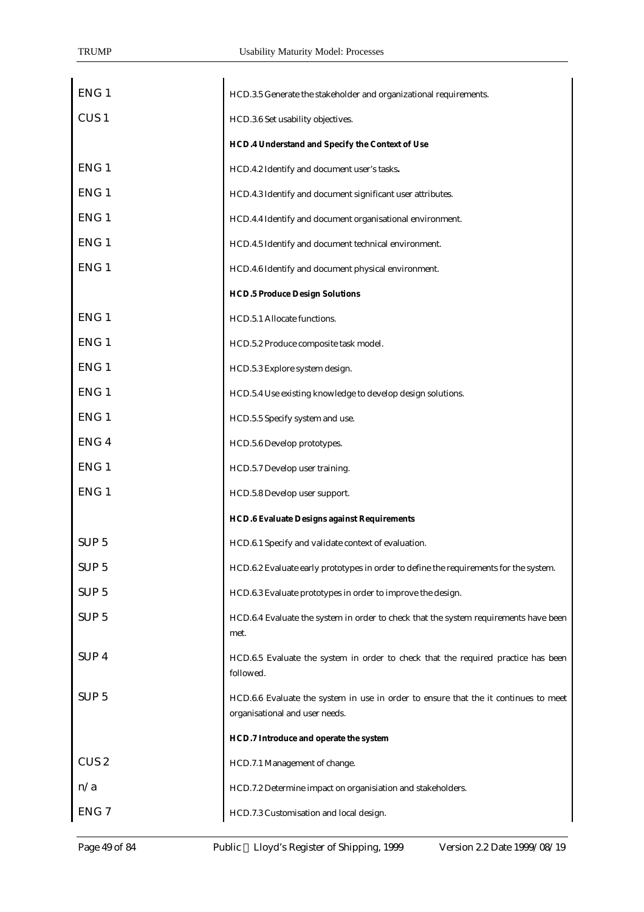| | |
|---|---|
| ENG 1 | HCD.3.5 Generate the stakeholder and organizational requirements. |
| CUS 1 | HCD.3.6 Set usability objectives. |
| | **HCD.4 Understand and Specify the Context of Use** |
| ENG 1 | HCD.4.2 Identify and document user's tasks**.** |
| ENG 1 | HCD.4.3 Identify and document significant user attributes. |
| ENG 1 | HCD.4.4 Identify and document organisational environment. |
| ENG 1 | HCD.4.5 Identify and document technical environment. |
| ENG 1 | HCD.4.6 Identify and document physical environment. |
| | **HCD.5 Produce Design Solutions** |
| ENG 1 | HCD.5.1 Allocate functions. |
| ENG 1 | HCD.5.2 Produce composite task model. |
| ENG 1 | HCD.5.3 Explore system design. |
| ENG 1 | HCD.5.4 Use existing knowledge to develop design solutions. |
| ENG 1 | HCD.5.5 Specify system and use. |
| ENG 4 | HCD.5.6 Develop prototypes. |
| ENG 1 | HCD.5.7 Develop user training. |
| ENG 1 | HCD.5.8 Develop user support. |
| | **HCD.6 Evaluate Designs against Requirements** |
| SUP 5 | HCD.6.1 Specify and validate context of evaluation. |
| SUP 5 | HCD.6.2 Evaluate early prototypes in order to define the requirements for the system. |
| SUP 5 | HCD.6.3 Evaluate prototypes in order to improve the design. |
| SUP 5 | HCD.6.4 Evaluate the system in order to check that the system requirements have been met. |
| SUP 4 | HCD.6.5 Evaluate the system in order to check that the required practice has been followed. |
| SUP 5 | HCD.6.6 Evaluate the system in use in order to ensure that the it continues to meet organisational and user needs. |
| | **HCD.7 Introduce and operate the system** |
| CUS 2 | HCD.7.1 Management of change. |
| n/a | HCD.7.2 Determine impact on organisiation and stakeholders. |
| ENG 7 | HCD.7.3 Customisation and local design. |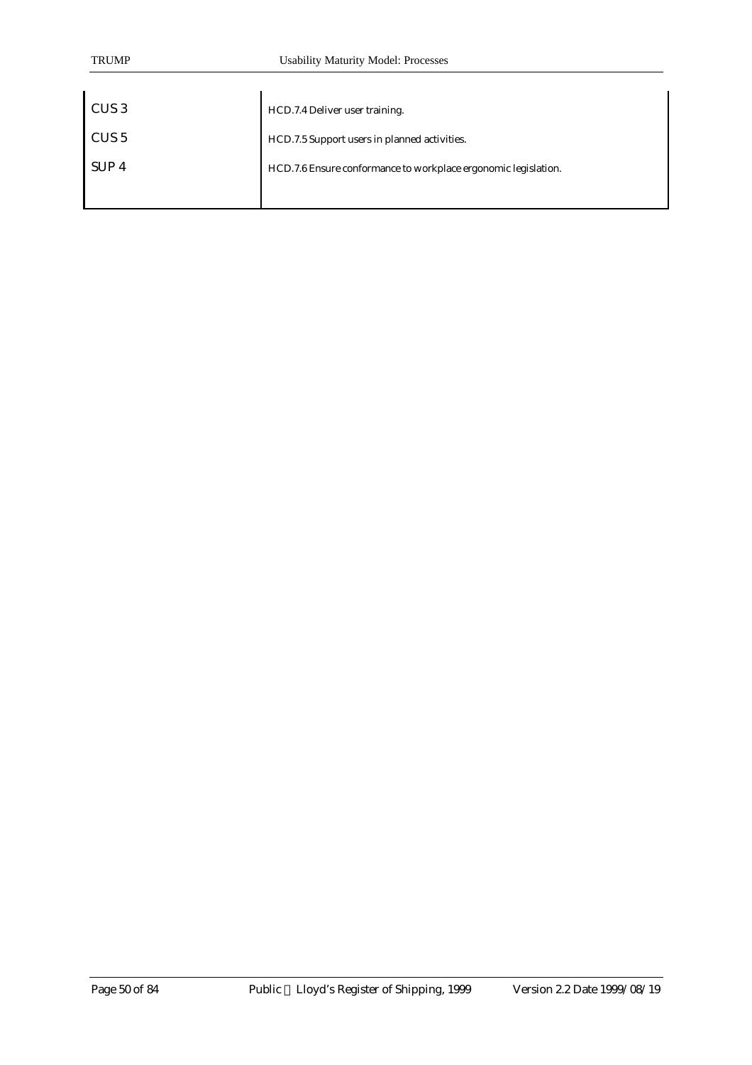| | |
|---|---|
| CUS 3 | HCD.7.4 Deliver user training. |
| CUS 5 | HCD.7.5 Support users in planned activities. |
| SUP 4 | HCD.7.6 Ensure conformance to workplace ergonomic legislation. |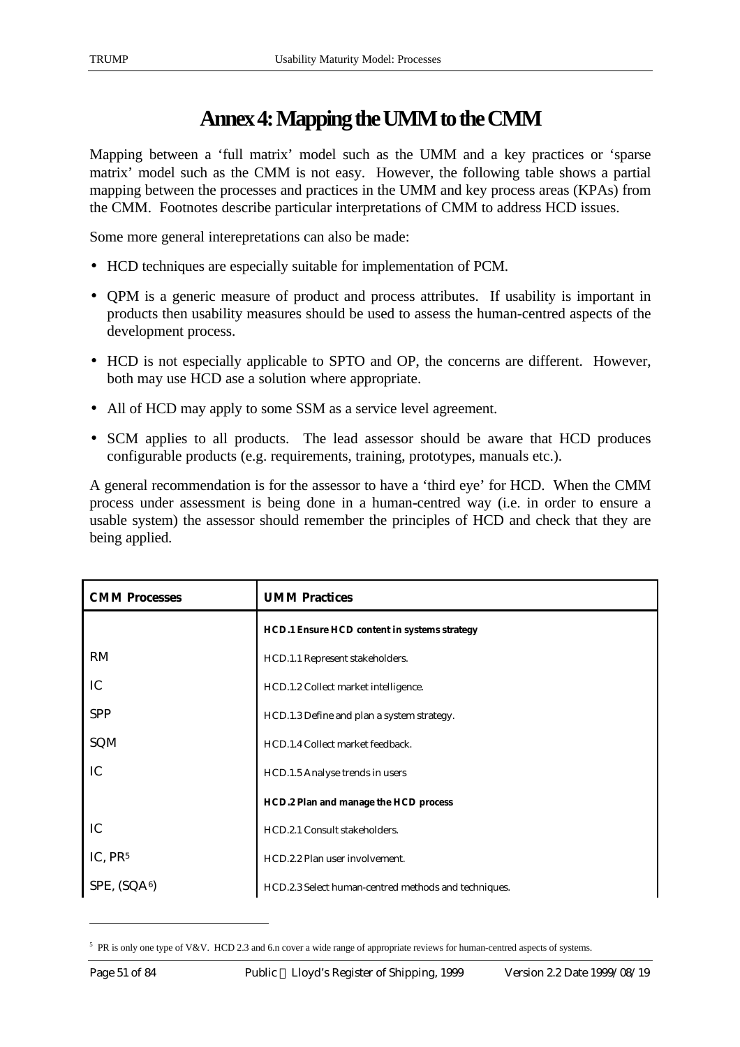# Annex 4: Mapping the UMM to the CMM

Mapping between a 'full matrix' model such as the UMM and a key practices or 'sparse matrix' model such as the CMM is not easy. However, the following table shows a partial mapping between the processes and practices in the UMM and key process areas (KPAs) from the CMM. Footnotes describe particular interpretations of CMM to address HCD issues.

Some more general interepretations can also be made:

- HCD techniques are especially suitable for implementation of PCM.
- QPM is a generic measure of product and process attributes. If usability is important in products then usability measures should be used to assess the human-centred aspects of the development process.
- HCD is not especially applicable to SPTO and OP, the concerns are different. However, both may use HCD ase a solution where appropriate.
- All of HCD may apply to some SSM as a service level agreement.
- SCM applies to all products. The lead assessor should be aware that HCD produces configurable products (e.g. requirements, training, prototypes, manuals etc.).

A general recommendation is for the assessor to have a 'third eye' for HCD. When the CMM process under assessment is being done in a human-centred way (i.e. in order to ensure a usable system) the assessor should remember the principles of HCD and check that they are being applied.

| **CMM Processes** | **UMM Practices** |
|---|---|
| | **HCD.1 Ensure HCD content in systems strategy** |
| RM | HCD.1.1 Represent stakeholders. |
| IC | HCD.1.2 Collect market intelligence. |
| SPP | HCD.1.3 Define and plan a system strategy. |
| SQM | HCD.1.4 Collect market feedback. |
| IC | HCD.1.5 Analyse trends in users |
| | **HCD.2 Plan and manage the HCD process** |
| IC | HCD.2.1 Consult stakeholders. |
| IC, PR[5] | HCD.2.2 Plan user involvement. |
| SPE, (SQA[6]) | HCD.2.3 Select human-centred methods and techniques. |

[5] PR is only one type of V&V. HCD 2.3 and 6.n cover a wide range of appropriate reviews for human-centred aspects of systems.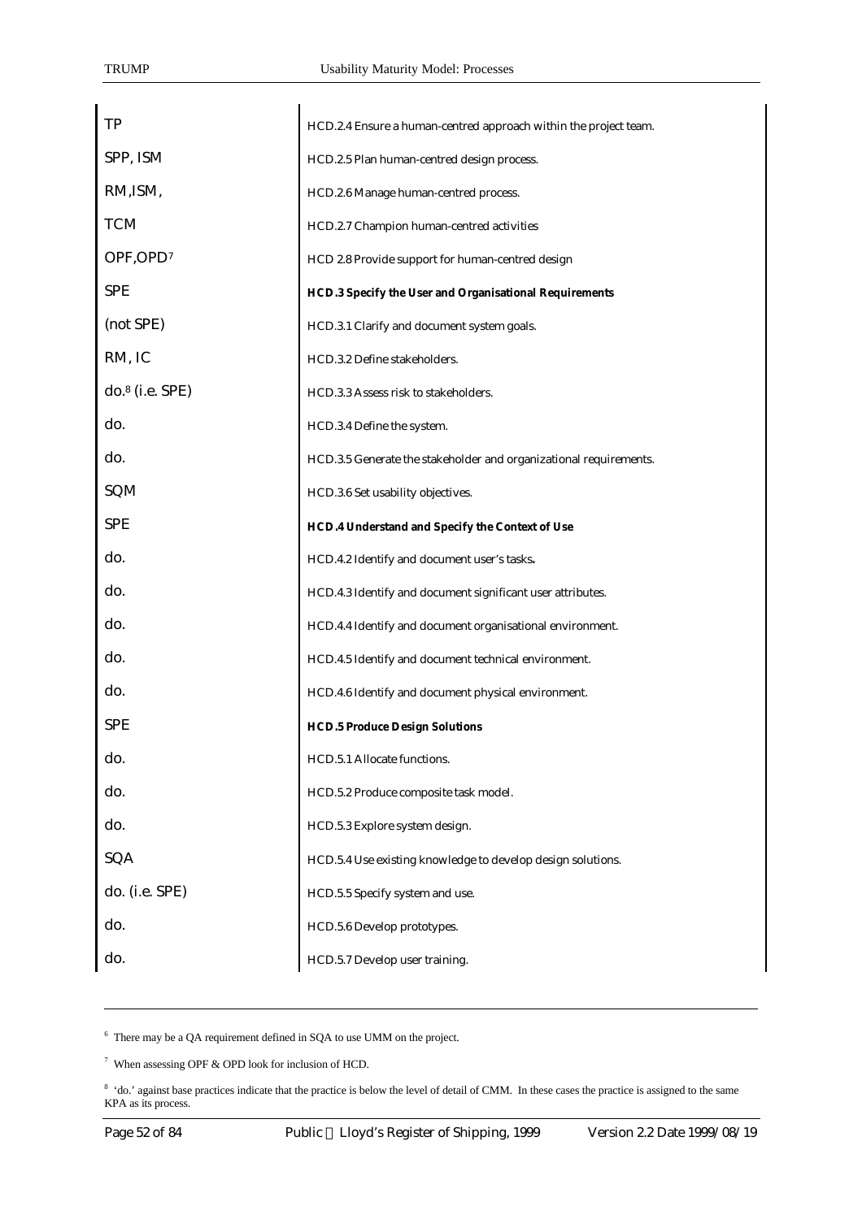| | |
|---|---|
| TP | HCD.2.4 Ensure a human-centred approach within the project team. |
| SPP, ISM | HCD.2.5 Plan human-centred design process. |
| RM,ISM, | HCD.2.6 Manage human-centred process. |
| TCM | HCD.2.7 Champion human-centred activities |
| OPF,OPD[7] | HCD 2.8 Provide support for human-centred design |
| SPE | **HCD.3 Specify the User and Organisational Requirements** |
| (not SPE) | HCD.3.1 Clarify and document system goals. |
| RM, IC | HCD.3.2 Define stakeholders. |
| do.[8] (i.e. SPE) | HCD.3.3 Assess risk to stakeholders. |
| do. | HCD.3.4 Define the system. |
| do. | HCD.3.5 Generate the stakeholder and organizational requirements. |
| SQM | HCD.3.6 Set usability objectives. |
| SPE | **HCD.4 Understand and Specify the Context of Use** |
| do. | HCD.4.2 Identify and document user's tasks**.** |
| do. | HCD.4.3 Identify and document significant user attributes. |
| do. | HCD.4.4 Identify and document organisational environment. |
| do. | HCD.4.5 Identify and document technical environment. |
| do. | HCD.4.6 Identify and document physical environment. |
| SPE | **HCD.5 Produce Design Solutions** |
| do. | HCD.5.1 Allocate functions. |
| do. | HCD.5.2 Produce composite task model. |
| do. | HCD.5.3 Explore system design. |
| SQA | HCD.5.4 Use existing knowledge to develop design solutions. |
| do. (i.e. SPE) | HCD.5.5 Specify system and use. |
| do. | HCD.5.6 Develop prototypes. |
| do. | HCD.5.7 Develop user training. |

[6] There may be a QA requirement defined in SQA to use UMM on the project.

[7] When assessing OPF & OPD look for inclusion of HCD.

[8] 'do.' against base practices indicate that the practice is below the level of detail of CMM. In these cases the practice is assigned to the same KPA as its process.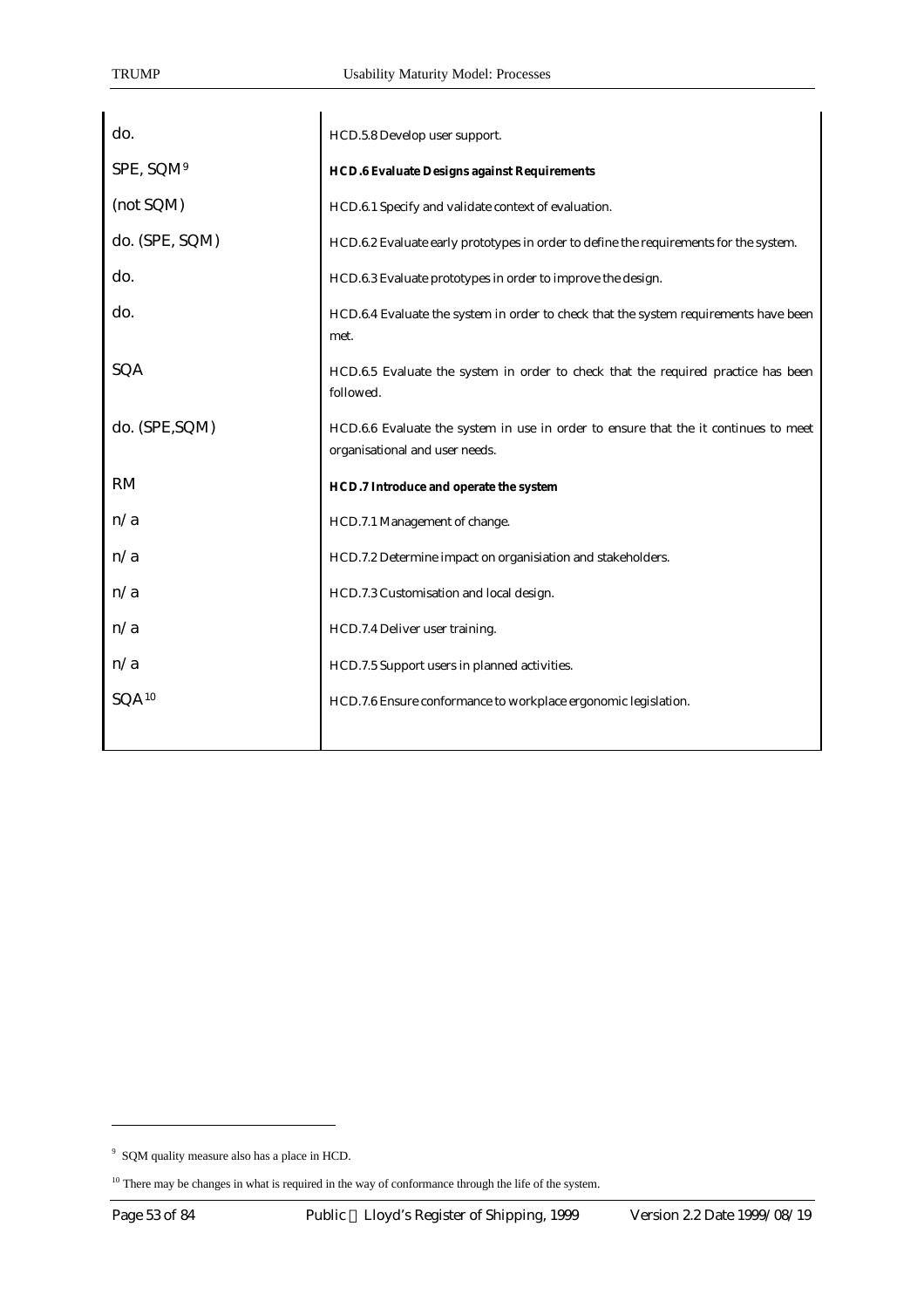| | |
|---|---|
| do. | HCD.5.8 Develop user support. |
| SPE, SQM[9] | **HCD.6 Evaluate Designs against Requirements** |
| (not SQM) | HCD.6.1 Specify and validate context of evaluation. |
| do. (SPE, SQM) | HCD.6.2 Evaluate early prototypes in order to define the requirements for the system. |
| do. | HCD.6.3 Evaluate prototypes in order to improve the design. |
| do. | HCD.6.4 Evaluate the system in order to check that the system requirements have been met. |
| SQA | HCD.6.5 Evaluate the system in order to check that the required practice has been followed. |
| do. (SPE,SQM) | HCD.6.6 Evaluate the system in use in order to ensure that the it continues to meet organisational and user needs. |
| RM | **HCD.7 Introduce and operate the system** |
| n/a | HCD.7.1 Management of change. |
| n/a | HCD.7.2 Determine impact on organisiation and stakeholders. |
| n/a | HCD.7.3 Customisation and local design. |
| n/a | HCD.7.4 Deliver user training. |
| n/a | HCD.7.5 Support users in planned activities. |
| SQA[10] | HCD.7.6 Ensure conformance to workplace ergonomic legislation. |

[9] SQM quality measure also has a place in HCD.

[10] There may be changes in what is required in the way of conformance through the life of the system.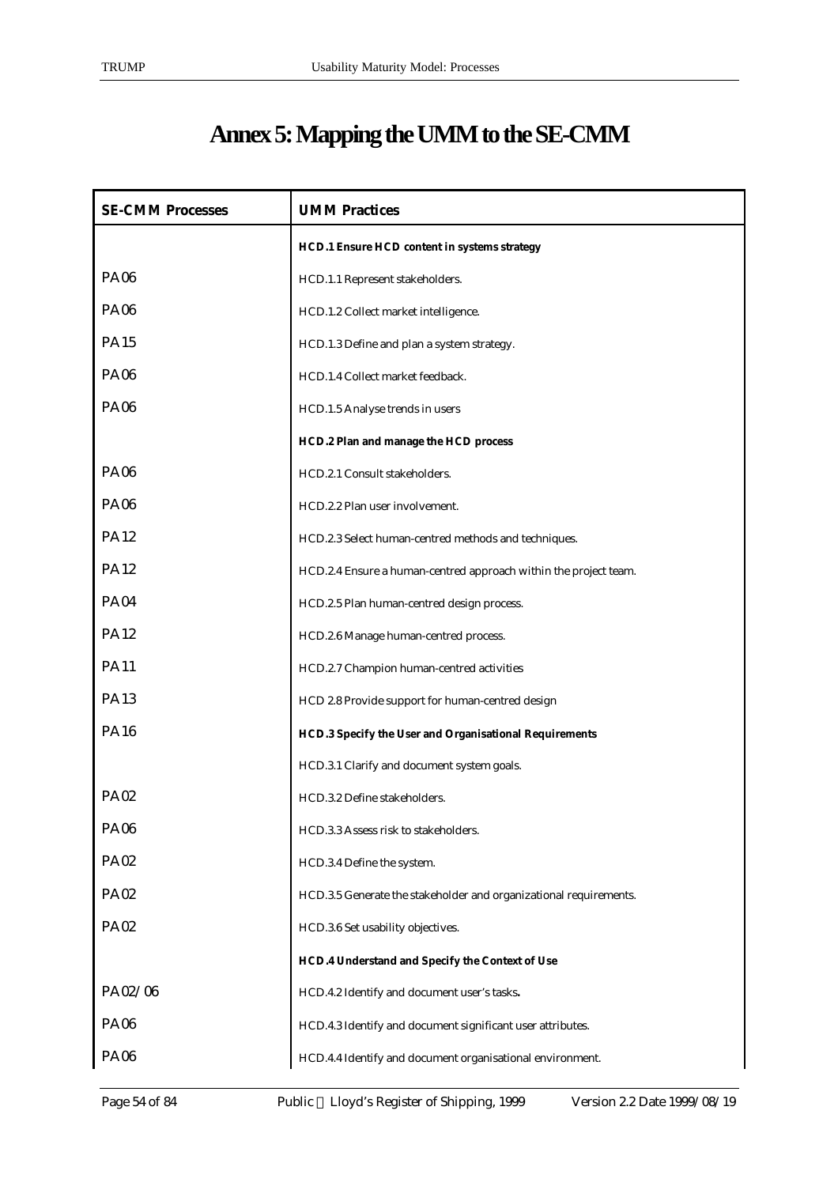# Annex 5: Mapping the UMM to the SE-CMM

| SE-CMM Processes | UMM Practices |
|---|---|
| | **HCD.1 Ensure HCD content in systems strategy** |
| PA06 | HCD.1.1 Represent stakeholders. |
| PA06 | HCD.1.2 Collect market intelligence. |
| PA15 | HCD.1.3 Define and plan a system strategy. |
| PA06 | HCD.1.4 Collect market feedback. |
| PA06 | HCD.1.5 Analyse trends in users |
| | **HCD.2 Plan and manage the HCD process** |
| PA06 | HCD.2.1 Consult stakeholders. |
| PA06 | HCD.2.2 Plan user involvement. |
| PA12 | HCD.2.3 Select human-centred methods and techniques. |
| PA12 | HCD.2.4 Ensure a human-centred approach within the project team. |
| PA04 | HCD.2.5 Plan human-centred design process. |
| PA12 | HCD.2.6 Manage human-centred process. |
| PA11 | HCD.2.7 Champion human-centred activities |
| PA13 | HCD 2.8 Provide support for human-centred design |
| PA16 | **HCD.3 Specify the User and Organisational Requirements** |
| | HCD.3.1 Clarify and document system goals. |
| PA02 | HCD.3.2 Define stakeholders. |
| PA06 | HCD.3.3 Assess risk to stakeholders. |
| PA02 | HCD.3.4 Define the system. |
| PA02 | HCD.3.5 Generate the stakeholder and organizational requirements. |
| PA02 | HCD.3.6 Set usability objectives. |
| | **HCD.4 Understand and Specify the Context of Use** |
| PA02/06 | HCD.4.2 Identify and document user's tasks**.** |
| PA06 | HCD.4.3 Identify and document significant user attributes. |
| PA06 | HCD.4.4 Identify and document organisational environment. |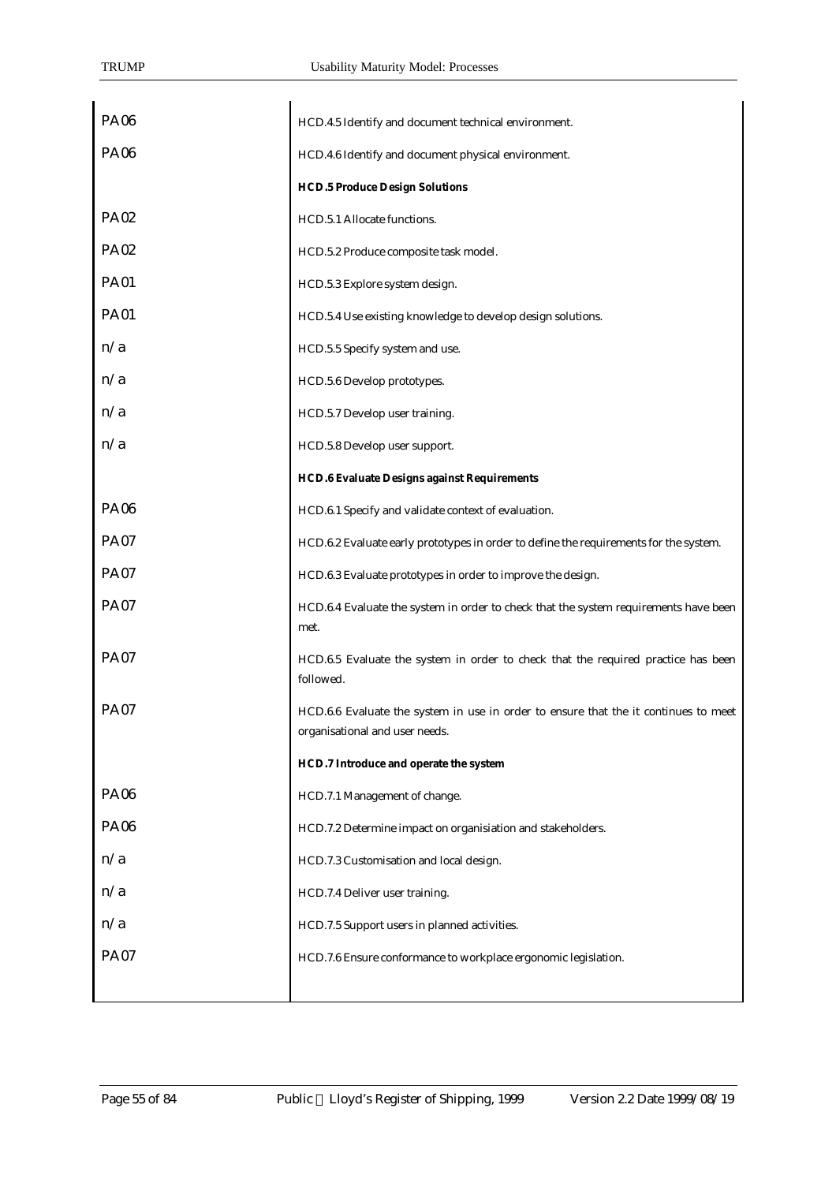| | |
|---|---|
| PA06 | HCD.4.5 Identify and document technical environment. |
| PA06 | HCD.4.6 Identify and document physical environment. |
| | **HCD.5 Produce Design Solutions** |
| PA02 | HCD.5.1 Allocate functions. |
| PA02 | HCD.5.2 Produce composite task model. |
| PA01 | HCD.5.3 Explore system design. |
| PA01 | HCD.5.4 Use existing knowledge to develop design solutions. |
| n/a | HCD.5.5 Specify system and use. |
| n/a | HCD.5.6 Develop prototypes. |
| n/a | HCD.5.7 Develop user training. |
| n/a | HCD.5.8 Develop user support. |
| | **HCD.6 Evaluate Designs against Requirements** |
| PA06 | HCD.6.1 Specify and validate context of evaluation. |
| PA07 | HCD.6.2 Evaluate early prototypes in order to define the requirements for the system. |
| PA07 | HCD.6.3 Evaluate prototypes in order to improve the design. |
| PA07 | HCD.6.4 Evaluate the system in order to check that the system requirements have been met. |
| PA07 | HCD.6.5 Evaluate the system in order to check that the required practice has been followed. |
| PA07 | HCD.6.6 Evaluate the system in use in order to ensure that the it continues to meet organisational and user needs. |
| | **HCD.7 Introduce and operate the system** |
| PA06 | HCD.7.1 Management of change. |
| PA06 | HCD.7.2 Determine impact on organisiation and stakeholders. |
| n/a | HCD.7.3 Customisation and local design. |
| n/a | HCD.7.4 Deliver user training. |
| n/a | HCD.7.5 Support users in planned activities. |
| PA07 | HCD.7.6 Ensure conformance to workplace ergonomic legislation. |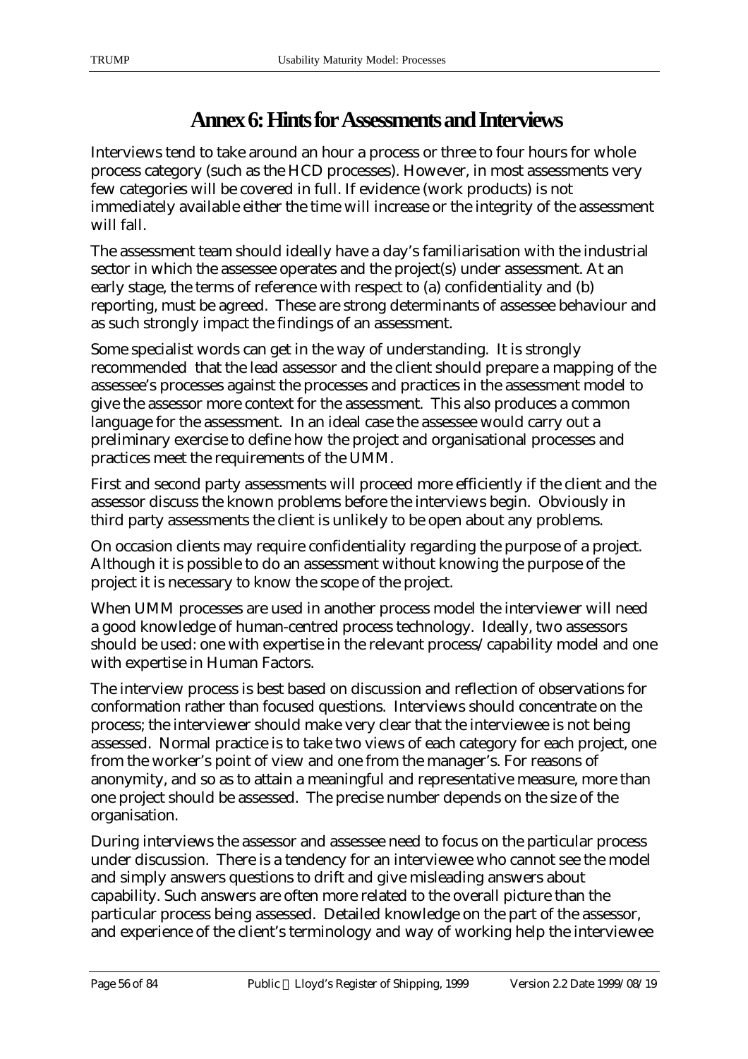# Annex 6: Hints for Assessments and Interviews

Interviews tend to take around an hour a process or three to four hours for whole process category (such as the HCD processes). However, in most assessments very few categories will be covered in full. If evidence (work products) is not immediately available either the time will increase or the integrity of the assessment will fall.

The assessment team should ideally have a day's familiarisation with the industrial sector in which the assessee operates and the project(s) under assessment. At an early stage, the terms of reference with respect to (a) confidentiality and (b) reporting, must be agreed. These are strong determinants of assessee behaviour and as such strongly impact the findings of an assessment.

Some specialist words can get in the way of understanding. It is strongly recommended that the lead assessor and the client should prepare a mapping of the assessee's processes against the processes and practices in the assessment model to give the assessor more context for the assessment. This also produces a common language for the assessment. In an ideal case the assessee would carry out a preliminary exercise to define how the project and organisational processes and practices meet the requirements of the UMM.

First and second party assessments will proceed more efficiently if the client and the assessor discuss the known problems before the interviews begin. Obviously in third party assessments the client is unlikely to be open about any problems.

On occasion clients may require confidentiality regarding the purpose of a project. Although it is possible to do an assessment without knowing the purpose of the project it is necessary to know the scope of the project.

When UMM processes are used in another process model the interviewer will need a good knowledge of human-centred process technology. Ideally, two assessors should be used: one with expertise in the relevant process/capability model and one with expertise in Human Factors.

The interview process is best based on discussion and reflection of observations for conformation rather than focused questions. Interviews should concentrate on the process; the interviewer should make very clear that the interviewee is not being assessed. Normal practice is to take two views of each category for each project, one from the worker's point of view and one from the manager's. For reasons of anonymity, and so as to attain a meaningful and representative measure, more than one project should be assessed. The precise number depends on the size of the organisation.

During interviews the assessor and assessee need to focus on the particular process under discussion. There is a tendency for an interviewee who cannot see the model and simply answers questions to drift and give misleading answers about capability. Such answers are often more related to the overall picture than the particular process being assessed. Detailed knowledge on the part of the assessor, and experience of the client's terminology and way of working help the interviewee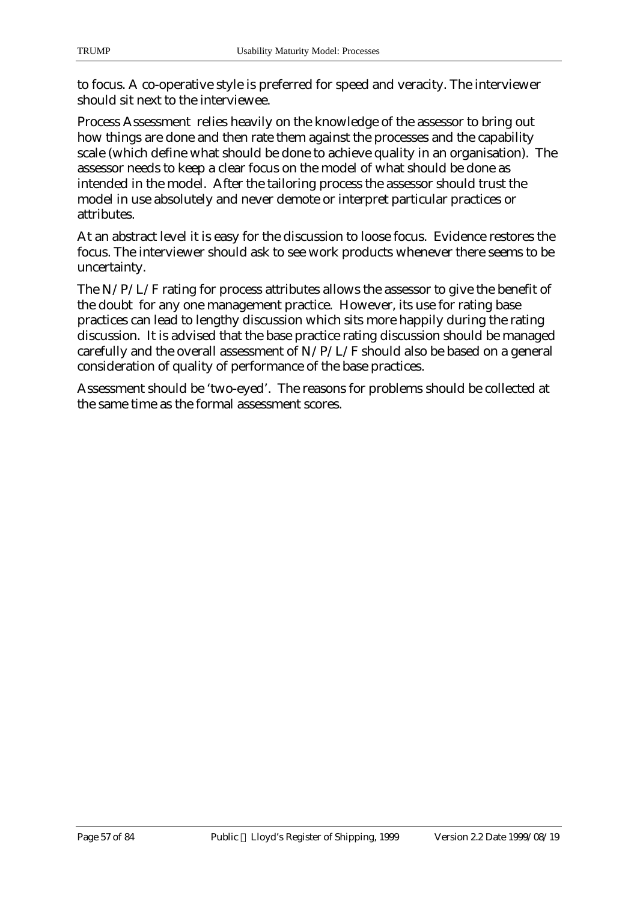to focus. A co-operative style is preferred for speed and veracity. The interviewer should sit next to the interviewee.

Process Assessment relies heavily on the knowledge of the assessor to bring out how things are done and then rate them against the processes and the capability scale (which define what should be done to achieve quality in an organisation). The assessor needs to keep a clear focus on the model of what should be done as intended in the model. After the tailoring process the assessor should trust the model in use absolutely and never demote or interpret particular practices or attributes.

At an abstract level it is easy for the discussion to loose focus. Evidence restores the focus. The interviewer should ask to see work products whenever there seems to be uncertainty.

The N/P/L/F rating for process attributes allows the assessor to give the benefit of the doubt for any one management practice. However, its use for rating base practices can lead to lengthy discussion which sits more happily during the rating discussion. It is advised that the base practice rating discussion should be managed carefully and the overall assessment of N/P/L/F should also be based on a general consideration of quality of performance of the base practices.

Assessment should be 'two-eyed'. The reasons for problems should be collected at the same time as the formal assessment scores.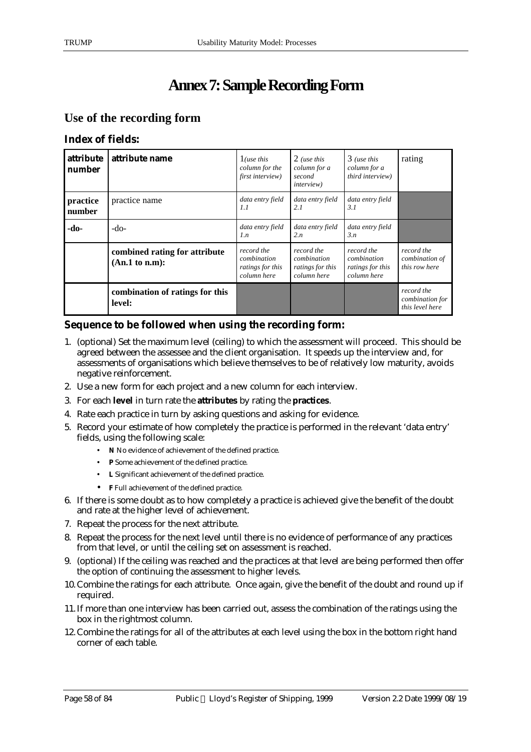# Annex 7: Sample Recording Form

## Use of the recording form

### Index of fields:

| **attribute number** | **attribute name** | 1 *(use this column for the first interview)* | 2 *(use this column for a second interview)* | 3 *(use this column for a third interview)* | rating |
|---|---|---|---|---|---|
| **practice number** | practice name | *data entry field 1.1* | *data entry field 2.1* | *data entry field 3.1* | |
| **-do-** | -do- | *data entry field 1.n* | *data entry field 2.n* | *data entry field 3.n* | |
| | **combined rating for attribute (An.1 to n.m):** | *record the combination ratings for this column here* | *record the combination ratings for this column here* | *record the combination ratings for this column here* | *record the combination of this row here* |
| | **combination of ratings for this level:** | | | | *record the combination for this level here* |

### Sequence to be followed when using the recording form:

1. (optional) Set the maximum level (ceiling) to which the assessment will proceed. This should be agreed between the assessee and the client organisation. It speeds up the interview and, for assessments of organisations which believe themselves to be of relatively low maturity, avoids negative reinforcement.
2. Use a new form for each project and a new column for each interview.
3. For each **level** in turn rate the **attributes** by rating the **practices**.
4. Rate each practice in turn by asking questions and asking for evidence.
5. Record your estimate of how completely the practice is performed in the relevant 'data entry' fields, using the following scale:
   - **N** No evidence of achievement of the defined practice.
   - **P** Some achievement of the defined practice.
   - **L** Significant achievement of the defined practice.
   - **F** Full achievement of the defined practice.
6. If there is some doubt as to how completely a practice is achieved give the benefit of the doubt and rate at the higher level of achievement.
7. Repeat the process for the next attribute.
8. Repeat the process for the next level until there is no evidence of performance of any practices from that level, or until the ceiling set on assessment is reached.
9. (optional) If the ceiling was reached and the practices at that level are being performed then offer the option of continuing the assessment to higher levels.
10. Combine the ratings for each attribute. Once again, give the benefit of the doubt and round up if required.
11. If more than one interview has been carried out, assess the combination of the ratings using the box in the rightmost column.
12. Combine the ratings for all of the attributes at each level using the box in the bottom right hand corner of each table.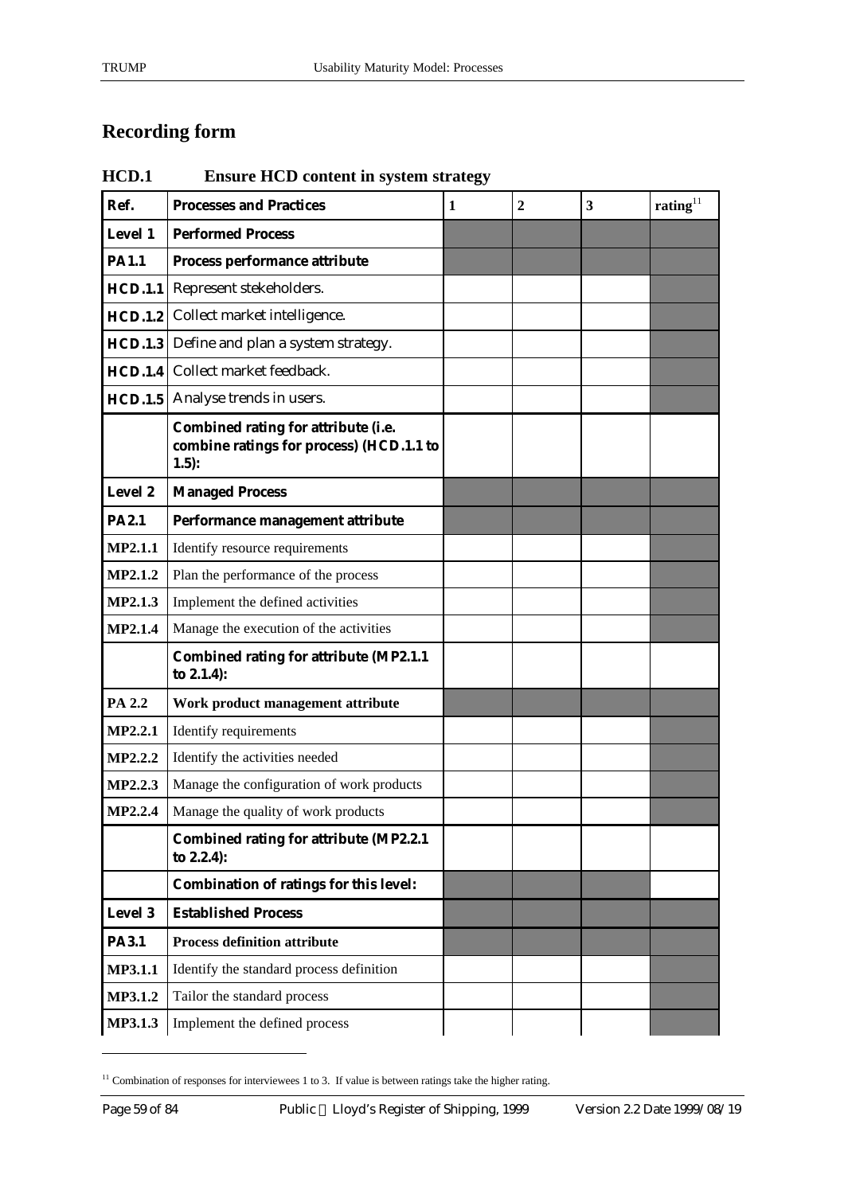## Recording form

### HCD.1 Ensure HCD content in system strategy

| Ref. | Processes and Practices | 1 | 2 | 3 | rating[11] |
|---|---|---|---|---|---|
| **Level 1** | **Performed Process** | | | | |
| **PA1.1** | **Process performance attribute** | | | | |
| **HCD.1.1** | Represent stekeholders. | | | | |
| **HCD.1.2** | Collect market intelligence. | | | | |
| **HCD.1.3** | Define and plan a system strategy. | | | | |
| **HCD.1.4** | Collect market feedback. | | | | |
| **HCD.1.5** | Analyse trends in users. | | | | |
| | **Combined rating for attribute (i.e. combine ratings for process) (HCD.1.1 to 1.5):** | | | | |
| **Level 2** | **Managed Process** | | | | |
| **PA2.1** | **Performance management attribute** | | | | |
| **MP2.1.1** | Identify resource requirements | | | | |
| **MP2.1.2** | Plan the performance of the process | | | | |
| **MP2.1.3** | Implement the defined activities | | | | |
| **MP2.1.4** | Manage the execution of the activities | | | | |
| | **Combined rating for attribute (MP2.1.1 to 2.1.4):** | | | | |
| **PA 2.2** | **Work product management attribute** | | | | |
| **MP2.2.1** | Identify requirements | | | | |
| **MP2.2.2** | Identify the activities needed | | | | |
| **MP2.2.3** | Manage the configuration of work products | | | | |
| **MP2.2.4** | Manage the quality of work products | | | | |
| | **Combined rating for attribute (MP2.2.1 to 2.2.4):** | | | | |
| | **Combination of ratings for this level:** | | | | |
| **Level 3** | **Established Process** | | | | |
| **PA3.1** | **Process definition attribute** | | | | |
| **MP3.1.1** | Identify the standard process definition | | | | |
| **MP3.1.2** | Tailor the standard process | | | | |
| **MP3.1.3** | Implement the defined process | | | | |

[11] Combination of responses for interviewees 1 to 3. If value is between ratings take the higher rating.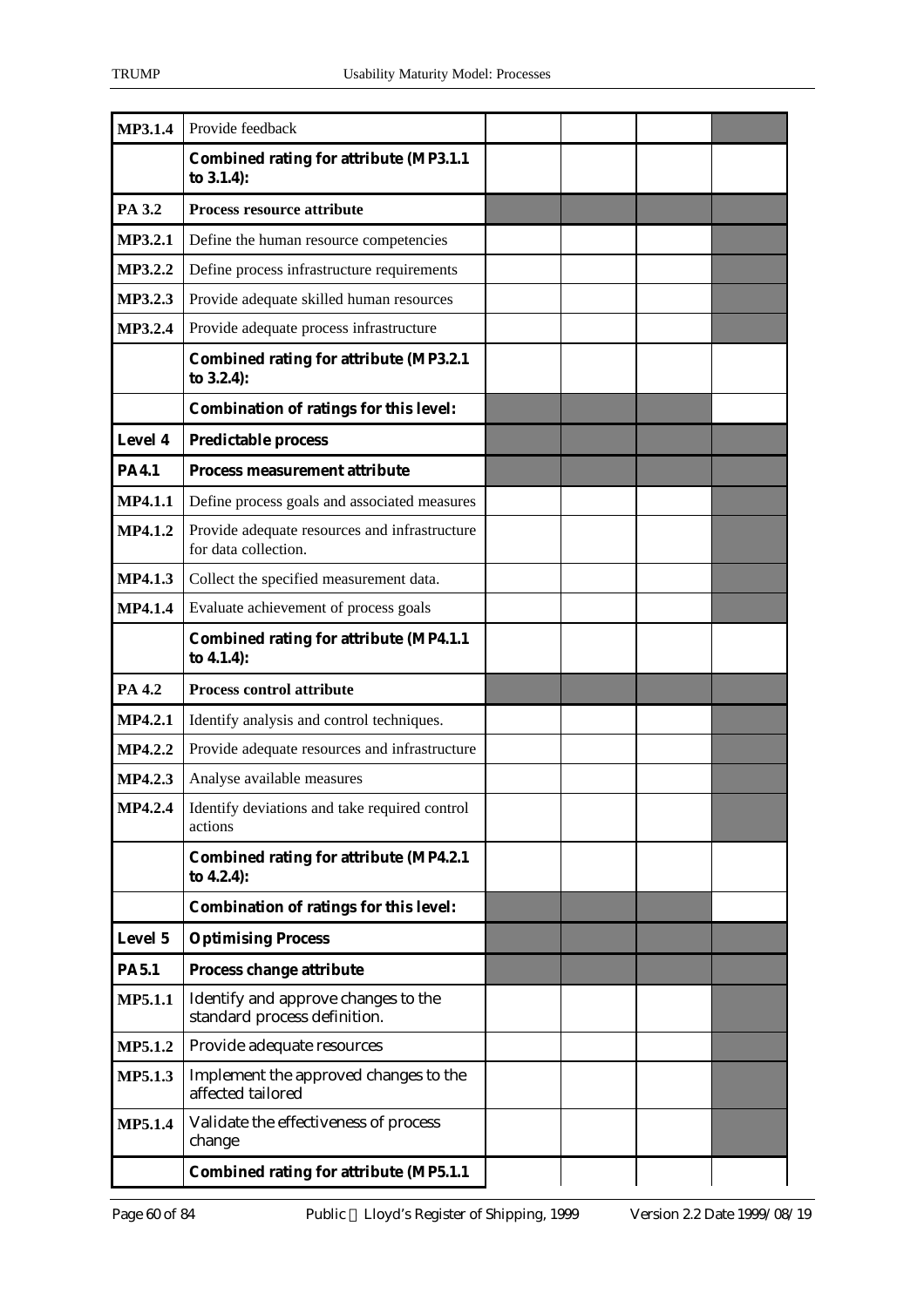| | | | | | |
|---|---|---|---|---|---|
| **MP3.1.4** | Provide feedback | | | | |
| | **Combined rating for attribute (MP3.1.1 to 3.1.4):** | | | | |
| **PA 3.2** | **Process resource attribute** | | | | |
| **MP3.2.1** | Define the human resource competencies | | | | |
| **MP3.2.2** | Define process infrastructure requirements | | | | |
| **MP3.2.3** | Provide adequate skilled human resources | | | | |
| **MP3.2.4** | Provide adequate process infrastructure | | | | |
| | **Combined rating for attribute (MP3.2.1 to 3.2.4):** | | | | |
| | **Combination of ratings for this level:** | | | | |
| **Level 4** | **Predictable process** | | | | |
| **PA4.1** | **Process measurement attribute** | | | | |
| **MP4.1.1** | Define process goals and associated measures | | | | |
| **MP4.1.2** | Provide adequate resources and infrastructure for data collection. | | | | |
| **MP4.1.3** | Collect the specified measurement data. | | | | |
| **MP4.1.4** | Evaluate achievement of process goals | | | | |
| | **Combined rating for attribute (MP4.1.1 to 4.1.4):** | | | | |
| **PA 4.2** | **Process control attribute** | | | | |
| **MP4.2.1** | Identify analysis and control techniques. | | | | |
| **MP4.2.2** | Provide adequate resources and infrastructure | | | | |
| **MP4.2.3** | Analyse available measures | | | | |
| **MP4.2.4** | Identify deviations and take required control actions | | | | |
| | **Combined rating for attribute (MP4.2.1 to 4.2.4):** | | | | |
| | **Combination of ratings for this level:** | | | | |
| **Level 5** | **Optimising Process** | | | | |
| **PA5.1** | **Process change attribute** | | | | |
| **MP5.1.1** | Identify and approve changes to the standard process definition. | | | | |
| **MP5.1.2** | Provide adequate resources | | | | |
| **MP5.1.3** | Implement the approved changes to the affected tailored | | | | |
| **MP5.1.4** | Validate the effectiveness of process change | | | | |
| | **Combined rating for attribute (MP5.1.1** | | | | |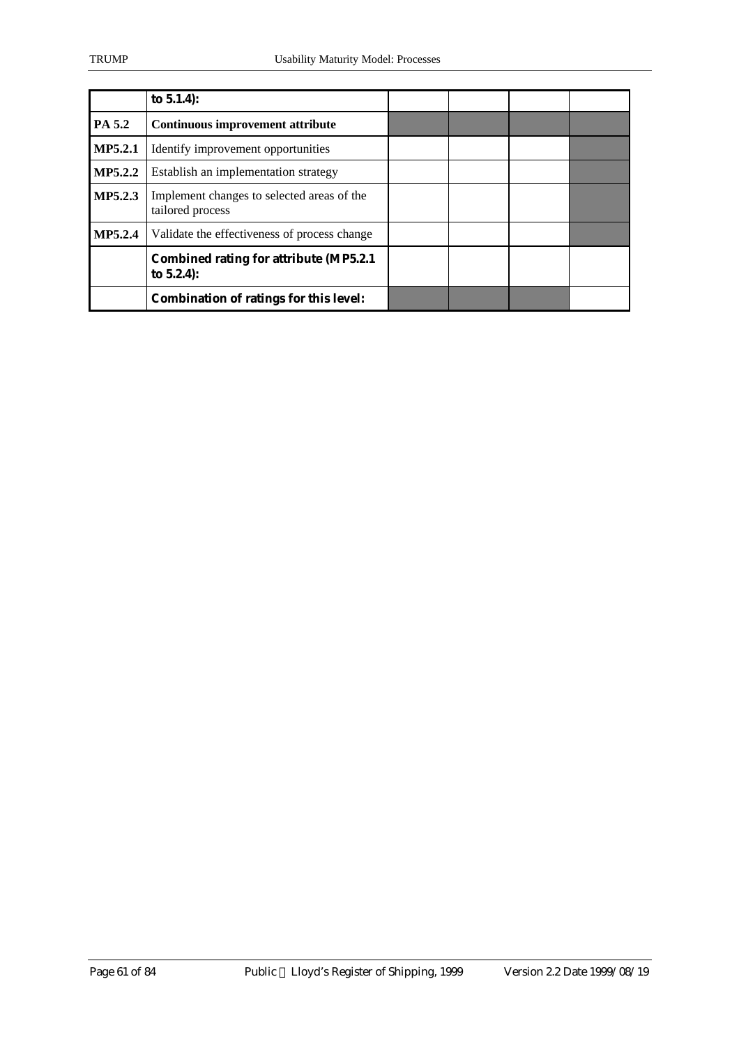| | | | | | |
|---|---|---|---|---|---|
| | **to 5.1.4):** | | | | |
| **PA 5.2** | **Continuous improvement attribute** | | | | |
| **MP5.2.1** | Identify improvement opportunities | | | | |
| **MP5.2.2** | Establish an implementation strategy | | | | |
| **MP5.2.3** | Implement changes to selected areas of the tailored process | | | | |
| **MP5.2.4** | Validate the effectiveness of process change | | | | |
| | **Combined rating for attribute (MP5.2.1 to 5.2.4):** | | | | |
| | **Combination of ratings for this level:** | | | | |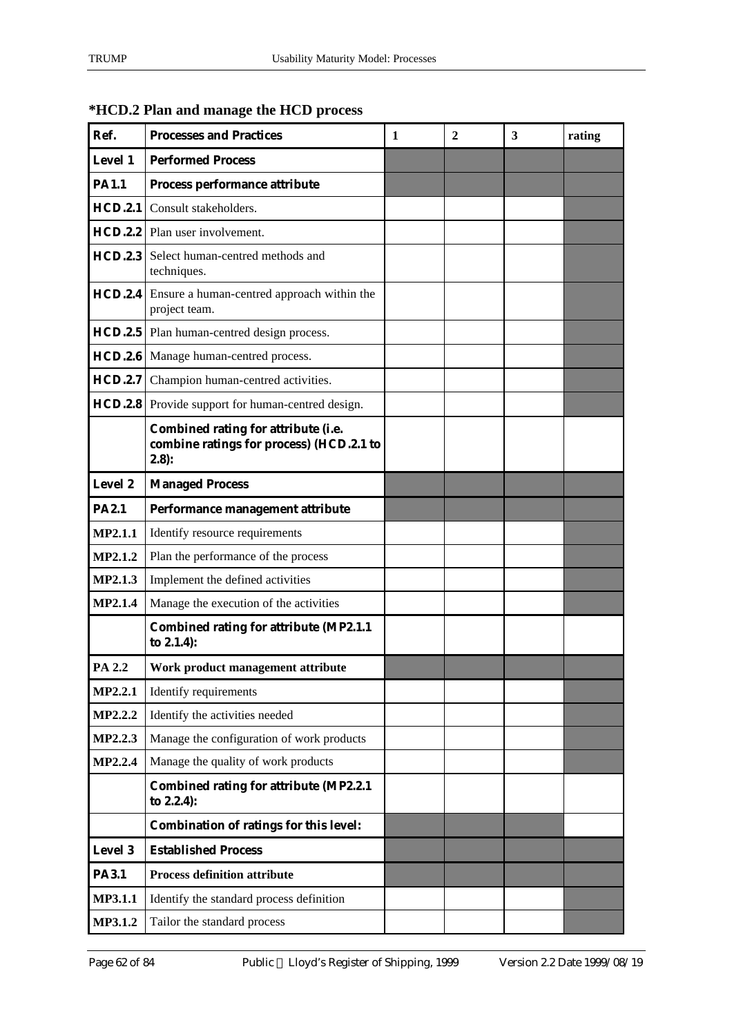**\*HCD.2 Plan and manage the HCD process**

| Ref. | Processes and Practices | 1 | 2 | 3 | rating |
|---|---|---|---|---|---|
| **Level 1** | **Performed Process** | | | | |
| **PA1.1** | **Process performance attribute** | | | | |
| **HCD.2.1** | Consult stakeholders. | | | | |
| **HCD.2.2** | Plan user involvement. | | | | |
| **HCD.2.3** | Select human-centred methods and techniques. | | | | |
| **HCD.2.4** | Ensure a human-centred approach within the project team. | | | | |
| **HCD.2.5** | Plan human-centred design process. | | | | |
| **HCD.2.6** | Manage human-centred process. | | | | |
| **HCD.2.7** | Champion human-centred activities. | | | | |
| **HCD.2.8** | Provide support for human-centred design. | | | | |
| | **Combined rating for attribute (i.e. combine ratings for process) (HCD.2.1 to 2.8):** | | | | |
| **Level 2** | **Managed Process** | | | | |
| **PA2.1** | **Performance management attribute** | | | | |
| **MP2.1.1** | Identify resource requirements | | | | |
| **MP2.1.2** | Plan the performance of the process | | | | |
| **MP2.1.3** | Implement the defined activities | | | | |
| **MP2.1.4** | Manage the execution of the activities | | | | |
| | **Combined rating for attribute (MP2.1.1 to 2.1.4):** | | | | |
| **PA 2.2** | **Work product management attribute** | | | | |
| **MP2.2.1** | Identify requirements | | | | |
| **MP2.2.2** | Identify the activities needed | | | | |
| **MP2.2.3** | Manage the configuration of work products | | | | |
| **MP2.2.4** | Manage the quality of work products | | | | |
| | **Combined rating for attribute (MP2.2.1 to 2.2.4):** | | | | |
| | **Combination of ratings for this level:** | | | | |
| **Level 3** | **Established Process** | | | | |
| **PA3.1** | **Process definition attribute** | | | | |
| **MP3.1.1** | Identify the standard process definition | | | | |
| **MP3.1.2** | Tailor the standard process | | | | |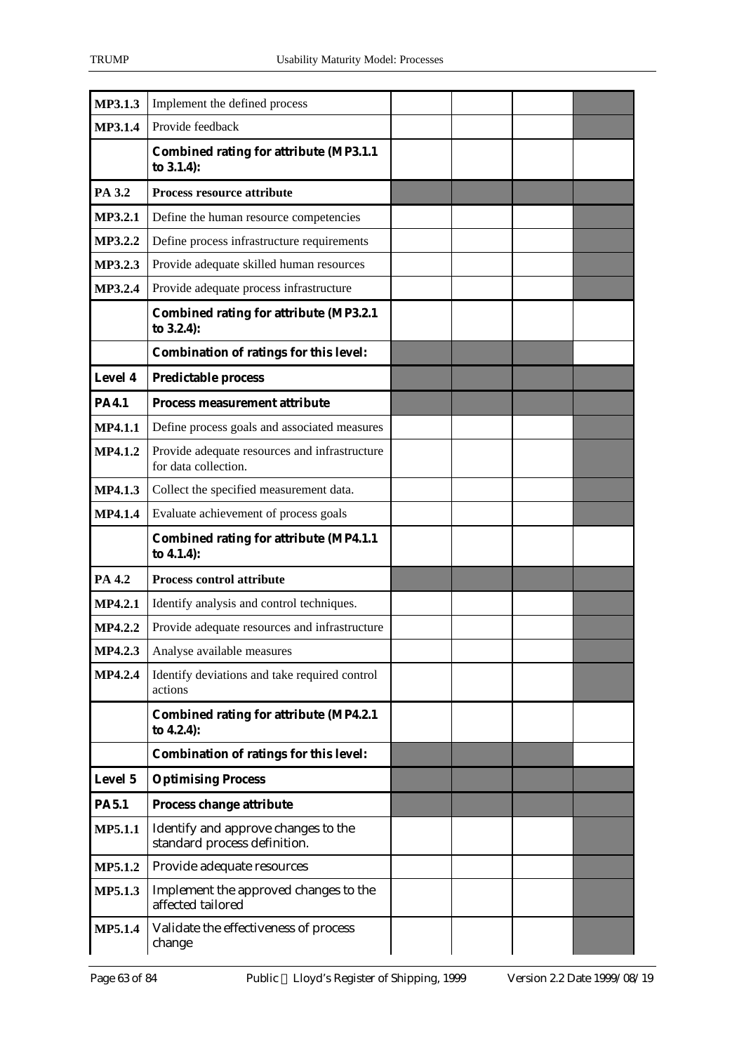| | | | | | |
|---|---|---|---|---|---|
| **MP3.1.3** | Implement the defined process | | | | |
| **MP3.1.4** | Provide feedback | | | | |
| | **Combined rating for attribute (MP3.1.1 to 3.1.4):** | | | | |
| **PA 3.2** | **Process resource attribute** | | | | |
| **MP3.2.1** | Define the human resource competencies | | | | |
| **MP3.2.2** | Define process infrastructure requirements | | | | |
| **MP3.2.3** | Provide adequate skilled human resources | | | | |
| **MP3.2.4** | Provide adequate process infrastructure | | | | |
| | **Combined rating for attribute (MP3.2.1 to 3.2.4):** | | | | |
| | **Combination of ratings for this level:** | | | | |
| **Level 4** | **Predictable process** | | | | |
| **PA4.1** | **Process measurement attribute** | | | | |
| **MP4.1.1** | Define process goals and associated measures | | | | |
| **MP4.1.2** | Provide adequate resources and infrastructure for data collection. | | | | |
| **MP4.1.3** | Collect the specified measurement data. | | | | |
| **MP4.1.4** | Evaluate achievement of process goals | | | | |
| | **Combined rating for attribute (MP4.1.1 to 4.1.4):** | | | | |
| **PA 4.2** | **Process control attribute** | | | | |
| **MP4.2.1** | Identify analysis and control techniques. | | | | |
| **MP4.2.2** | Provide adequate resources and infrastructure | | | | |
| **MP4.2.3** | Analyse available measures | | | | |
| **MP4.2.4** | Identify deviations and take required control actions | | | | |
| | **Combined rating for attribute (MP4.2.1 to 4.2.4):** | | | | |
| | **Combination of ratings for this level:** | | | | |
| **Level 5** | **Optimising Process** | | | | |
| **PA5.1** | **Process change attribute** | | | | |
| **MP5.1.1** | Identify and approve changes to the standard process definition. | | | | |
| **MP5.1.2** | Provide adequate resources | | | | |
| **MP5.1.3** | Implement the approved changes to the affected tailored | | | | |
| **MP5.1.4** | Validate the effectiveness of process change | | | | |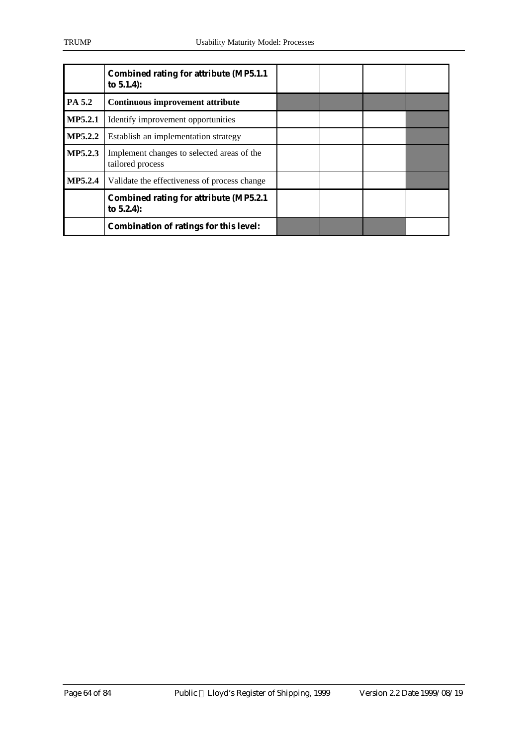| | | | | | |
|---|---|---|---|---|---|
| | **Combined rating for attribute (MP5.1.1 to 5.1.4):** | | | | |
| **PA 5.2** | **Continuous improvement attribute** | | | | |
| **MP5.2.1** | Identify improvement opportunities | | | | |
| **MP5.2.2** | Establish an implementation strategy | | | | |
| **MP5.2.3** | Implement changes to selected areas of the tailored process | | | | |
| **MP5.2.4** | Validate the effectiveness of process change | | | | |
| | **Combined rating for attribute (MP5.2.1 to 5.2.4):** | | | | |
| | **Combination of ratings for this level:** | | | | |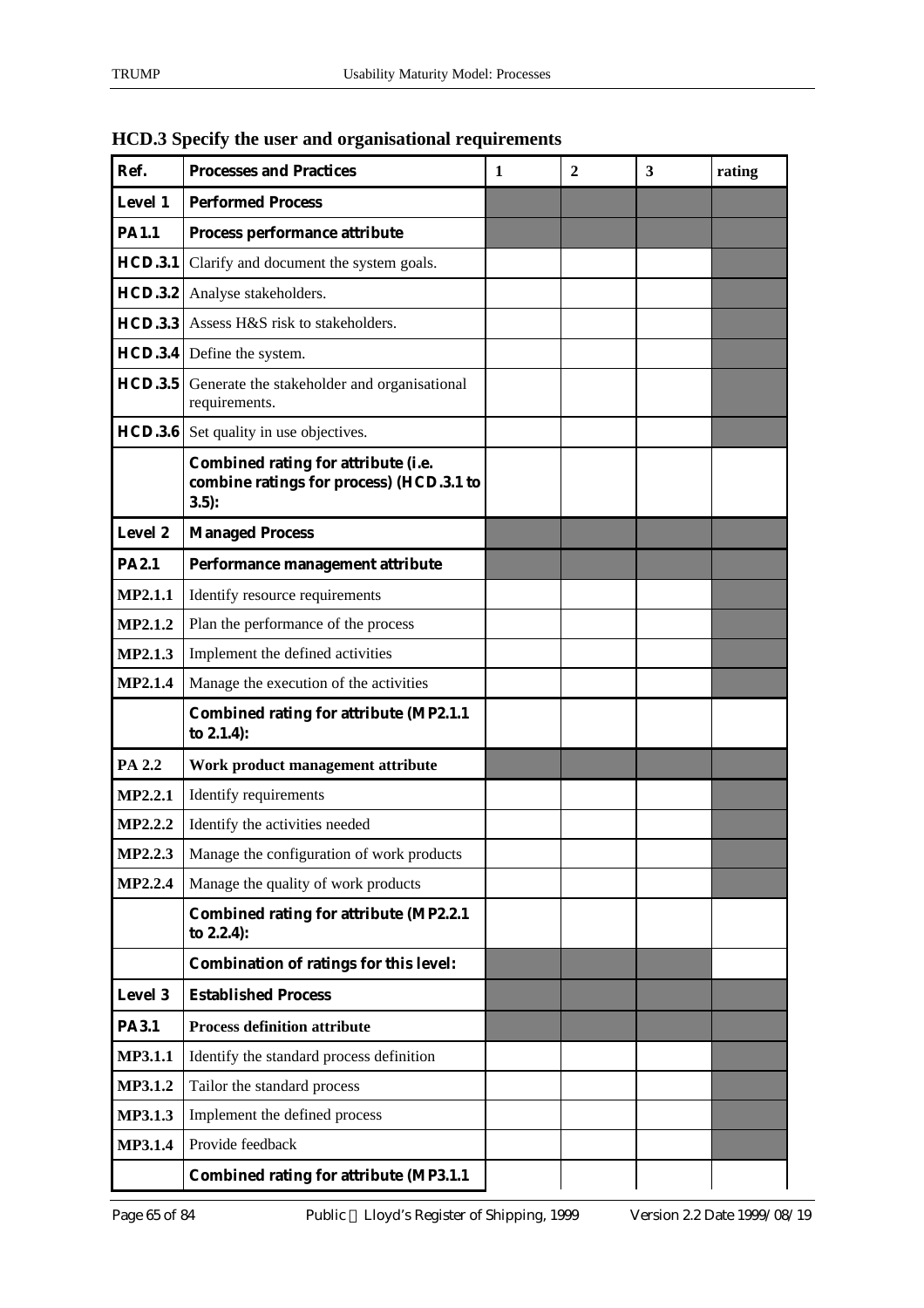### HCD.3 Specify the user and organisational requirements

| Ref. | Processes and Practices | 1 | 2 | 3 | rating |
|---|---|---|---|---|---|
| **Level 1** | **Performed Process** | | | | |
| **PA1.1** | **Process performance attribute** | | | | |
| **HCD.3.1** | Clarify and document the system goals. | | | | |
| **HCD.3.2** | Analyse stakeholders. | | | | |
| **HCD.3.3** | Assess H&S risk to stakeholders. | | | | |
| **HCD.3.4** | Define the system. | | | | |
| **HCD.3.5** | Generate the stakeholder and organisational requirements. | | | | |
| **HCD.3.6** | Set quality in use objectives. | | | | |
| | **Combined rating for attribute (i.e. combine ratings for process) (HCD.3.1 to 3.5):** | | | | |
| **Level 2** | **Managed Process** | | | | |
| **PA2.1** | **Performance management attribute** | | | | |
| **MP2.1.1** | Identify resource requirements | | | | |
| **MP2.1.2** | Plan the performance of the process | | | | |
| **MP2.1.3** | Implement the defined activities | | | | |
| **MP2.1.4** | Manage the execution of the activities | | | | |
| | **Combined rating for attribute (MP2.1.1 to 2.1.4):** | | | | |
| **PA 2.2** | **Work product management attribute** | | | | |
| **MP2.2.1** | Identify requirements | | | | |
| **MP2.2.2** | Identify the activities needed | | | | |
| **MP2.2.3** | Manage the configuration of work products | | | | |
| **MP2.2.4** | Manage the quality of work products | | | | |
| | **Combined rating for attribute (MP2.2.1 to 2.2.4):** | | | | |
| | **Combination of ratings for this level:** | | | | |
| **Level 3** | **Established Process** | | | | |
| **PA3.1** | **Process definition attribute** | | | | |
| **MP3.1.1** | Identify the standard process definition | | | | |
| **MP3.1.2** | Tailor the standard process | | | | |
| **MP3.1.3** | Implement the defined process | | | | |
| **MP3.1.4** | Provide feedback | | | | |
| | **Combined rating for attribute (MP3.1.1** | | | | |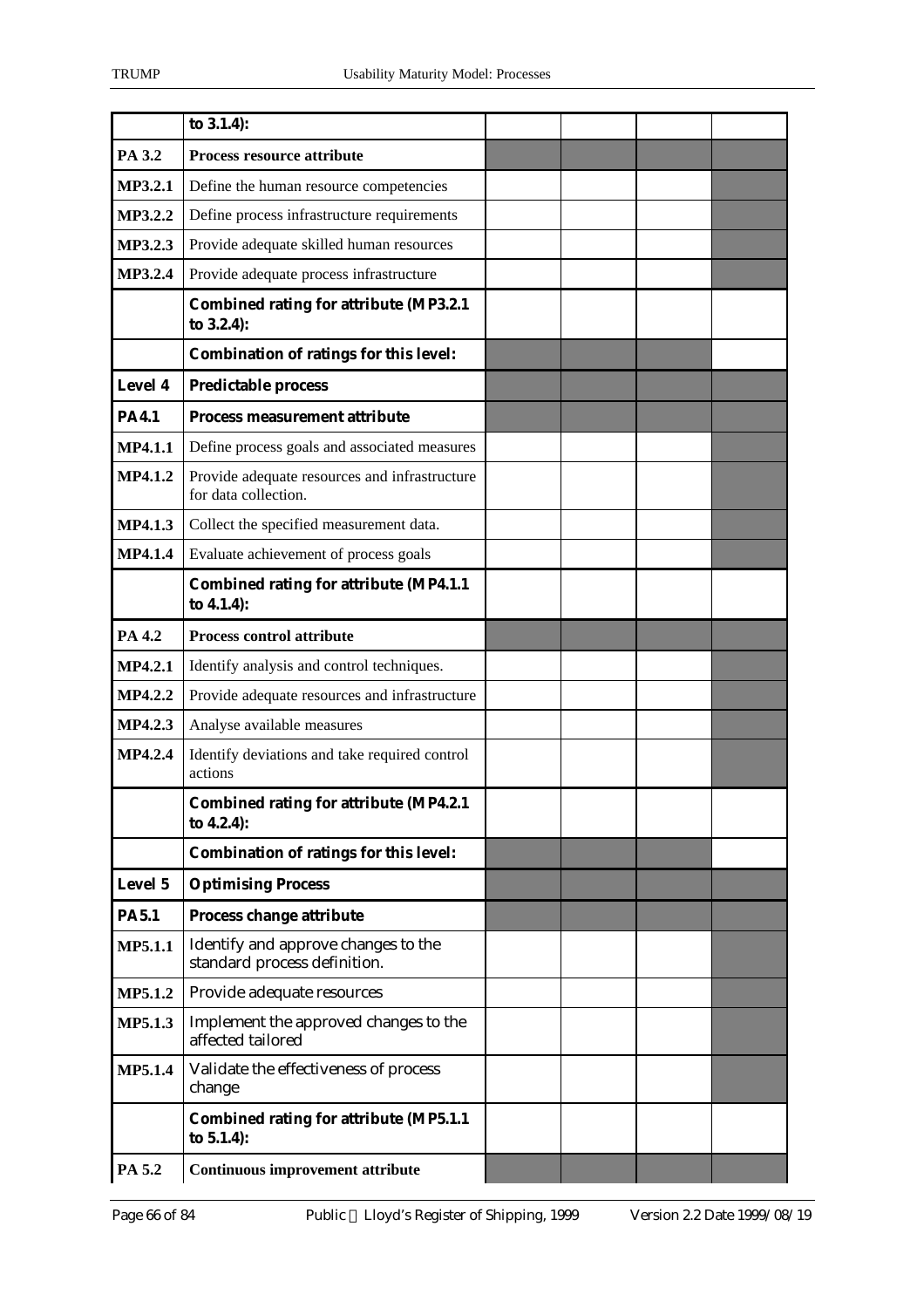| | | | | | |
|---|---|---|---|---|---|
| | **to 3.1.4):** | | | | |
| **PA 3.2** | **Process resource attribute** | | | | |
| **MP3.2.1** | Define the human resource competencies | | | | |
| **MP3.2.2** | Define process infrastructure requirements | | | | |
| **MP3.2.3** | Provide adequate skilled human resources | | | | |
| **MP3.2.4** | Provide adequate process infrastructure | | | | |
| | **Combined rating for attribute (MP3.2.1 to 3.2.4):** | | | | |
| | **Combination of ratings for this level:** | | | | |
| **Level 4** | **Predictable process** | | | | |
| **PA4.1** | **Process measurement attribute** | | | | |
| **MP4.1.1** | Define process goals and associated measures | | | | |
| **MP4.1.2** | Provide adequate resources and infrastructure for data collection. | | | | |
| **MP4.1.3** | Collect the specified measurement data. | | | | |
| **MP4.1.4** | Evaluate achievement of process goals | | | | |
| | **Combined rating for attribute (MP4.1.1 to 4.1.4):** | | | | |
| **PA 4.2** | **Process control attribute** | | | | |
| **MP4.2.1** | Identify analysis and control techniques. | | | | |
| **MP4.2.2** | Provide adequate resources and infrastructure | | | | |
| **MP4.2.3** | Analyse available measures | | | | |
| **MP4.2.4** | Identify deviations and take required control actions | | | | |
| | **Combined rating for attribute (MP4.2.1 to 4.2.4):** | | | | |
| | **Combination of ratings for this level:** | | | | |
| **Level 5** | **Optimising Process** | | | | |
| **PA5.1** | **Process change attribute** | | | | |
| **MP5.1.1** | Identify and approve changes to the standard process definition. | | | | |
| **MP5.1.2** | Provide adequate resources | | | | |
| **MP5.1.3** | Implement the approved changes to the affected tailored | | | | |
| **MP5.1.4** | Validate the effectiveness of process change | | | | |
| | **Combined rating for attribute (MP5.1.1 to 5.1.4):** | | | | |
| **PA 5.2** | **Continuous improvement attribute** | | | | |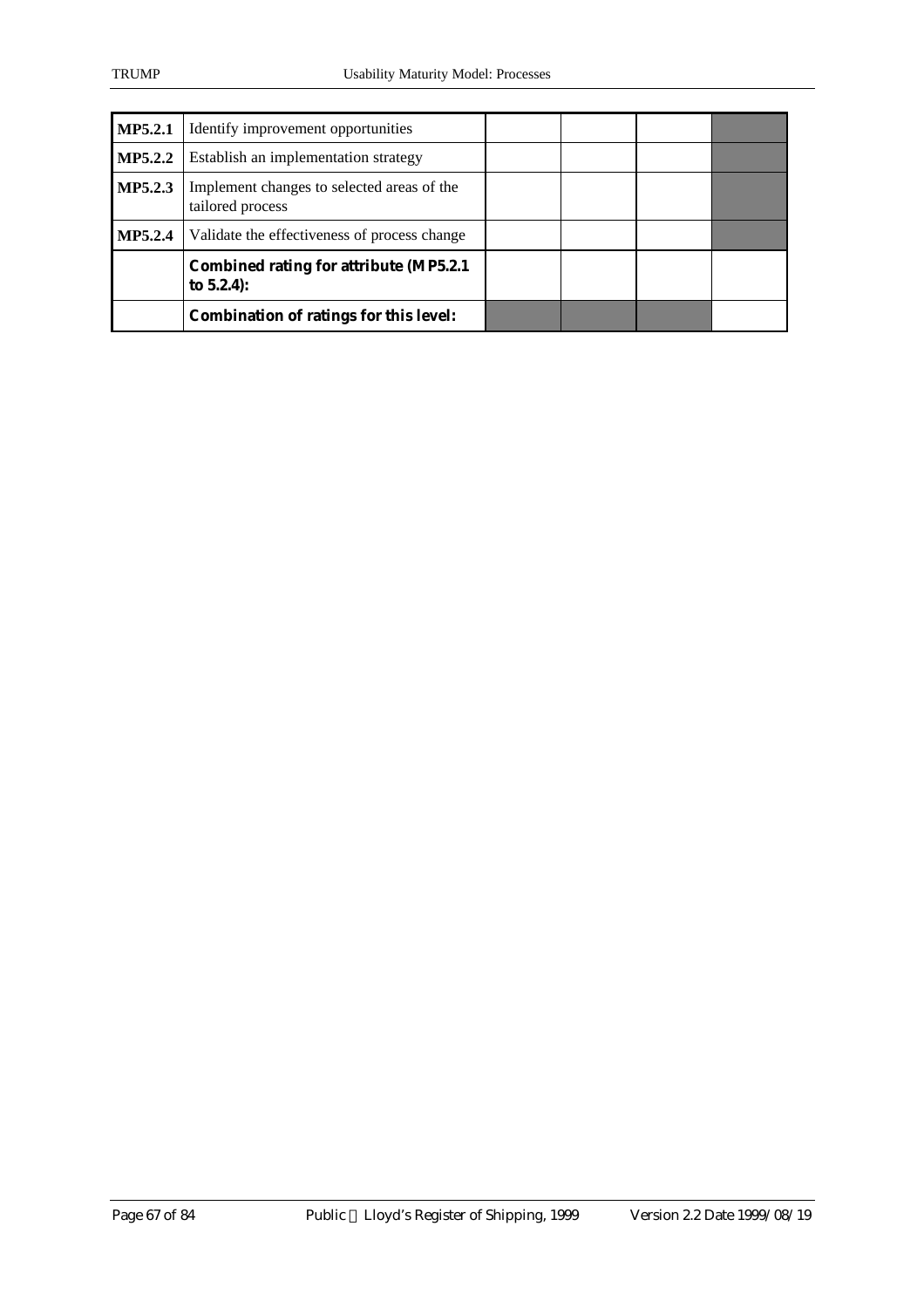| | | | | | |
|---|---|---|---|---|---|
| **MP5.2.1** | Identify improvement opportunities | | | | |
| **MP5.2.2** | Establish an implementation strategy | | | | |
| **MP5.2.3** | Implement changes to selected areas of the tailored process | | | | |
| **MP5.2.4** | Validate the effectiveness of process change | | | | |
| | **Combined rating for attribute (MP5.2.1 to 5.2.4):** | | | | |
| | **Combination of ratings for this level:** | | | | |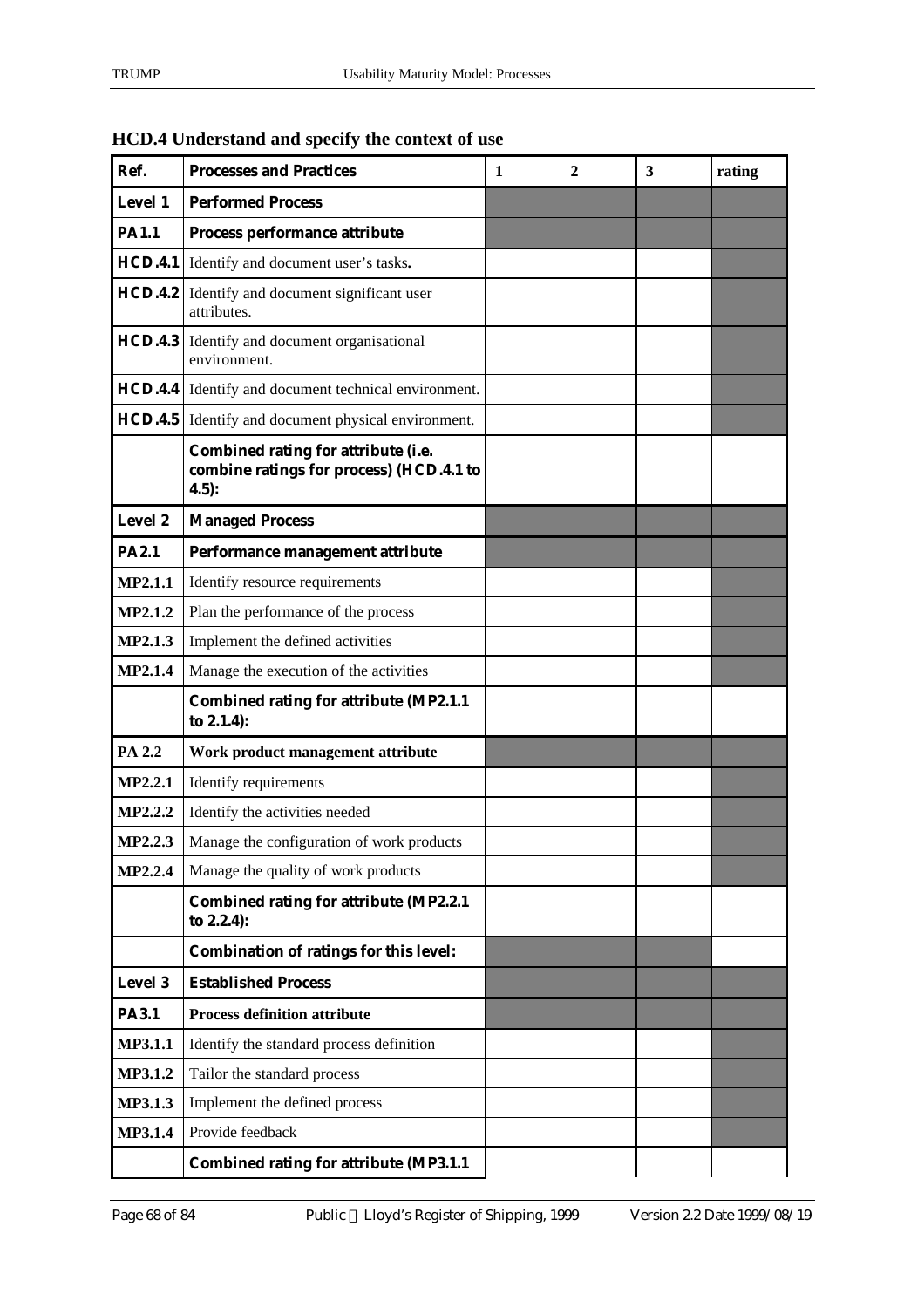### HCD.4 Understand and specify the context of use

| Ref. | Processes and Practices | 1 | 2 | 3 | rating |
|---|---|---|---|---|---|
| **Level 1** | **Performed Process** | | | | |
| **PA1.1** | **Process performance attribute** | | | | |
| **HCD.4.1** | Identify and document user's tasks**.** | | | | |
| **HCD.4.2** | Identify and document significant user attributes. | | | | |
| **HCD.4.3** | Identify and document organisational environment. | | | | |
| **HCD.4.4** | Identify and document technical environment. | | | | |
| **HCD.4.5** | Identify and document physical environment. | | | | |
| | **Combined rating for attribute (i.e. combine ratings for process) (HCD.4.1 to 4.5):** | | | | |
| **Level 2** | **Managed Process** | | | | |
| **PA2.1** | **Performance management attribute** | | | | |
| **MP2.1.1** | Identify resource requirements | | | | |
| **MP2.1.2** | Plan the performance of the process | | | | |
| **MP2.1.3** | Implement the defined activities | | | | |
| **MP2.1.4** | Manage the execution of the activities | | | | |
| | **Combined rating for attribute (MP2.1.1 to 2.1.4):** | | | | |
| **PA 2.2** | **Work product management attribute** | | | | |
| **MP2.2.1** | Identify requirements | | | | |
| **MP2.2.2** | Identify the activities needed | | | | |
| **MP2.2.3** | Manage the configuration of work products | | | | |
| **MP2.2.4** | Manage the quality of work products | | | | |
| | **Combined rating for attribute (MP2.2.1 to 2.2.4):** | | | | |
| | **Combination of ratings for this level:** | | | | |
| **Level 3** | **Established Process** | | | | |
| **PA3.1** | **Process definition attribute** | | | | |
| **MP3.1.1** | Identify the standard process definition | | | | |
| **MP3.1.2** | Tailor the standard process | | | | |
| **MP3.1.3** | Implement the defined process | | | | |
| **MP3.1.4** | Provide feedback | | | | |
| | **Combined rating for attribute (MP3.1.1** | | | | |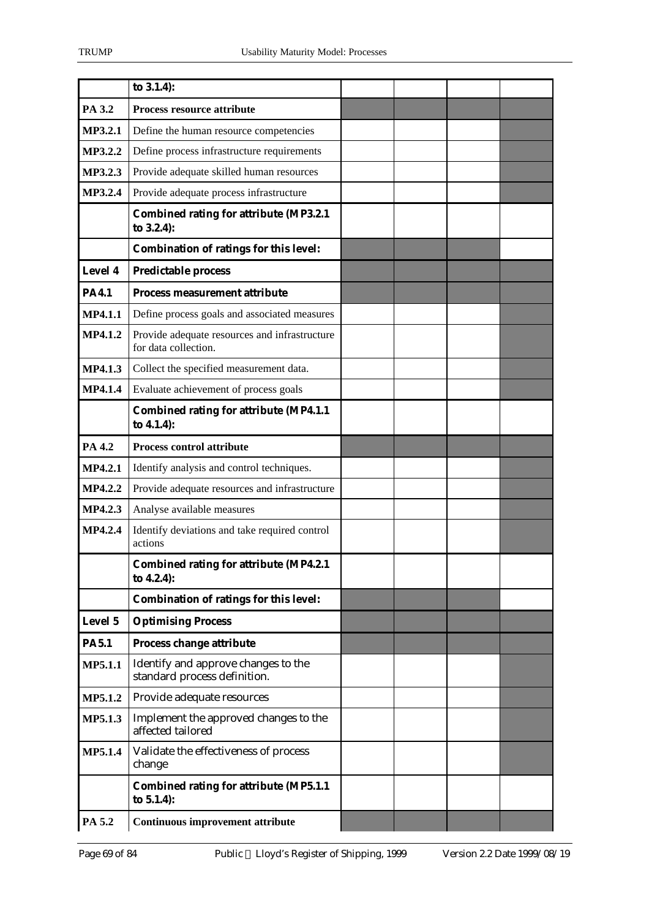| | | | | | |
|---|---|---|---|---|---|
| | **to 3.1.4):** | | | | |
| **PA 3.2** | **Process resource attribute** | | | | |
| **MP3.2.1** | Define the human resource competencies | | | | |
| **MP3.2.2** | Define process infrastructure requirements | | | | |
| **MP3.2.3** | Provide adequate skilled human resources | | | | |
| **MP3.2.4** | Provide adequate process infrastructure | | | | |
| | **Combined rating for attribute (MP3.2.1 to 3.2.4):** | | | | |
| | **Combination of ratings for this level:** | | | | |
| **Level 4** | **Predictable process** | | | | |
| **PA4.1** | **Process measurement attribute** | | | | |
| **MP4.1.1** | Define process goals and associated measures | | | | |
| **MP4.1.2** | Provide adequate resources and infrastructure for data collection. | | | | |
| **MP4.1.3** | Collect the specified measurement data. | | | | |
| **MP4.1.4** | Evaluate achievement of process goals | | | | |
| | **Combined rating for attribute (MP4.1.1 to 4.1.4):** | | | | |
| **PA 4.2** | **Process control attribute** | | | | |
| **MP4.2.1** | Identify analysis and control techniques. | | | | |
| **MP4.2.2** | Provide adequate resources and infrastructure | | | | |
| **MP4.2.3** | Analyse available measures | | | | |
| **MP4.2.4** | Identify deviations and take required control actions | | | | |
| | **Combined rating for attribute (MP4.2.1 to 4.2.4):** | | | | |
| | **Combination of ratings for this level:** | | | | |
| **Level 5** | **Optimising Process** | | | | |
| **PA5.1** | **Process change attribute** | | | | |
| **MP5.1.1** | Identify and approve changes to the standard process definition. | | | | |
| **MP5.1.2** | Provide adequate resources | | | | |
| **MP5.1.3** | Implement the approved changes to the affected tailored | | | | |
| **MP5.1.4** | Validate the effectiveness of process change | | | | |
| | **Combined rating for attribute (MP5.1.1 to 5.1.4):** | | | | |
| **PA 5.2** | **Continuous improvement attribute** | | | | |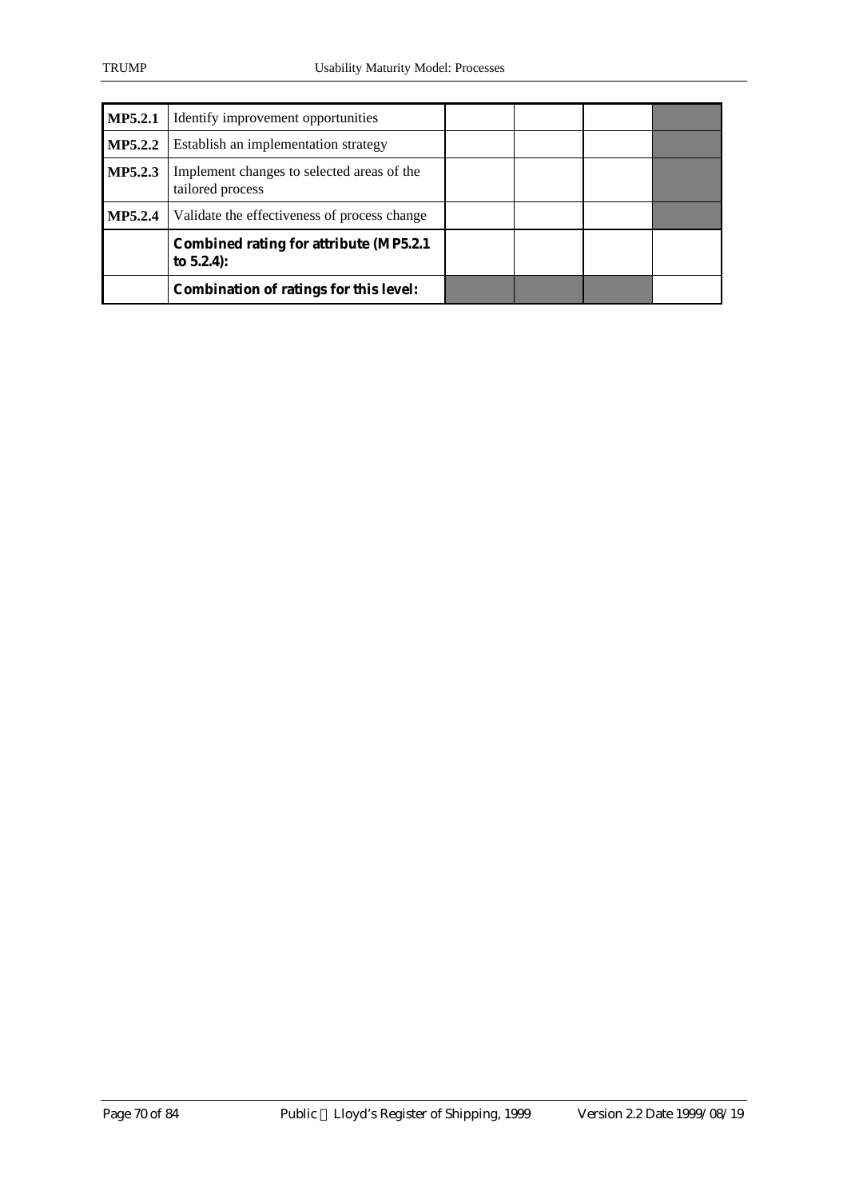| | | | | | |
|---|---|---|---|---|---|
| **MP5.2.1** | Identify improvement opportunities | | | | |
| **MP5.2.2** | Establish an implementation strategy | | | | |
| **MP5.2.3** | Implement changes to selected areas of the tailored process | | | | |
| **MP5.2.4** | Validate the effectiveness of process change | | | | |
| | **Combined rating for attribute (MP5.2.1 to 5.2.4):** | | | | |
| | **Combination of ratings for this level:** | | | | |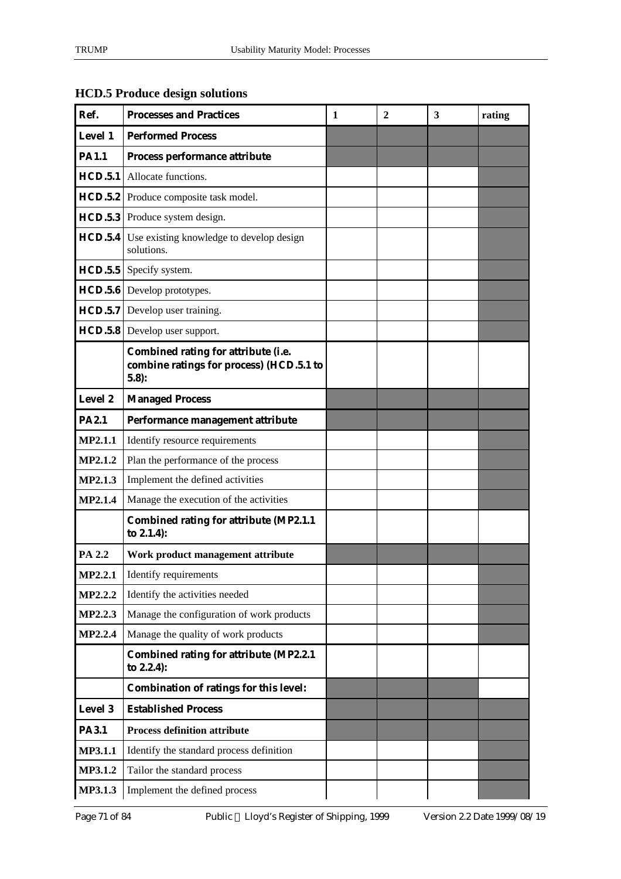## HCD.5 Produce design solutions

| Ref. | Processes and Practices | 1 | 2 | 3 | rating |
|---|---|---|---|---|---|
| **Level 1** | **Performed Process** | | | | |
| **PA1.1** | **Process performance attribute** | | | | |
| **HCD.5.1** | Allocate functions. | | | | |
| **HCD.5.2** | Produce composite task model. | | | | |
| **HCD.5.3** | Produce system design. | | | | |
| **HCD.5.4** | Use existing knowledge to develop design solutions. | | | | |
| **HCD.5.5** | Specify system. | | | | |
| **HCD.5.6** | Develop prototypes. | | | | |
| **HCD.5.7** | Develop user training. | | | | |
| **HCD.5.8** | Develop user support. | | | | |
| | **Combined rating for attribute (i.e. combine ratings for process) (HCD.5.1 to 5.8):** | | | | |
| **Level 2** | **Managed Process** | | | | |
| **PA2.1** | **Performance management attribute** | | | | |
| **MP2.1.1** | Identify resource requirements | | | | |
| **MP2.1.2** | Plan the performance of the process | | | | |
| **MP2.1.3** | Implement the defined activities | | | | |
| **MP2.1.4** | Manage the execution of the activities | | | | |
| | **Combined rating for attribute (MP2.1.1 to 2.1.4):** | | | | |
| **PA 2.2** | **Work product management attribute** | | | | |
| **MP2.2.1** | Identify requirements | | | | |
| **MP2.2.2** | Identify the activities needed | | | | |
| **MP2.2.3** | Manage the configuration of work products | | | | |
| **MP2.2.4** | Manage the quality of work products | | | | |
| | **Combined rating for attribute (MP2.2.1 to 2.2.4):** | | | | |
| | **Combination of ratings for this level:** | | | | |
| **Level 3** | **Established Process** | | | | |
| **PA3.1** | **Process definition attribute** | | | | |
| **MP3.1.1** | Identify the standard process definition | | | | |
| **MP3.1.2** | Tailor the standard process | | | | |
| **MP3.1.3** | Implement the defined process | | | | |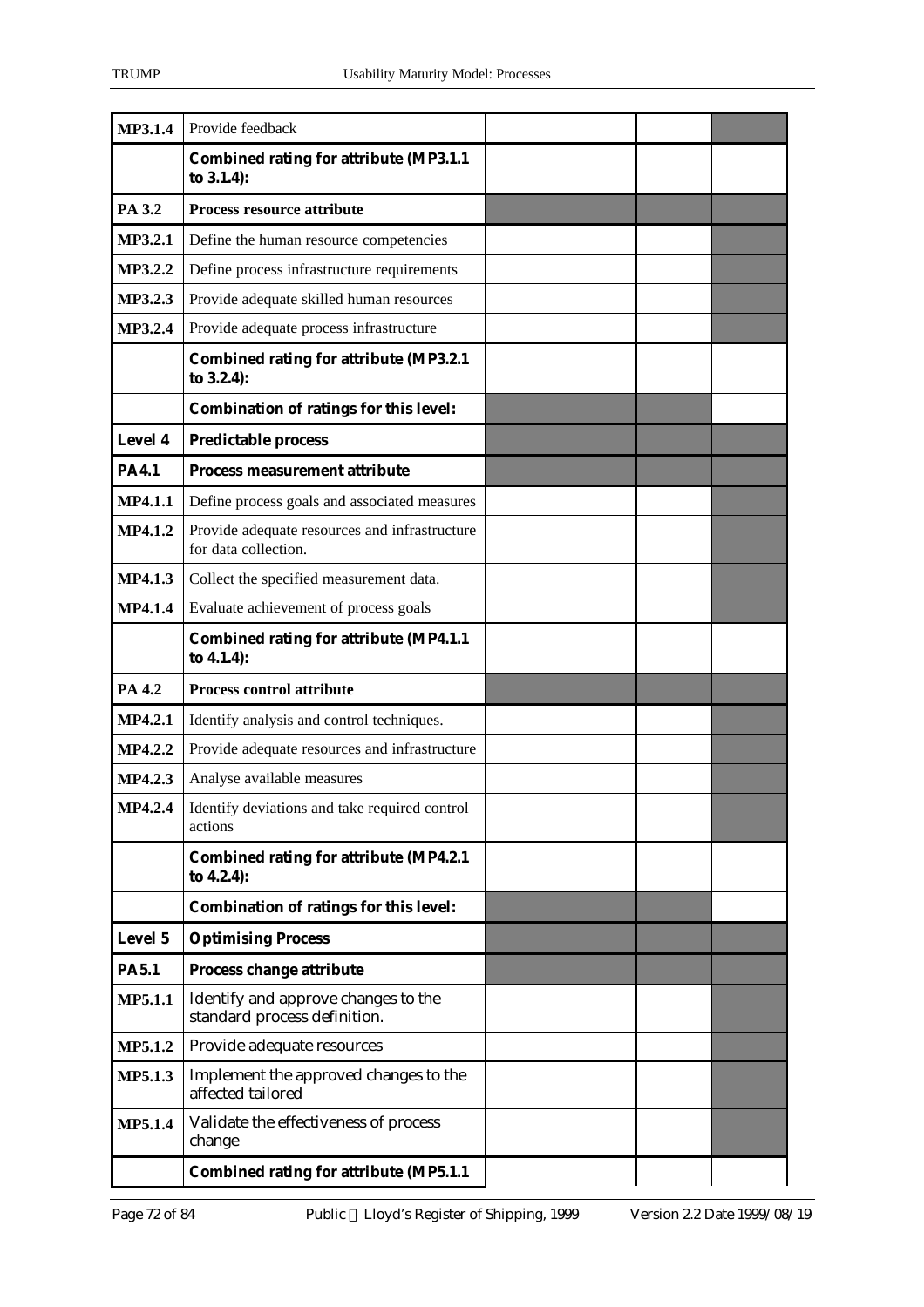| | | | | | |
|---|---|---|---|---|---|
| **MP3.1.4** | Provide feedback | | | | |
| | **Combined rating for attribute (MP3.1.1 to 3.1.4):** | | | | |
| **PA 3.2** | **Process resource attribute** | | | | |
| **MP3.2.1** | Define the human resource competencies | | | | |
| **MP3.2.2** | Define process infrastructure requirements | | | | |
| **MP3.2.3** | Provide adequate skilled human resources | | | | |
| **MP3.2.4** | Provide adequate process infrastructure | | | | |
| | **Combined rating for attribute (MP3.2.1 to 3.2.4):** | | | | |
| | **Combination of ratings for this level:** | | | | |
| **Level 4** | **Predictable process** | | | | |
| **PA4.1** | **Process measurement attribute** | | | | |
| **MP4.1.1** | Define process goals and associated measures | | | | |
| **MP4.1.2** | Provide adequate resources and infrastructure for data collection. | | | | |
| **MP4.1.3** | Collect the specified measurement data. | | | | |
| **MP4.1.4** | Evaluate achievement of process goals | | | | |
| | **Combined rating for attribute (MP4.1.1 to 4.1.4):** | | | | |
| **PA 4.2** | **Process control attribute** | | | | |
| **MP4.2.1** | Identify analysis and control techniques. | | | | |
| **MP4.2.2** | Provide adequate resources and infrastructure | | | | |
| **MP4.2.3** | Analyse available measures | | | | |
| **MP4.2.4** | Identify deviations and take required control actions | | | | |
| | **Combined rating for attribute (MP4.2.1 to 4.2.4):** | | | | |
| | **Combination of ratings for this level:** | | | | |
| **Level 5** | **Optimising Process** | | | | |
| **PA5.1** | **Process change attribute** | | | | |
| **MP5.1.1** | Identify and approve changes to the standard process definition. | | | | |
| **MP5.1.2** | Provide adequate resources | | | | |
| **MP5.1.3** | Implement the approved changes to the affected tailored | | | | |
| **MP5.1.4** | Validate the effectiveness of process change | | | | |
| | **Combined rating for attribute (MP5.1.1** | | | | |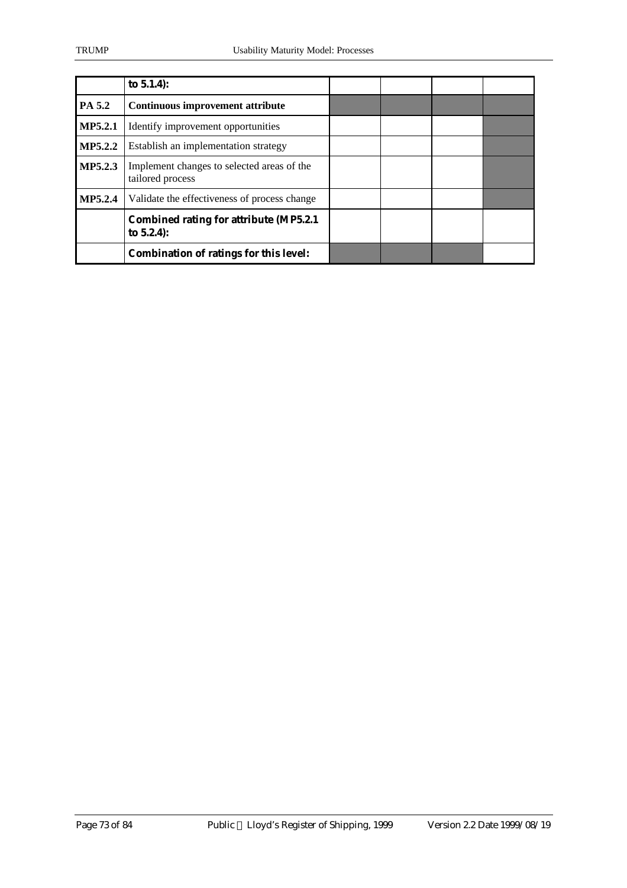| | | | | | |
|---|---|---|---|---|---|
| | **to 5.1.4):** | | | | |
| **PA 5.2** | **Continuous improvement attribute** | | | | |
| **MP5.2.1** | Identify improvement opportunities | | | | |
| **MP5.2.2** | Establish an implementation strategy | | | | |
| **MP5.2.3** | Implement changes to selected areas of the tailored process | | | | |
| **MP5.2.4** | Validate the effectiveness of process change | | | | |
| | **Combined rating for attribute (MP5.2.1 to 5.2.4):** | | | | |
| | **Combination of ratings for this level:** | | | | |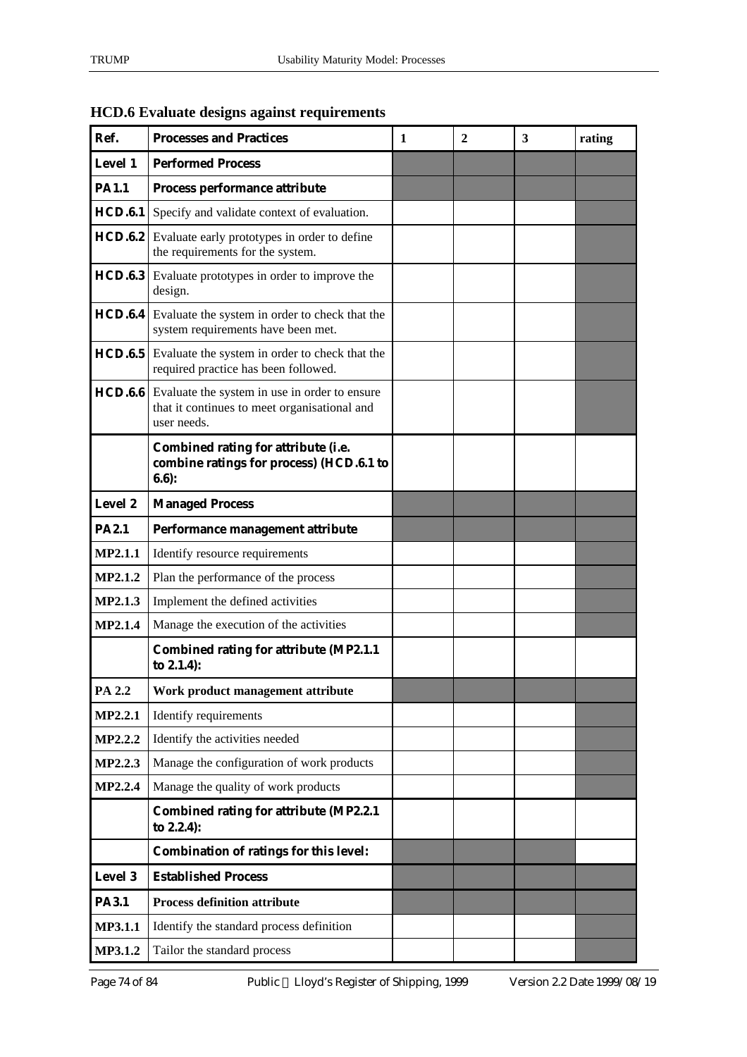## HCD.6 Evaluate designs against requirements

| Ref. | Processes and Practices | 1 | 2 | 3 | rating |
|---|---|---|---|---|---|
| **Level 1** | **Performed Process** | | | | |
| **PA1.1** | **Process performance attribute** | | | | |
| **HCD.6.1** | Specify and validate context of evaluation. | | | | |
| **HCD.6.2** | Evaluate early prototypes in order to define the requirements for the system. | | | | |
| **HCD.6.3** | Evaluate prototypes in order to improve the design. | | | | |
| **HCD.6.4** | Evaluate the system in order to check that the system requirements have been met. | | | | |
| **HCD.6.5** | Evaluate the system in order to check that the required practice has been followed. | | | | |
| **HCD.6.6** | Evaluate the system in use in order to ensure that it continues to meet organisational and user needs. | | | | |
| | **Combined rating for attribute (i.e. combine ratings for process) (HCD.6.1 to 6.6):** | | | | |
| **Level 2** | **Managed Process** | | | | |
| **PA2.1** | **Performance management attribute** | | | | |
| **MP2.1.1** | Identify resource requirements | | | | |
| **MP2.1.2** | Plan the performance of the process | | | | |
| **MP2.1.3** | Implement the defined activities | | | | |
| **MP2.1.4** | Manage the execution of the activities | | | | |
| | **Combined rating for attribute (MP2.1.1 to 2.1.4):** | | | | |
| **PA 2.2** | **Work product management attribute** | | | | |
| **MP2.2.1** | Identify requirements | | | | |
| **MP2.2.2** | Identify the activities needed | | | | |
| **MP2.2.3** | Manage the configuration of work products | | | | |
| **MP2.2.4** | Manage the quality of work products | | | | |
| | **Combined rating for attribute (MP2.2.1 to 2.2.4):** | | | | |
| | **Combination of ratings for this level:** | | | | |
| **Level 3** | **Established Process** | | | | |
| **PA3.1** | **Process definition attribute** | | | | |
| **MP3.1.1** | Identify the standard process definition | | | | |
| **MP3.1.2** | Tailor the standard process | | | | |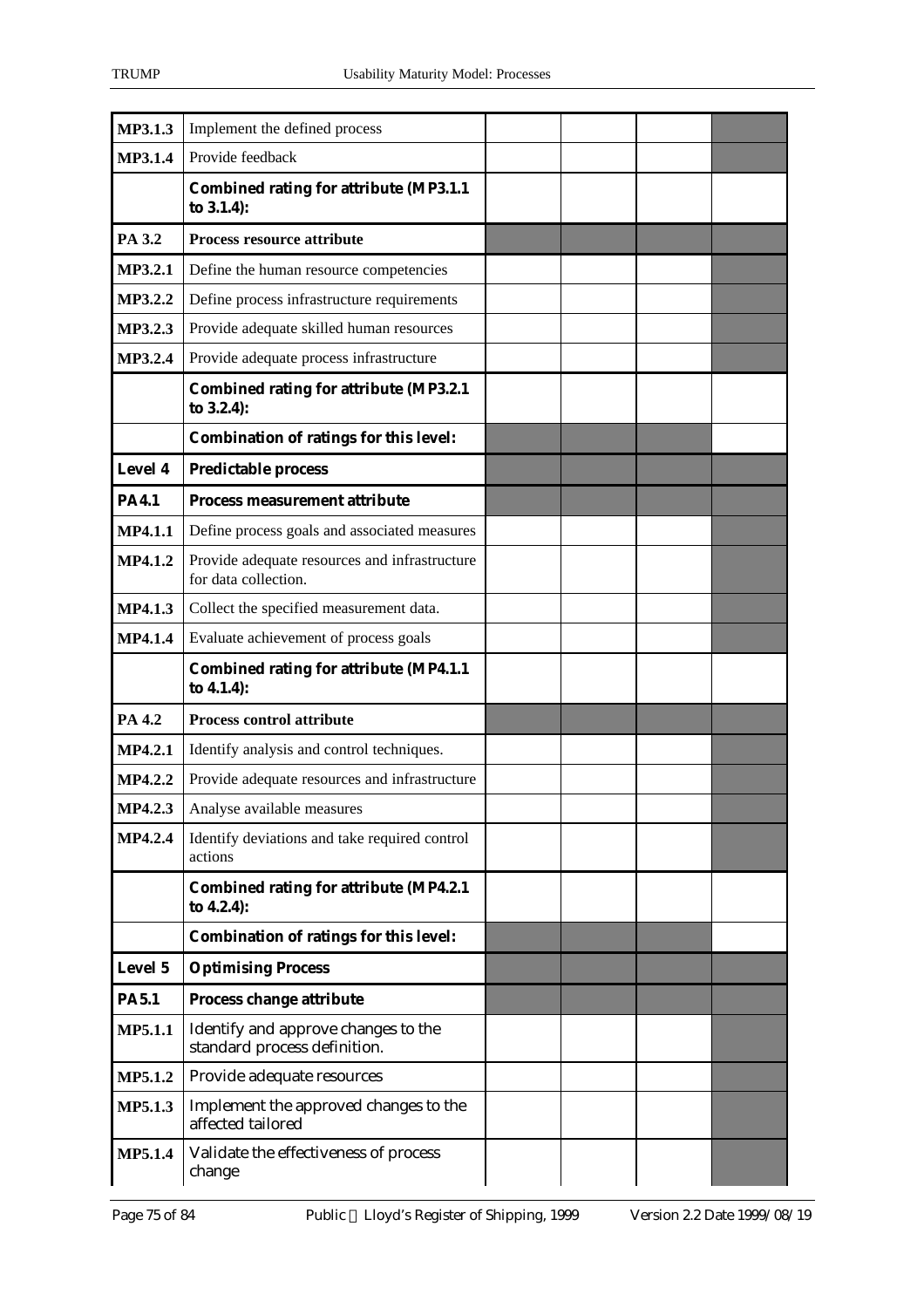| | | | | | |
|---|---|---|---|---|---|
| **MP3.1.3** | Implement the defined process | | | | |
| **MP3.1.4** | Provide feedback | | | | |
| | **Combined rating for attribute (MP3.1.1 to 3.1.4):** | | | | |
| **PA 3.2** | **Process resource attribute** | | | | |
| **MP3.2.1** | Define the human resource competencies | | | | |
| **MP3.2.2** | Define process infrastructure requirements | | | | |
| **MP3.2.3** | Provide adequate skilled human resources | | | | |
| **MP3.2.4** | Provide adequate process infrastructure | | | | |
| | **Combined rating for attribute (MP3.2.1 to 3.2.4):** | | | | |
| | **Combination of ratings for this level:** | | | | |
| **Level 4** | **Predictable process** | | | | |
| **PA4.1** | **Process measurement attribute** | | | | |
| **MP4.1.1** | Define process goals and associated measures | | | | |
| **MP4.1.2** | Provide adequate resources and infrastructure for data collection. | | | | |
| **MP4.1.3** | Collect the specified measurement data. | | | | |
| **MP4.1.4** | Evaluate achievement of process goals | | | | |
| | **Combined rating for attribute (MP4.1.1 to 4.1.4):** | | | | |
| **PA 4.2** | **Process control attribute** | | | | |
| **MP4.2.1** | Identify analysis and control techniques. | | | | |
| **MP4.2.2** | Provide adequate resources and infrastructure | | | | |
| **MP4.2.3** | Analyse available measures | | | | |
| **MP4.2.4** | Identify deviations and take required control actions | | | | |
| | **Combined rating for attribute (MP4.2.1 to 4.2.4):** | | | | |
| | **Combination of ratings for this level:** | | | | |
| **Level 5** | **Optimising Process** | | | | |
| **PA5.1** | **Process change attribute** | | | | |
| **MP5.1.1** | Identify and approve changes to the standard process definition. | | | | |
| **MP5.1.2** | Provide adequate resources | | | | |
| **MP5.1.3** | Implement the approved changes to the affected tailored | | | | |
| **MP5.1.4** | Validate the effectiveness of process change | | | | |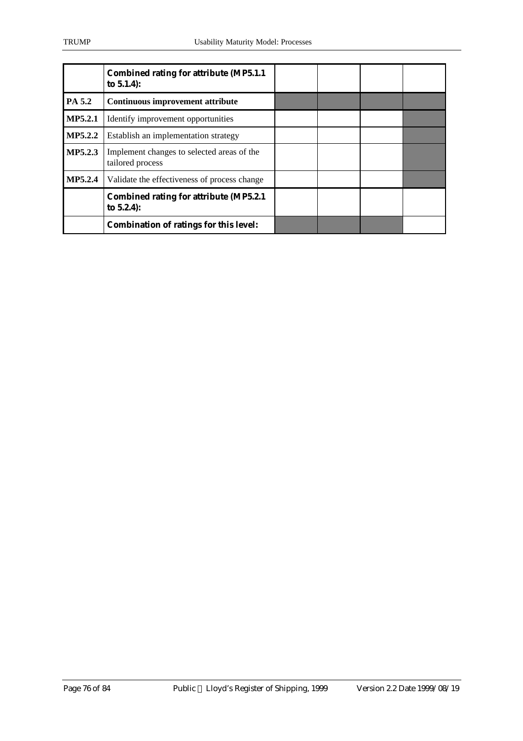| | | | | | |
|---|---|---|---|---|---|
| | **Combined rating for attribute (MP5.1.1 to 5.1.4):** | | | | |
| **PA 5.2** | **Continuous improvement attribute** | | | | |
| **MP5.2.1** | Identify improvement opportunities | | | | |
| **MP5.2.2** | Establish an implementation strategy | | | | |
| **MP5.2.3** | Implement changes to selected areas of the tailored process | | | | |
| **MP5.2.4** | Validate the effectiveness of process change | | | | |
| | **Combined rating for attribute (MP5.2.1 to 5.2.4):** | | | | |
| | **Combination of ratings for this level:** | | | | |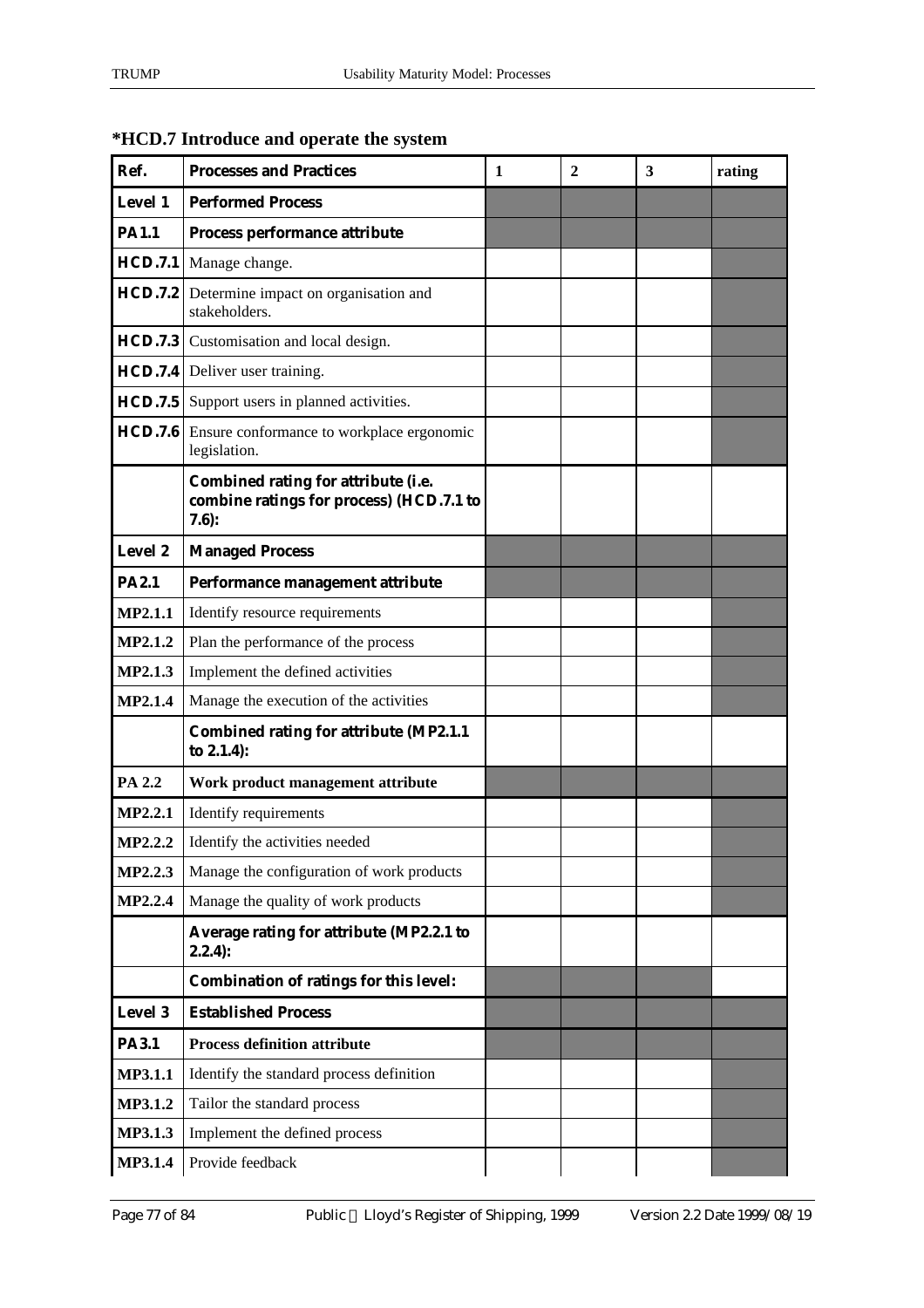## *HCD.7 Introduce and operate the system

| Ref. | Processes and Practices | 1 | 2 | 3 | rating |
|---|---|---|---|---|---|
| **Level 1** | **Performed Process** | | | | |
| **PA1.1** | **Process performance attribute** | | | | |
| **HCD.7.1** | Manage change. | | | | |
| **HCD.7.2** | Determine impact on organisation and stakeholders. | | | | |
| **HCD.7.3** | Customisation and local design. | | | | |
| **HCD.7.4** | Deliver user training. | | | | |
| **HCD.7.5** | Support users in planned activities. | | | | |
| **HCD.7.6** | Ensure conformance to workplace ergonomic legislation. | | | | |
| | **Combined rating for attribute (i.e. combine ratings for process) (HCD.7.1 to 7.6):** | | | | |
| **Level 2** | **Managed Process** | | | | |
| **PA2.1** | **Performance management attribute** | | | | |
| **MP2.1.1** | Identify resource requirements | | | | |
| **MP2.1.2** | Plan the performance of the process | | | | |
| **MP2.1.3** | Implement the defined activities | | | | |
| **MP2.1.4** | Manage the execution of the activities | | | | |
| | **Combined rating for attribute (MP2.1.1 to 2.1.4):** | | | | |
| **PA 2.2** | **Work product management attribute** | | | | |
| **MP2.2.1** | Identify requirements | | | | |
| **MP2.2.2** | Identify the activities needed | | | | |
| **MP2.2.3** | Manage the configuration of work products | | | | |
| **MP2.2.4** | Manage the quality of work products | | | | |
| | **Average rating for attribute (MP2.2.1 to 2.2.4):** | | | | |
| | **Combination of ratings for this level:** | | | | |
| **Level 3** | **Established Process** | | | | |
| **PA3.1** | **Process definition attribute** | | | | |
| **MP3.1.1** | Identify the standard process definition | | | | |
| **MP3.1.2** | Tailor the standard process | | | | |
| **MP3.1.3** | Implement the defined process | | | | |
| **MP3.1.4** | Provide feedback | | | | |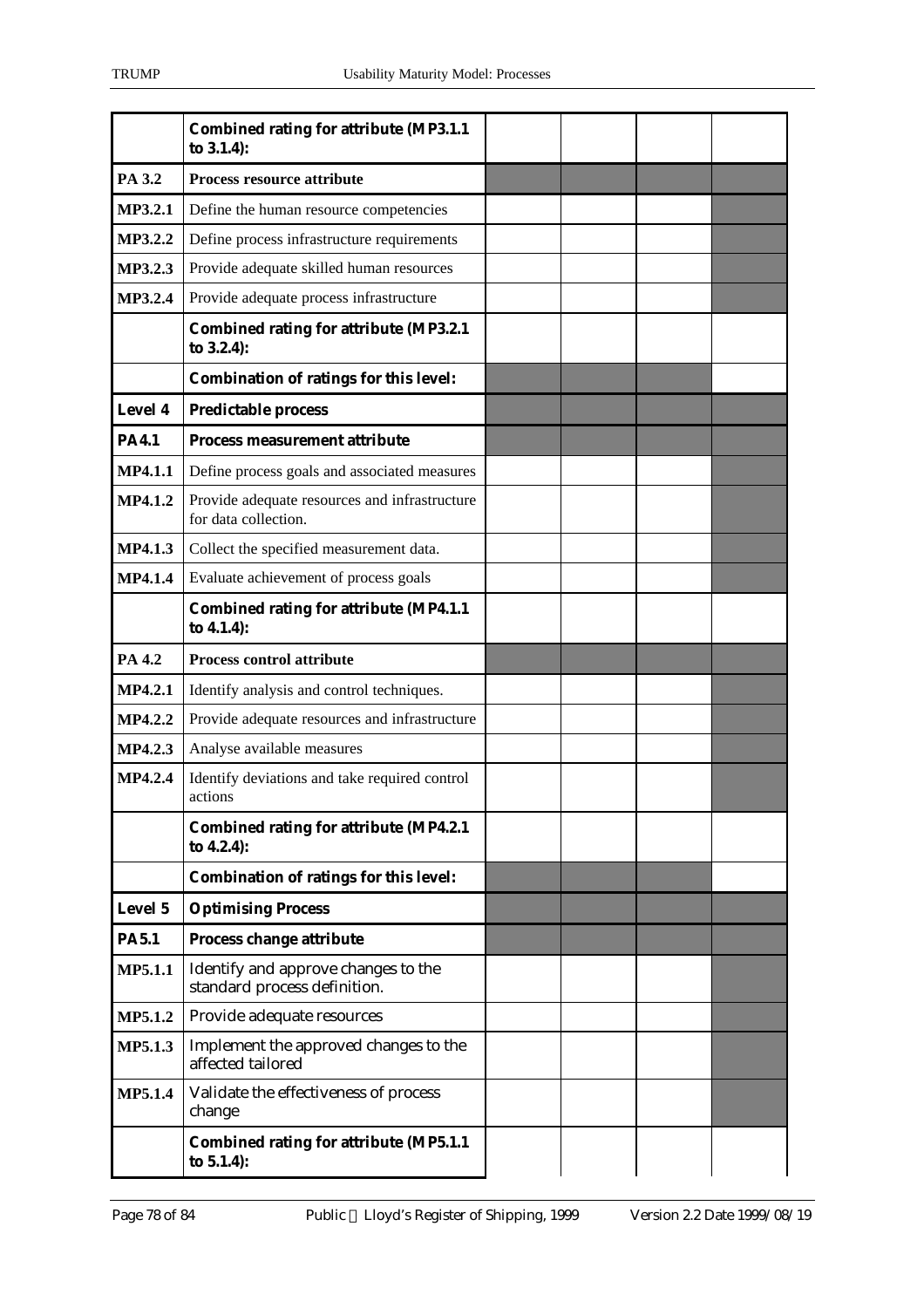| | | | | | |
|---|---|---|---|---|---|
| | **Combined rating for attribute (MP3.1.1 to 3.1.4):** | | | | |
| **PA 3.2** | **Process resource attribute** | | | | |
| **MP3.2.1** | Define the human resource competencies | | | | |
| **MP3.2.2** | Define process infrastructure requirements | | | | |
| **MP3.2.3** | Provide adequate skilled human resources | | | | |
| **MP3.2.4** | Provide adequate process infrastructure | | | | |
| | **Combined rating for attribute (MP3.2.1 to 3.2.4):** | | | | |
| | **Combination of ratings for this level:** | | | | |
| **Level 4** | **Predictable process** | | | | |
| **PA4.1** | **Process measurement attribute** | | | | |
| **MP4.1.1** | Define process goals and associated measures | | | | |
| **MP4.1.2** | Provide adequate resources and infrastructure for data collection. | | | | |
| **MP4.1.3** | Collect the specified measurement data. | | | | |
| **MP4.1.4** | Evaluate achievement of process goals | | | | |
| | **Combined rating for attribute (MP4.1.1 to 4.1.4):** | | | | |
| **PA 4.2** | **Process control attribute** | | | | |
| **MP4.2.1** | Identify analysis and control techniques. | | | | |
| **MP4.2.2** | Provide adequate resources and infrastructure | | | | |
| **MP4.2.3** | Analyse available measures | | | | |
| **MP4.2.4** | Identify deviations and take required control actions | | | | |
| | **Combined rating for attribute (MP4.2.1 to 4.2.4):** | | | | |
| | **Combination of ratings for this level:** | | | | |
| **Level 5** | **Optimising Process** | | | | |
| **PA5.1** | **Process change attribute** | | | | |
| **MP5.1.1** | Identify and approve changes to the standard process definition. | | | | |
| **MP5.1.2** | Provide adequate resources | | | | |
| **MP5.1.3** | Implement the approved changes to the affected tailored | | | | |
| **MP5.1.4** | Validate the effectiveness of process change | | | | |
| | **Combined rating for attribute (MP5.1.1 to 5.1.4):** | | | | |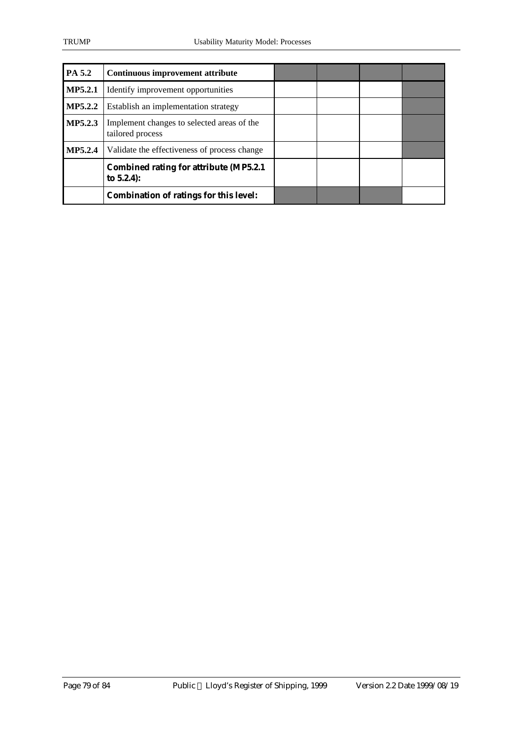| PA 5.2 | Continuous improvement attribute | | | | |
|---|---|---|---|---|---|
| MP5.2.1 | Identify improvement opportunities | | | | |
| MP5.2.2 | Establish an implementation strategy | | | | |
| MP5.2.3 | Implement changes to selected areas of the tailored process | | | | |
| MP5.2.4 | Validate the effectiveness of process change | | | | |
| | **Combined rating for attribute (MP5.2.1 to 5.2.4):** | | | | |
| | **Combination of ratings for this level:** | | | | |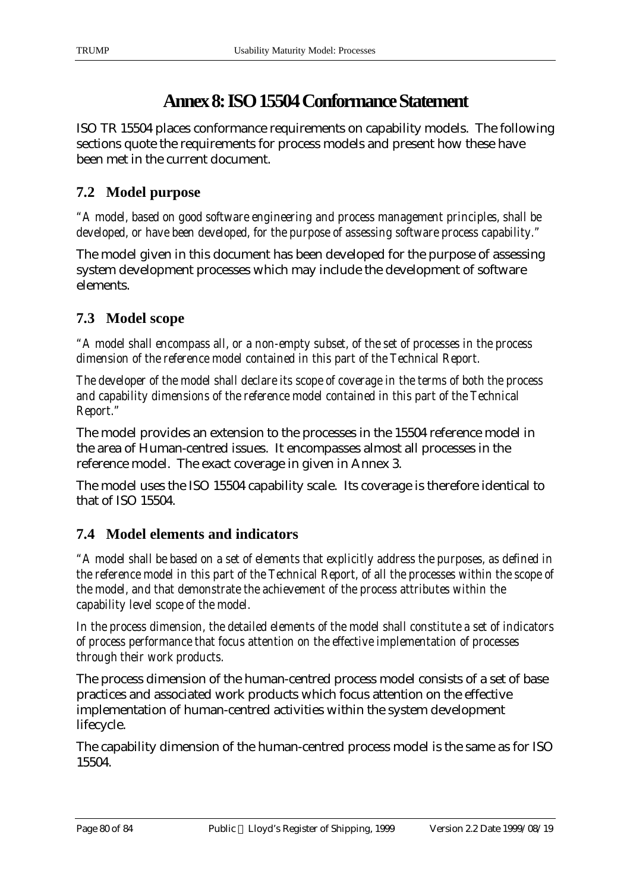# Annex 8: ISO 15504 Conformance Statement

ISO TR 15504 places conformance requirements on capability models. The following sections quote the requirements for process models and present how these have been met in the current document.

## 7.2 Model purpose

*"A model, based on good software engineering and process management principles, shall be developed, or have been developed, for the purpose of assessing software process capability."*

The model given in this document has been developed for the purpose of assessing system development processes which may include the development of software elements.

## 7.3 Model scope

*"A model shall encompass all, or a non-empty subset, of the set of processes in the process dimension of the reference model contained in this part of the Technical Report.*

*The developer of the model shall declare its scope of coverage in the terms of both the process and capability dimensions of the reference model contained in this part of the Technical Report."*

The model provides an extension to the processes in the 15504 reference model in the area of Human-centred issues. It encompasses almost all processes in the reference model. The exact coverage in given in Annex 3.

The model uses the ISO 15504 capability scale. Its coverage is therefore identical to that of ISO 15504.

## 7.4 Model elements and indicators

*"A model shall be based on a set of elements that explicitly address the purposes, as defined in the reference model in this part of the Technical Report, of all the processes within the scope of the model, and that demonstrate the achievement of the process attributes within the capability level scope of the model.*

*In the process dimension, the detailed elements of the model shall constitute a set of indicators of process performance that focus attention on the effective implementation of processes through their work products.*

The process dimension of the human-centred process model consists of a set of base practices and associated work products which focus attention on the effective implementation of human-centred activities within the system development lifecycle.

The capability dimension of the human-centred process model is the same as for ISO 15504.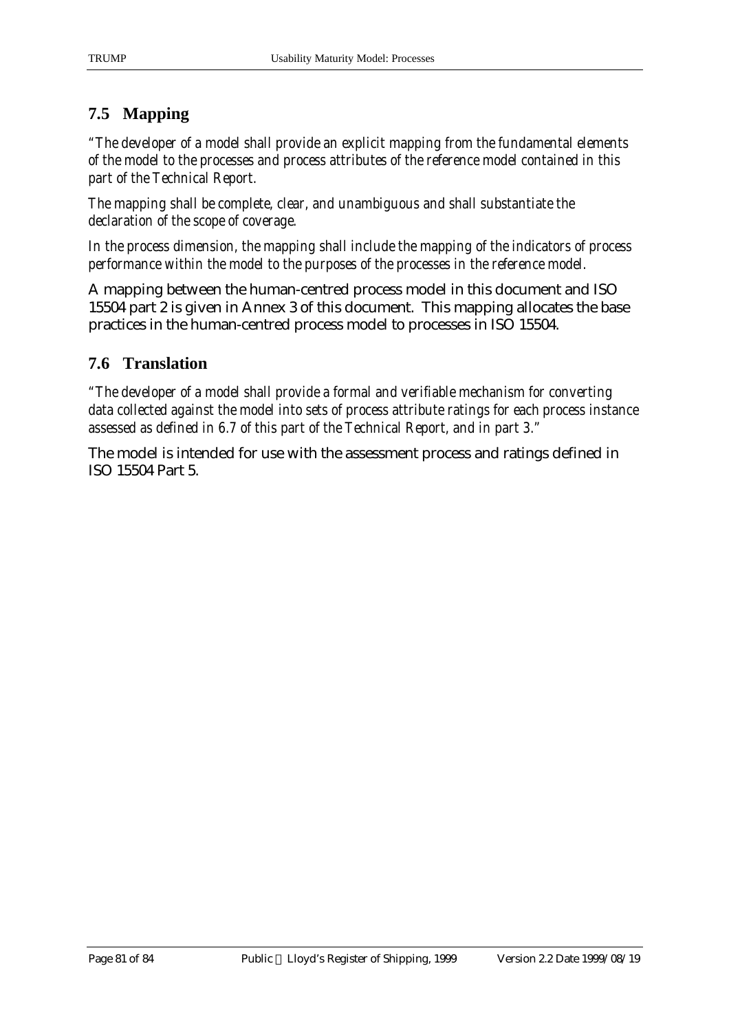## 7.5 Mapping

*"The developer of a model shall provide an explicit mapping from the fundamental elements of the model to the processes and process attributes of the reference model contained in this part of the Technical Report.*

*The mapping shall be complete, clear, and unambiguous and shall substantiate the declaration of the scope of coverage.*

*In the process dimension, the mapping shall include the mapping of the indicators of process performance within the model to the purposes of the processes in the reference model.*

A mapping between the human-centred process model in this document and ISO 15504 part 2 is given in Annex 3 of this document. This mapping allocates the base practices in the human-centred process model to processes in ISO 15504.

## 7.6 Translation

*"The developer of a model shall provide a formal and verifiable mechanism for converting data collected against the model into sets of process attribute ratings for each process instance assessed as defined in 6.7 of this part of the Technical Report, and in part 3."*

The model is intended for use with the assessment process and ratings defined in ISO 15504 Part 5.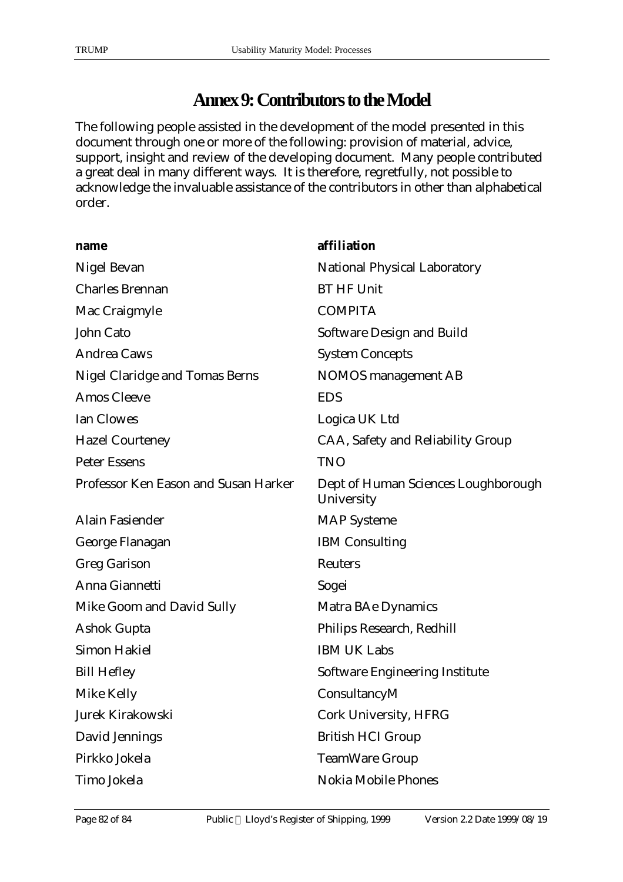# Annex 9: Contributors to the Model

The following people assisted in the development of the model presented in this document through one or more of the following: provision of material, advice, support, insight and review of the developing document. Many people contributed a great deal in many different ways. It is therefore, regretfully, not possible to acknowledge the invaluable assistance of the contributors in other than alphabetical order.

| **name** | **affiliation** |
|---|---|
| Nigel Bevan | National Physical Laboratory |
| Charles Brennan | BT HF Unit |
| Mac Craigmyle | COMPITA |
| John Cato | Software Design and Build |
| Andrea Caws | System Concepts |
| Nigel Claridge and Tomas Berns | NOMOS management AB |
| Amos Cleeve | EDS |
| Ian Clowes | Logica UK Ltd |
| Hazel Courteney | CAA, Safety and Reliability Group |
| Peter Essens | TNO |
| Professor Ken Eason and Susan Harker | Dept of Human Sciences Loughborough University |
| Alain Fasiender | MAP Systeme |
| George Flanagan | IBM Consulting |
| Greg Garison | Reuters |
| Anna Giannetti | Sogei |
| Mike Goom and David Sully | Matra BAe Dynamics |
| Ashok Gupta | Philips Research, Redhill |
| Simon Hakiel | IBM UK Labs |
| Bill Hefley | Software Engineering Institute |
| Mike Kelly | ConsultancyM |
| Jurek Kirakowski | Cork University, HFRG |
| David Jennings | British HCI Group |
| Pirkko Jokela | TeamWare Group |
| Timo Jokela | Nokia Mobile Phones |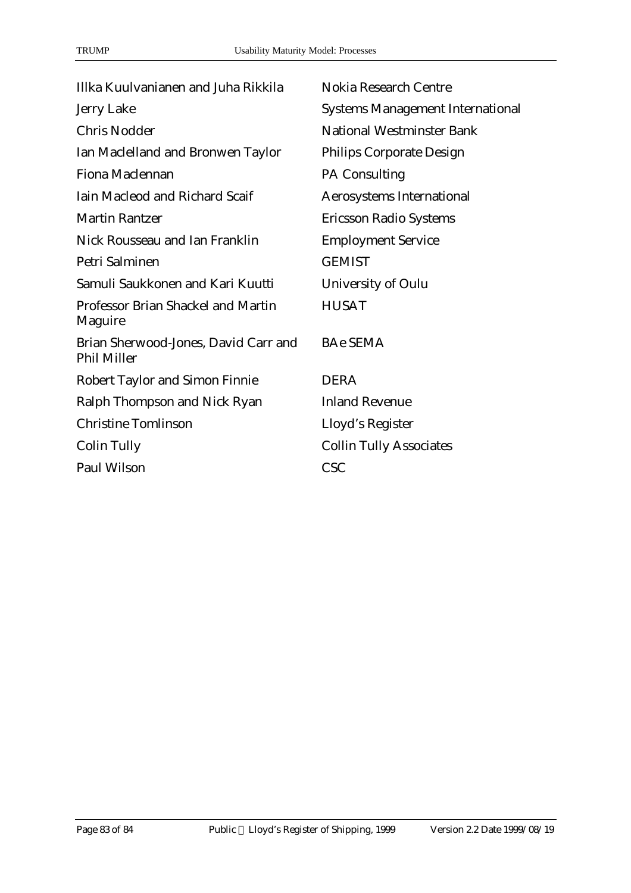| | |
|---|---|
| Illka Kuulvanianen and Juha Rikkila | Nokia Research Centre |
| Jerry Lake | Systems Management International |
| Chris Nodder | National Westminster Bank |
| Ian Maclelland and Bronwen Taylor | Philips Corporate Design |
| Fiona Maclennan | PA Consulting |
| Iain Macleod and Richard Scaif | Aerosystems International |
| Martin Rantzer | Ericsson Radio Systems |
| Nick Rousseau and Ian Franklin | Employment Service |
| Petri Salminen | GEMIST |
| Samuli Saukkonen and Kari Kuutti | University of Oulu |
| Professor Brian Shackel and Martin Maguire | HUSAT |
| Brian Sherwood-Jones, David Carr and Phil Miller | BAe SEMA |
| Robert Taylor and Simon Finnie | DERA |
| Ralph Thompson and Nick Ryan | Inland Revenue |
| Christine Tomlinson | Lloyd's Register |
| Colin Tully | Collin Tully Associates |
| Paul Wilson | CSC |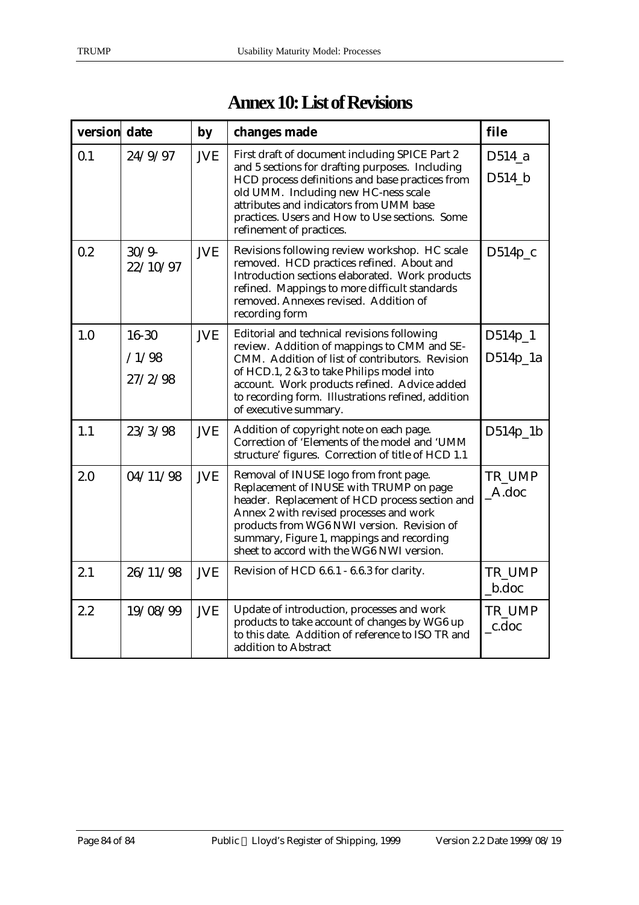# Annex 10: List of Revisions

| version | date | by | changes made | file |
|---|---|---|---|---|
| 0.1 | 24/9/97 | JVE | First draft of document including SPICE Part 2 and 5 sections for drafting purposes. Including HCD process definitions and base practices from old UMM. Including new HC-ness scale attributes and indicators from UMM base practices. Users and How to Use sections. Some refinement of practices. | D514_a D514_b |
| 0.2 | 30/9-22/10/97 | JVE | Revisions following review workshop. HC scale removed. HCD practices refined. About and Introduction sections elaborated. Work products refined. Mappings to more difficult standards removed. Annexes revised. Addition of recording form | D514p_c |
| 1.0 | 16-30 /1/98 27/2/98 | JVE | Editorial and technical revisions following review. Addition of mappings to CMM and SE-CMM. Addition of list of contributors. Revision of HCD.1, 2 &3 to take Philips model into account. Work products refined. Advice added to recording form. Illustrations refined, addition of executive summary. | D514p_1 D514p_1a |
| 1.1 | 23/3/98 | JVE | Addition of copyright note on each page. Correction of 'Elements of the model and 'UMM structure' figures. Correction of title of HCD 1.1 | D514p_1b |
| 2.0 | 04/11/98 | JVE | Removal of INUSE logo from front page. Replacement of INUSE with TRUMP on page header. Replacement of HCD process section and Annex 2 with revised processes and work products from WG6 NWI version. Revision of summary, Figure 1, mappings and recording sheet to accord with the WG6 NWI version. | TR_UMP_A.doc |
| 2.1 | 26/11/98 | JVE | Revision of HCD 6.6.1 - 6.6.3 for clarity. | TR_UMP_b.doc |
| 2.2 | 19/08/99 | JVE | Update of introduction, processes and work products to take account of changes by WG6 up to this date. Addition of reference to ISO TR and addition to Abstract | TR_UMP_c.doc |